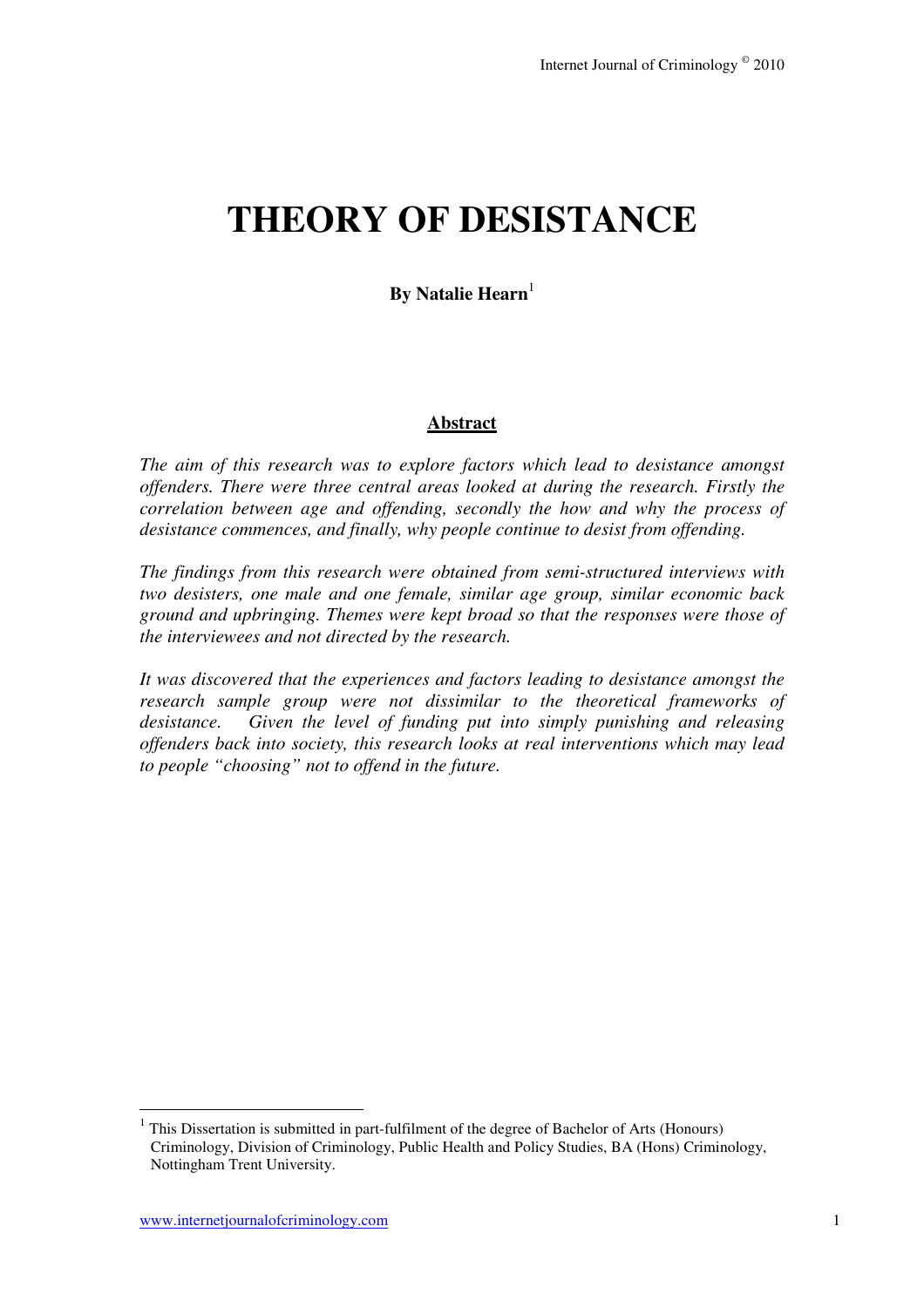# THEORY OF DESISTANCE

**By Natalie Hearn**[1]

## Abstract

*The aim of this research was to explore factors which lead to desistance amongst offenders. There were three central areas looked at during the research. Firstly the correlation between age and offending, secondly the how and why the process of desistance commences, and finally, why people continue to desist from offending.*

*The findings from this research were obtained from semi-structured interviews with two desisters, one male and one female, similar age group, similar economic back ground and upbringing. Themes were kept broad so that the responses were those of the interviewees and not directed by the research.*

*It was discovered that the experiences and factors leading to desistance amongst the research sample group were not dissimilar to the theoretical frameworks of desistance. Given the level of funding put into simply punishing and releasing offenders back into society, this research looks at real interventions which may lead to people "choosing" not to offend in the future.*

---

[1] This Dissertation is submitted in part-fulfilment of the degree of Bachelor of Arts (Honours) Criminology, Division of Criminology, Public Health and Policy Studies, BA (Hons) Criminology, Nottingham Trent University.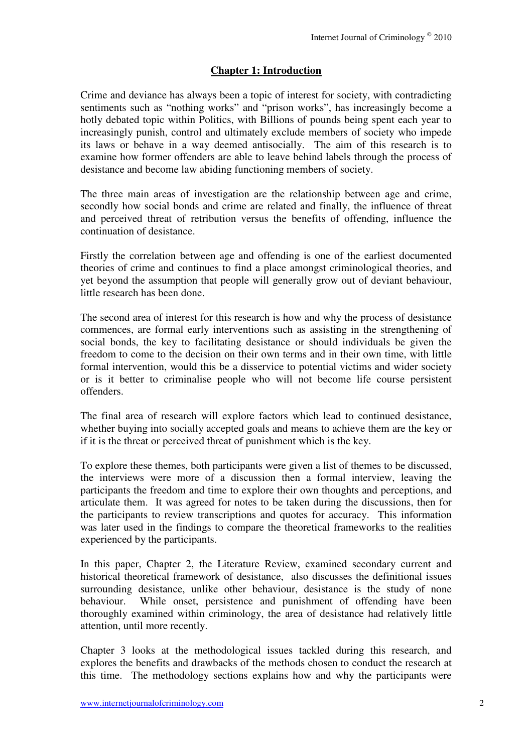## Chapter 1: Introduction

Crime and deviance has always been a topic of interest for society, with contradicting sentiments such as "nothing works" and "prison works", has increasingly become a hotly debated topic within Politics, with Billions of pounds being spent each year to increasingly punish, control and ultimately exclude members of society who impede its laws or behave in a way deemed antisocially. The aim of this research is to examine how former offenders are able to leave behind labels through the process of desistance and become law abiding functioning members of society.

The three main areas of investigation are the relationship between age and crime, secondly how social bonds and crime are related and finally, the influence of threat and perceived threat of retribution versus the benefits of offending, influence the continuation of desistance.

Firstly the correlation between age and offending is one of the earliest documented theories of crime and continues to find a place amongst criminological theories, and yet beyond the assumption that people will generally grow out of deviant behaviour, little research has been done.

The second area of interest for this research is how and why the process of desistance commences, are formal early interventions such as assisting in the strengthening of social bonds, the key to facilitating desistance or should individuals be given the freedom to come to the decision on their own terms and in their own time, with little formal intervention, would this be a disservice to potential victims and wider society or is it better to criminalise people who will not become life course persistent offenders.

The final area of research will explore factors which lead to continued desistance, whether buying into socially accepted goals and means to achieve them are the key or if it is the threat or perceived threat of punishment which is the key.

To explore these themes, both participants were given a list of themes to be discussed, the interviews were more of a discussion then a formal interview, leaving the participants the freedom and time to explore their own thoughts and perceptions, and articulate them. It was agreed for notes to be taken during the discussions, then for the participants to review transcriptions and quotes for accuracy. This information was later used in the findings to compare the theoretical frameworks to the realities experienced by the participants.

In this paper, Chapter 2, the Literature Review, examined secondary current and historical theoretical framework of desistance, also discusses the definitional issues surrounding desistance, unlike other behaviour, desistance is the study of none behaviour. While onset, persistence and punishment of offending have been thoroughly examined within criminology, the area of desistance had relatively little attention, until more recently.

Chapter 3 looks at the methodological issues tackled during this research, and explores the benefits and drawbacks of the methods chosen to conduct the research at this time. The methodology sections explains how and why the participants were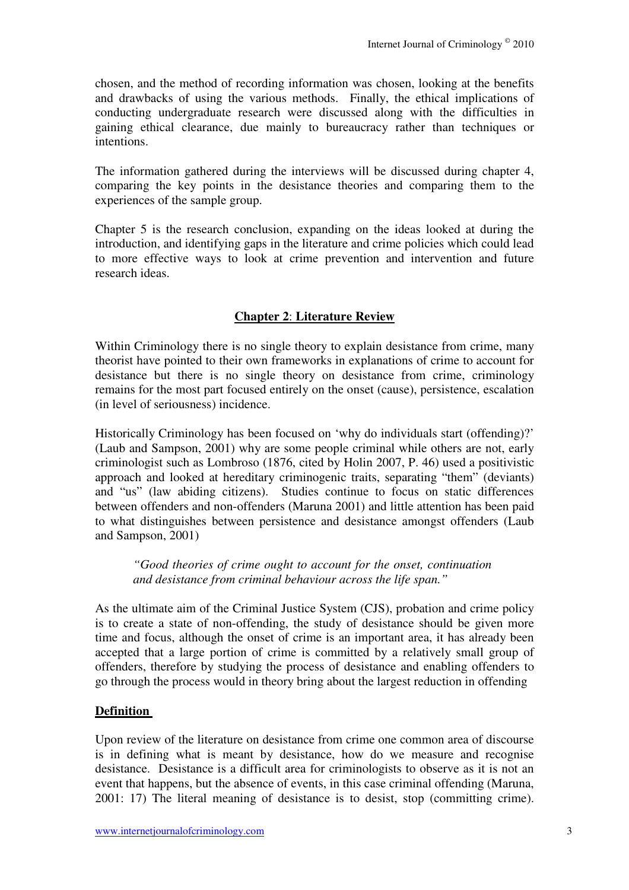chosen, and the method of recording information was chosen, looking at the benefits and drawbacks of using the various methods. Finally, the ethical implications of conducting undergraduate research were discussed along with the difficulties in gaining ethical clearance, due mainly to bureaucracy rather than techniques or intentions.

The information gathered during the interviews will be discussed during chapter 4, comparing the key points in the desistance theories and comparing them to the experiences of the sample group.

Chapter 5 is the research conclusion, expanding on the ideas looked at during the introduction, and identifying gaps in the literature and crime policies which could lead to more effective ways to look at crime prevention and intervention and future research ideas.

## Chapter 2: Literature Review

Within Criminology there is no single theory to explain desistance from crime, many theorist have pointed to their own frameworks in explanations of crime to account for desistance but there is no single theory on desistance from crime, criminology remains for the most part focused entirely on the onset (cause), persistence, escalation (in level of seriousness) incidence.

Historically Criminology has been focused on 'why do individuals start (offending)?' (Laub and Sampson, 2001) why are some people criminal while others are not, early criminologist such as Lombroso (1876, cited by Holin 2007, P. 46) used a positivistic approach and looked at hereditary criminogenic traits, separating "them" (deviants) and "us" (law abiding citizens). Studies continue to focus on static differences between offenders and non-offenders (Maruna 2001) and little attention has been paid to what distinguishes between persistence and desistance amongst offenders (Laub and Sampson, 2001)

> *"Good theories of crime ought to account for the onset, continuation and desistance from criminal behaviour across the life span."*

As the ultimate aim of the Criminal Justice System (CJS), probation and crime policy is to create a state of non-offending, the study of desistance should be given more time and focus, although the onset of crime is an important area, it has already been accepted that a large portion of crime is committed by a relatively small group of offenders, therefore by studying the process of desistance and enabling offenders to go through the process would in theory bring about the largest reduction in offending

### Definition

Upon review of the literature on desistance from crime one common area of discourse is in defining what is meant by desistance, how do we measure and recognise desistance. Desistance is a difficult area for criminologists to observe as it is not an event that happens, but the absence of events, in this case criminal offending (Maruna, 2001: 17) The literal meaning of desistance is to desist, stop (committing crime).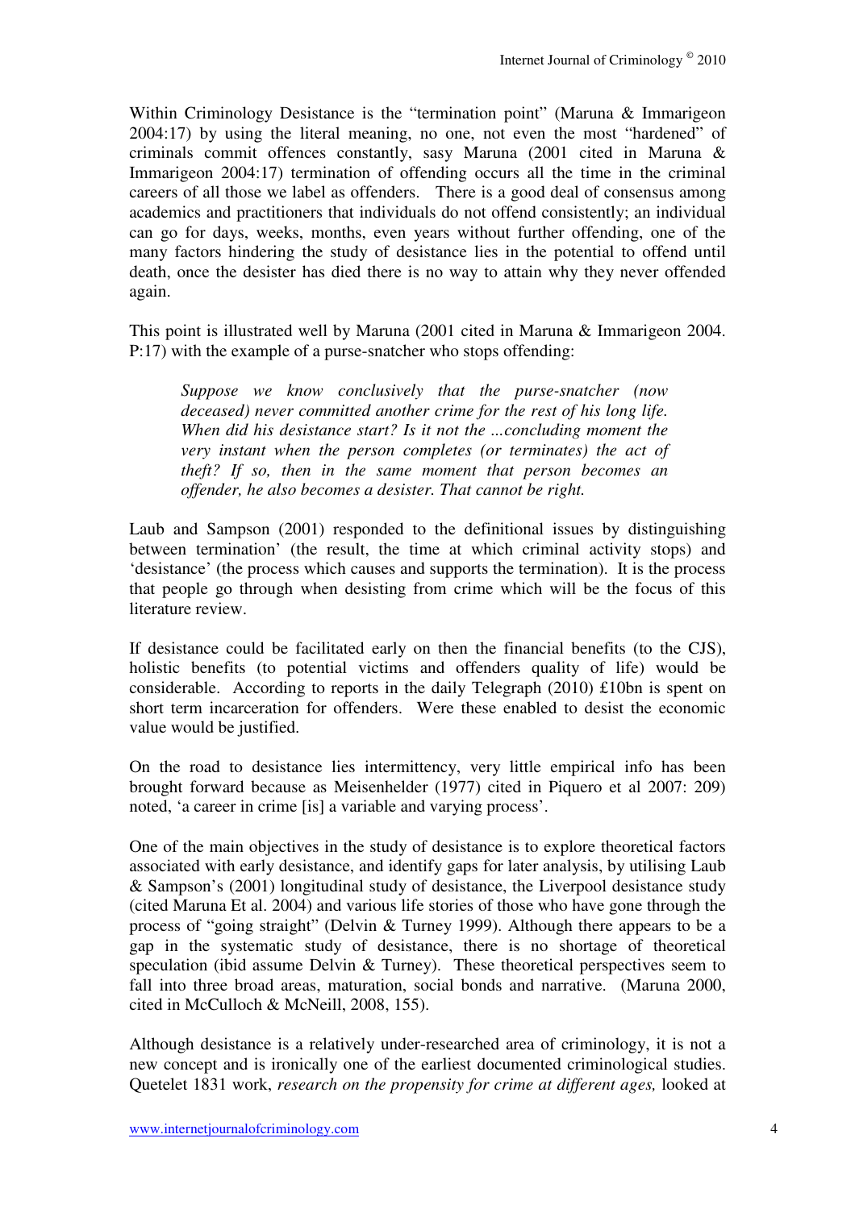Within Criminology Desistance is the "termination point" (Maruna & Immarigeon 2004:17) by using the literal meaning, no one, not even the most "hardened" of criminals commit offences constantly, sasy Maruna (2001 cited in Maruna & Immarigeon 2004:17) termination of offending occurs all the time in the criminal careers of all those we label as offenders. There is a good deal of consensus among academics and practitioners that individuals do not offend consistently; an individual can go for days, weeks, months, even years without further offending, one of the many factors hindering the study of desistance lies in the potential to offend until death, once the desister has died there is no way to attain why they never offended again.

This point is illustrated well by Maruna (2001 cited in Maruna & Immarigeon 2004. P:17) with the example of a purse-snatcher who stops offending:

> *Suppose we know conclusively that the purse-snatcher (now deceased) never committed another crime for the rest of his long life. When did his desistance start? Is it not the ...concluding moment the very instant when the person completes (or terminates) the act of theft? If so, then in the same moment that person becomes an offender, he also becomes a desister. That cannot be right.*

Laub and Sampson (2001) responded to the definitional issues by distinguishing between termination' (the result, the time at which criminal activity stops) and 'desistance' (the process which causes and supports the termination). It is the process that people go through when desisting from crime which will be the focus of this literature review.

If desistance could be facilitated early on then the financial benefits (to the CJS), holistic benefits (to potential victims and offenders quality of life) would be considerable. According to reports in the daily Telegraph (2010) £10bn is spent on short term incarceration for offenders. Were these enabled to desist the economic value would be justified.

On the road to desistance lies intermittency, very little empirical info has been brought forward because as Meisenhelder (1977) cited in Piquero et al 2007: 209) noted, 'a career in crime [is] a variable and varying process'.

One of the main objectives in the study of desistance is to explore theoretical factors associated with early desistance, and identify gaps for later analysis, by utilising Laub & Sampson's (2001) longitudinal study of desistance, the Liverpool desistance study (cited Maruna Et al. 2004) and various life stories of those who have gone through the process of "going straight" (Delvin & Turney 1999). Although there appears to be a gap in the systematic study of desistance, there is no shortage of theoretical speculation (ibid assume Delvin & Turney). These theoretical perspectives seem to fall into three broad areas, maturation, social bonds and narrative. (Maruna 2000, cited in McCulloch & McNeill, 2008, 155).

Although desistance is a relatively under-researched area of criminology, it is not a new concept and is ironically one of the earliest documented criminological studies. Quetelet 1831 work, *research on the propensity for crime at different ages,* looked at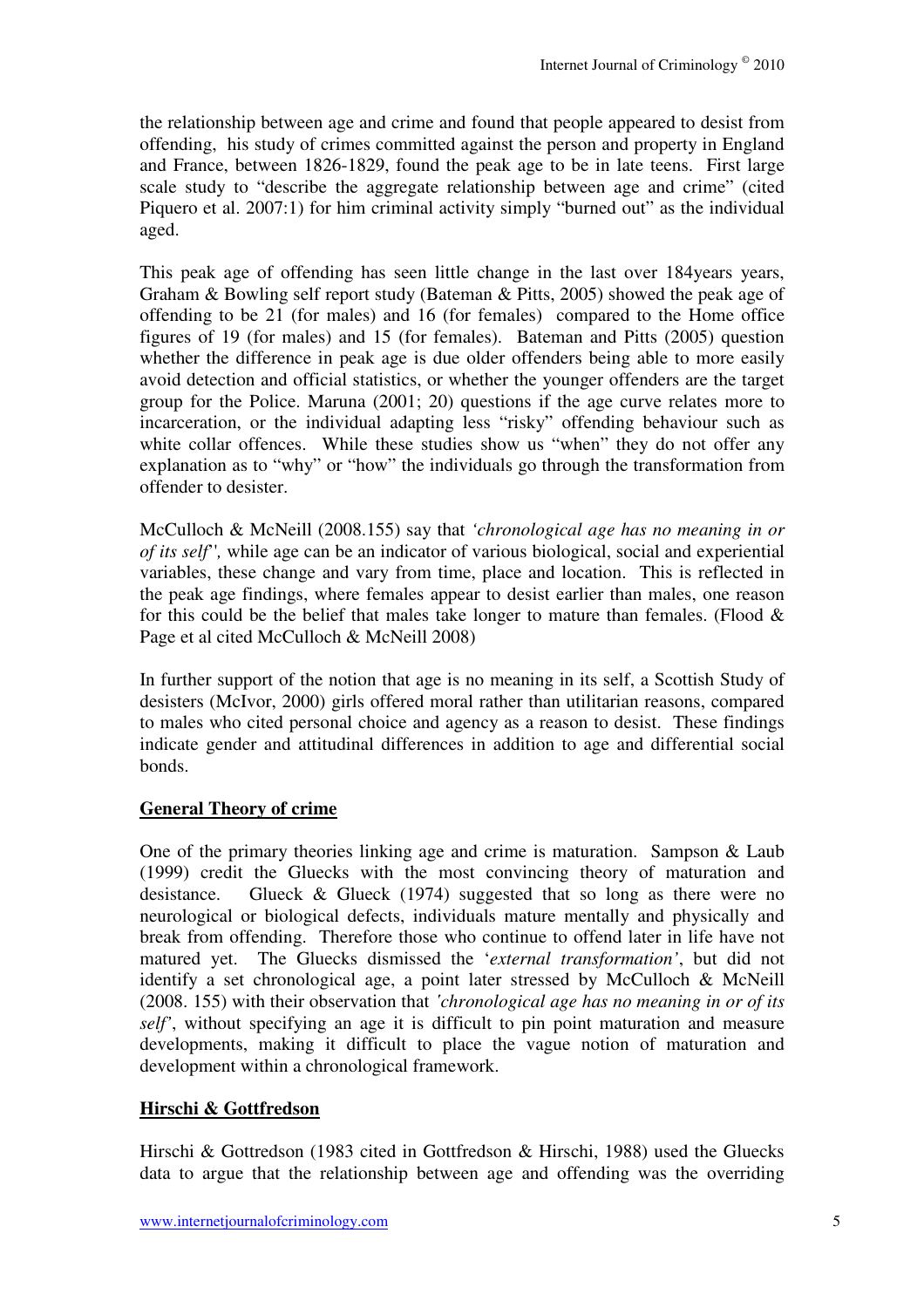the relationship between age and crime and found that people appeared to desist from offending, his study of crimes committed against the person and property in England and France, between 1826-1829, found the peak age to be in late teens. First large scale study to "describe the aggregate relationship between age and crime" (cited Piquero et al. 2007:1) for him criminal activity simply "burned out" as the individual aged.

This peak age of offending has seen little change in the last over 184years years, Graham & Bowling self report study (Bateman & Pitts, 2005) showed the peak age of offending to be 21 (for males) and 16 (for females) compared to the Home office figures of 19 (for males) and 15 (for females). Bateman and Pitts (2005) question whether the difference in peak age is due older offenders being able to more easily avoid detection and official statistics, or whether the younger offenders are the target group for the Police. Maruna (2001; 20) questions if the age curve relates more to incarceration, or the individual adapting less "risky" offending behaviour such as white collar offences. While these studies show us "when" they do not offer any explanation as to "why" or "how" the individuals go through the transformation from offender to desister.

McCulloch & McNeill (2008.155) say that *'chronological age has no meaning in or of its self',* while age can be an indicator of various biological, social and experiential variables, these change and vary from time, place and location. This is reflected in the peak age findings, where females appear to desist earlier than males, one reason for this could be the belief that males take longer to mature than females. (Flood & Page et al cited McCulloch & McNeill 2008)

In further support of the notion that age is no meaning in its self, a Scottish Study of desisters (McIvor, 2000) girls offered moral rather than utilitarian reasons, compared to males who cited personal choice and agency as a reason to desist. These findings indicate gender and attitudinal differences in addition to age and differential social bonds.

## General Theory of crime

One of the primary theories linking age and crime is maturation. Sampson & Laub (1999) credit the Gluecks with the most convincing theory of maturation and desistance. Glueck & Glueck (1974) suggested that so long as there were no neurological or biological defects, individuals mature mentally and physically and break from offending. Therefore those who continue to offend later in life have not matured yet. The Gluecks dismissed the '*external transformation'*, but did not identify a set chronological age, a point later stressed by McCulloch & McNeill (2008. 155) with their observation that *'chronological age has no meaning in or of its self'*, without specifying an age it is difficult to pin point maturation and measure developments, making it difficult to place the vague notion of maturation and development within a chronological framework.

## Hirschi & Gottfredson

Hirschi & Gottredson (1983 cited in Gottfredson & Hirschi, 1988) used the Gluecks data to argue that the relationship between age and offending was the overriding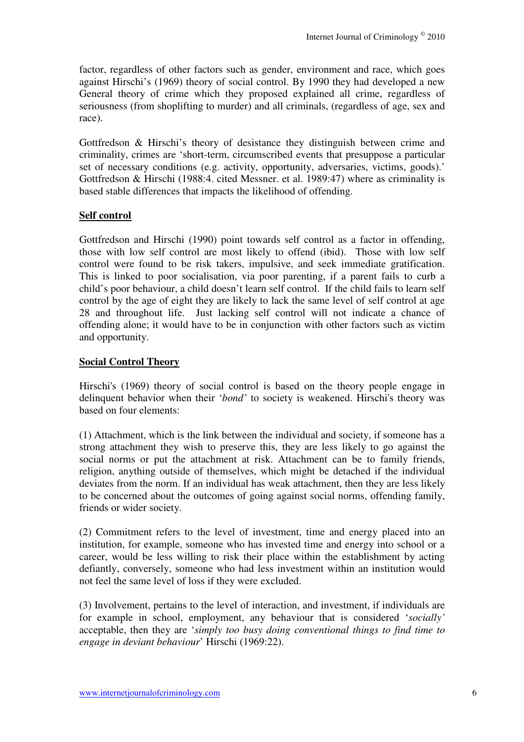factor, regardless of other factors such as gender, environment and race, which goes against Hirschi's (1969) theory of social control. By 1990 they had developed a new General theory of crime which they proposed explained all crime, regardless of seriousness (from shoplifting to murder) and all criminals, (regardless of age, sex and race).

Gottfredson & Hirschi's theory of desistance they distinguish between crime and criminality, crimes are 'short-term, circumscribed events that presuppose a particular set of necessary conditions (e.g. activity, opportunity, adversaries, victims, goods).' Gottfredson & Hirschi (1988:4. cited Messner. et al. 1989:47) where as criminality is based stable differences that impacts the likelihood of offending.

## Self control

Gottfredson and Hirschi (1990) point towards self control as a factor in offending, those with low self control are most likely to offend (ibid). Those with low self control were found to be risk takers, impulsive, and seek immediate gratification. This is linked to poor socialisation, via poor parenting, if a parent fails to curb a child's poor behaviour, a child doesn't learn self control. If the child fails to learn self control by the age of eight they are likely to lack the same level of self control at age 28 and throughout life. Just lacking self control will not indicate a chance of offending alone; it would have to be in conjunction with other factors such as victim and opportunity.

## Social Control Theory

Hirschi's (1969) theory of social control is based on the theory people engage in delinquent behavior when their '*bond'* to society is weakened. Hirschi's theory was based on four elements:

(1) Attachment, which is the link between the individual and society, if someone has a strong attachment they wish to preserve this, they are less likely to go against the social norms or put the attachment at risk. Attachment can be to family friends, religion, anything outside of themselves, which might be detached if the individual deviates from the norm. If an individual has weak attachment, then they are less likely to be concerned about the outcomes of going against social norms, offending family, friends or wider society.

(2) Commitment refers to the level of investment, time and energy placed into an institution, for example, someone who has invested time and energy into school or a career, would be less willing to risk their place within the establishment by acting defiantly, conversely, someone who had less investment within an institution would not feel the same level of loss if they were excluded.

(3) Involvement, pertains to the level of interaction, and investment, if individuals are for example in school, employment, any behaviour that is considered '*socially'* acceptable, then they are '*simply too busy doing conventional things to find time to engage in deviant behaviour*' Hirschi (1969:22).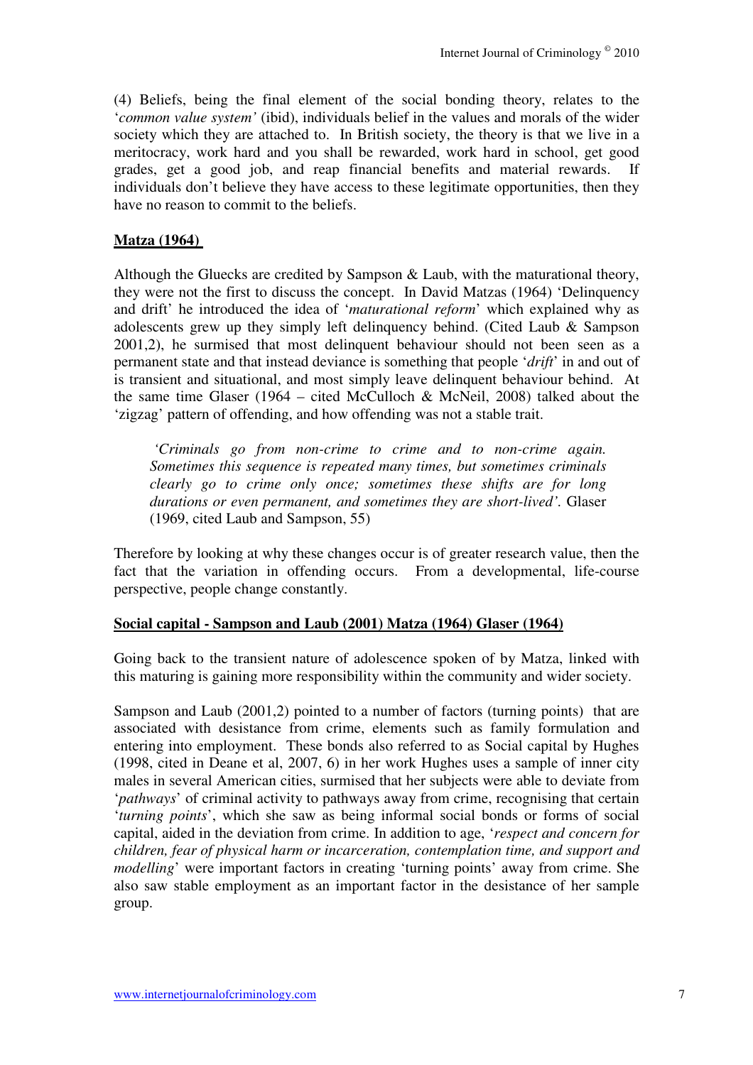(4) Beliefs, being the final element of the social bonding theory, relates to the '*common value system'* (ibid), individuals belief in the values and morals of the wider society which they are attached to. In British society, the theory is that we live in a meritocracy, work hard and you shall be rewarded, work hard in school, get good grades, get a good job, and reap financial benefits and material rewards. If individuals don't believe they have access to these legitimate opportunities, then they have no reason to commit to the beliefs.

## Matza (1964)

Although the Gluecks are credited by Sampson & Laub, with the maturational theory, they were not the first to discuss the concept. In David Matzas (1964) 'Delinquency and drift' he introduced the idea of '*maturational reform*' which explained why as adolescents grew up they simply left delinquency behind. (Cited Laub & Sampson 2001,2), he surmised that most delinquent behaviour should not been seen as a permanent state and that instead deviance is something that people '*drift*' in and out of is transient and situational, and most simply leave delinquent behaviour behind. At the same time Glaser (1964 – cited McCulloch & McNeil, 2008) talked about the 'zigzag' pattern of offending, and how offending was not a stable trait.

> *'Criminals go from non-crime to crime and to non-crime again. Sometimes this sequence is repeated many times, but sometimes criminals clearly go to crime only once; sometimes these shifts are for long durations or even permanent, and sometimes they are short-lived'.* Glaser (1969, cited Laub and Sampson, 55)

Therefore by looking at why these changes occur is of greater research value, then the fact that the variation in offending occurs. From a developmental, life-course perspective, people change constantly.

## Social capital - Sampson and Laub (2001) Matza (1964) Glaser (1964)

Going back to the transient nature of adolescence spoken of by Matza, linked with this maturing is gaining more responsibility within the community and wider society.

Sampson and Laub (2001,2) pointed to a number of factors (turning points) that are associated with desistance from crime, elements such as family formulation and entering into employment. These bonds also referred to as Social capital by Hughes (1998, cited in Deane et al, 2007, 6) in her work Hughes uses a sample of inner city males in several American cities, surmised that her subjects were able to deviate from '*pathways*' of criminal activity to pathways away from crime, recognising that certain '*turning points*', which she saw as being informal social bonds or forms of social capital, aided in the deviation from crime. In addition to age, '*respect and concern for children, fear of physical harm or incarceration, contemplation time, and support and modelling*' were important factors in creating 'turning points' away from crime. She also saw stable employment as an important factor in the desistance of her sample group.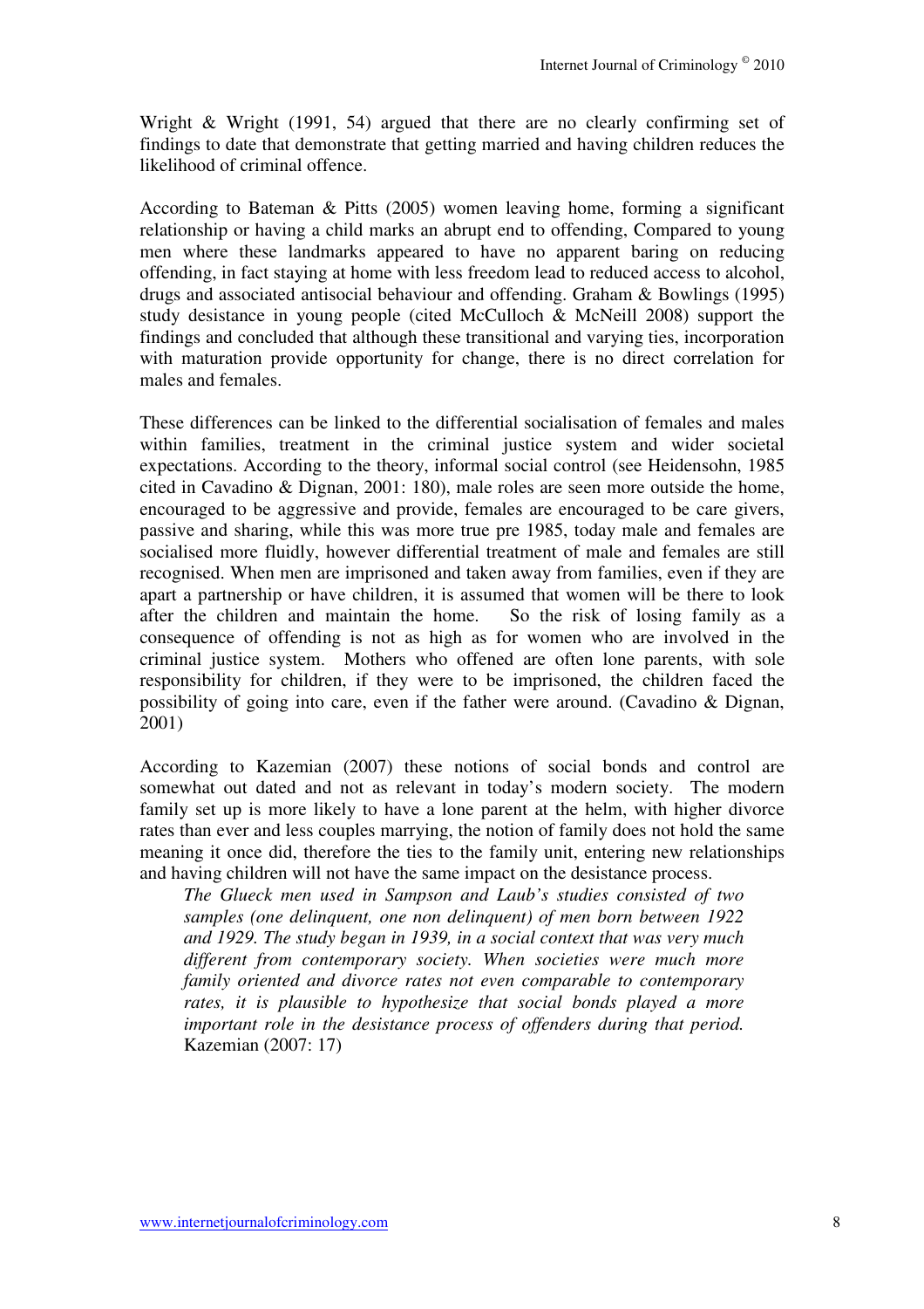Wright & Wright (1991, 54) argued that there are no clearly confirming set of findings to date that demonstrate that getting married and having children reduces the likelihood of criminal offence.

According to Bateman & Pitts (2005) women leaving home, forming a significant relationship or having a child marks an abrupt end to offending, Compared to young men where these landmarks appeared to have no apparent baring on reducing offending, in fact staying at home with less freedom lead to reduced access to alcohol, drugs and associated antisocial behaviour and offending. Graham & Bowlings (1995) study desistance in young people (cited McCulloch & McNeill 2008) support the findings and concluded that although these transitional and varying ties, incorporation with maturation provide opportunity for change, there is no direct correlation for males and females.

These differences can be linked to the differential socialisation of females and males within families, treatment in the criminal justice system and wider societal expectations. According to the theory, informal social control (see Heidensohn, 1985 cited in Cavadino & Dignan, 2001: 180), male roles are seen more outside the home, encouraged to be aggressive and provide, females are encouraged to be care givers, passive and sharing, while this was more true pre 1985, today male and females are socialised more fluidly, however differential treatment of male and females are still recognised. When men are imprisoned and taken away from families, even if they are apart a partnership or have children, it is assumed that women will be there to look after the children and maintain the home. So the risk of losing family as a consequence of offending is not as high as for women who are involved in the criminal justice system. Mothers who offened are often lone parents, with sole responsibility for children, if they were to be imprisoned, the children faced the possibility of going into care, even if the father were around. (Cavadino & Dignan, 2001)

According to Kazemian (2007) these notions of social bonds and control are somewhat out dated and not as relevant in today's modern society. The modern family set up is more likely to have a lone parent at the helm, with higher divorce rates than ever and less couples marrying, the notion of family does not hold the same meaning it once did, therefore the ties to the family unit, entering new relationships and having children will not have the same impact on the desistance process.

> *The Glueck men used in Sampson and Laub's studies consisted of two samples (one delinquent, one non delinquent) of men born between 1922 and 1929. The study began in 1939, in a social context that was very much different from contemporary society. When societies were much more family oriented and divorce rates not even comparable to contemporary rates, it is plausible to hypothesize that social bonds played a more important role in the desistance process of offenders during that period.* Kazemian (2007: 17)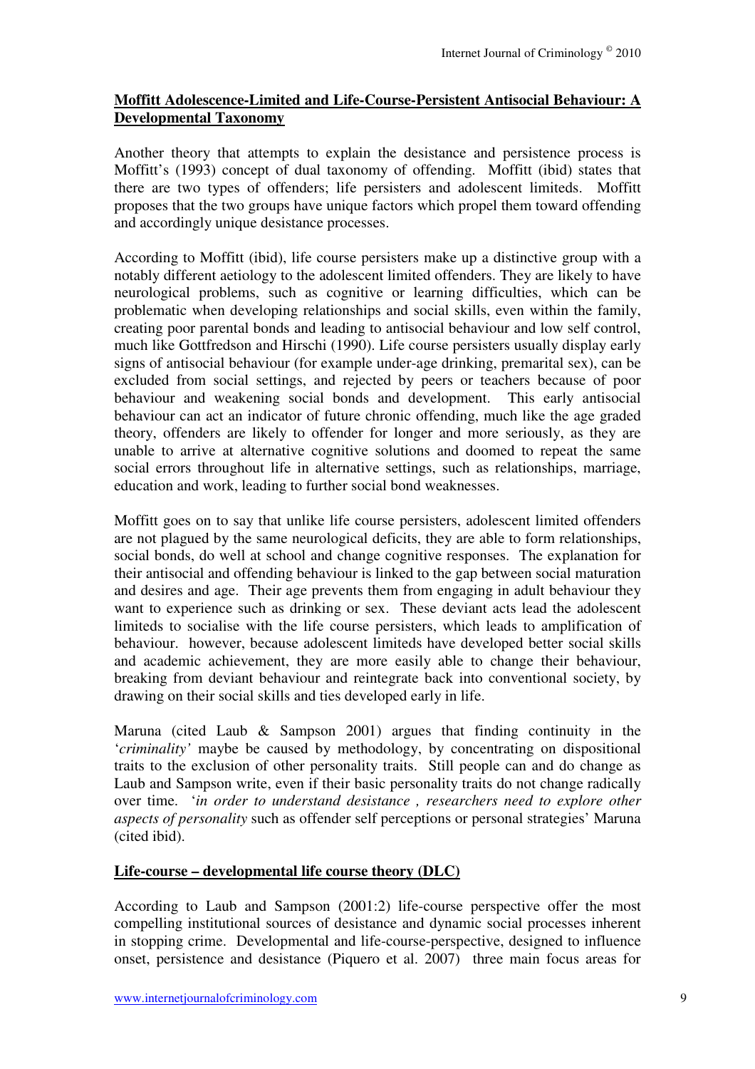## Moffitt Adolescence-Limited and Life-Course-Persistent Antisocial Behaviour: A Developmental Taxonomy

Another theory that attempts to explain the desistance and persistence process is Moffitt's (1993) concept of dual taxonomy of offending. Moffitt (ibid) states that there are two types of offenders; life persisters and adolescent limiteds. Moffitt proposes that the two groups have unique factors which propel them toward offending and accordingly unique desistance processes.

According to Moffitt (ibid), life course persisters make up a distinctive group with a notably different aetiology to the adolescent limited offenders. They are likely to have neurological problems, such as cognitive or learning difficulties, which can be problematic when developing relationships and social skills, even within the family, creating poor parental bonds and leading to antisocial behaviour and low self control, much like Gottfredson and Hirschi (1990). Life course persisters usually display early signs of antisocial behaviour (for example under-age drinking, premarital sex), can be excluded from social settings, and rejected by peers or teachers because of poor behaviour and weakening social bonds and development. This early antisocial behaviour can act an indicator of future chronic offending, much like the age graded theory, offenders are likely to offender for longer and more seriously, as they are unable to arrive at alternative cognitive solutions and doomed to repeat the same social errors throughout life in alternative settings, such as relationships, marriage, education and work, leading to further social bond weaknesses.

Moffitt goes on to say that unlike life course persisters, adolescent limited offenders are not plagued by the same neurological deficits, they are able to form relationships, social bonds, do well at school and change cognitive responses. The explanation for their antisocial and offending behaviour is linked to the gap between social maturation and desires and age. Their age prevents them from engaging in adult behaviour they want to experience such as drinking or sex. These deviant acts lead the adolescent limiteds to socialise with the life course persisters, which leads to amplification of behaviour. however, because adolescent limiteds have developed better social skills and academic achievement, they are more easily able to change their behaviour, breaking from deviant behaviour and reintegrate back into conventional society, by drawing on their social skills and ties developed early in life.

Maruna (cited Laub & Sampson 2001) argues that finding continuity in the '*criminality'* maybe be caused by methodology, by concentrating on dispositional traits to the exclusion of other personality traits. Still people can and do change as Laub and Sampson write, even if their basic personality traits do not change radically over time. '*in order to understand desistance , researchers need to explore other aspects of personality* such as offender self perceptions or personal strategies' Maruna (cited ibid).

## Life-course – developmental life course theory (DLC)

According to Laub and Sampson (2001:2) life-course perspective offer the most compelling institutional sources of desistance and dynamic social processes inherent in stopping crime. Developmental and life-course-perspective, designed to influence onset, persistence and desistance (Piquero et al. 2007) three main focus areas for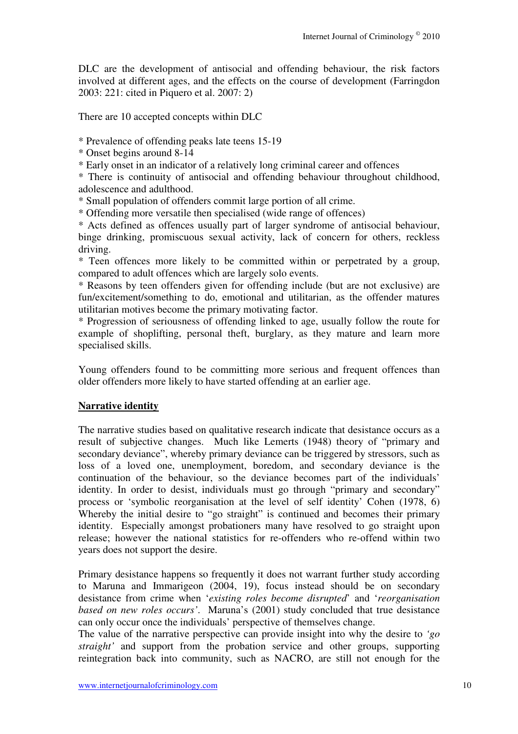DLC are the development of antisocial and offending behaviour, the risk factors involved at different ages, and the effects on the course of development (Farringdon 2003: 221: cited in Piquero et al. 2007: 2)

There are 10 accepted concepts within DLC

* Prevalence of offending peaks late teens 15-19
* Onset begins around 8-14
* Early onset in an indicator of a relatively long criminal career and offences
* There is continuity of antisocial and offending behaviour throughout childhood, adolescence and adulthood.
* Small population of offenders commit large portion of all crime.
* Offending more versatile then specialised (wide range of offences)
* Acts defined as offences usually part of larger syndrome of antisocial behaviour, binge drinking, promiscuous sexual activity, lack of concern for others, reckless driving.
* Teen offences more likely to be committed within or perpetrated by a group, compared to adult offences which are largely solo events.
* Reasons by teen offenders given for offending include (but are not exclusive) are fun/excitement/something to do, emotional and utilitarian, as the offender matures utilitarian motives become the primary motivating factor.
* Progression of seriousness of offending linked to age, usually follow the route for example of shoplifting, personal theft, burglary, as they mature and learn more specialised skills.

Young offenders found to be committing more serious and frequent offences than older offenders more likely to have started offending at an earlier age.

**<u>Narrative identity</u>**

The narrative studies based on qualitative research indicate that desistance occurs as a result of subjective changes. Much like Lemerts (1948) theory of "primary and secondary deviance", whereby primary deviance can be triggered by stressors, such as loss of a loved one, unemployment, boredom, and secondary deviance is the continuation of the behaviour, so the deviance becomes part of the individuals' identity. In order to desist, individuals must go through "primary and secondary" process or 'symbolic reorganisation at the level of self identity' Cohen (1978, 6) Whereby the initial desire to "go straight" is continued and becomes their primary identity. Especially amongst probationers many have resolved to go straight upon release; however the national statistics for re-offenders who re-offend within two years does not support the desire.

Primary desistance happens so frequently it does not warrant further study according to Maruna and Immarigeon (2004, 19), focus instead should be on secondary desistance from crime when '*existing roles become disrupted*' and '*reorganisation based on new roles occurs'*. Maruna's (2001) study concluded that true desistance can only occur once the individuals' perspective of themselves change.
The value of the narrative perspective can provide insight into why the desire to *'go straight'* and support from the probation service and other groups, supporting reintegration back into community, such as NACRO, are still not enough for the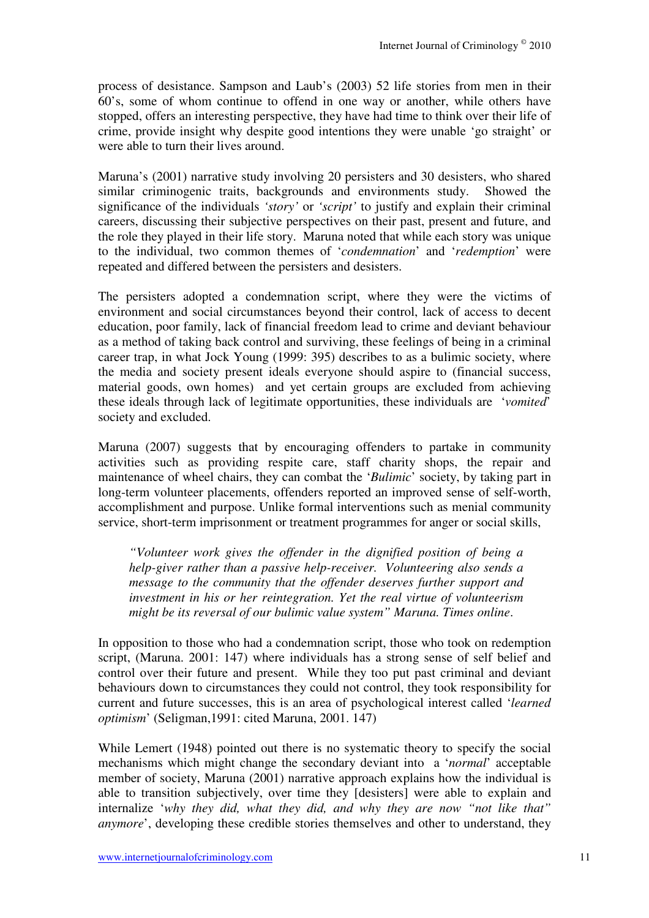process of desistance. Sampson and Laub's (2003) 52 life stories from men in their 60's, some of whom continue to offend in one way or another, while others have stopped, offers an interesting perspective, they have had time to think over their life of crime, provide insight why despite good intentions they were unable 'go straight' or were able to turn their lives around.

Maruna's (2001) narrative study involving 20 persisters and 30 desisters, who shared similar criminogenic traits, backgrounds and environments study. Showed the significance of the individuals *'story'* or *'script'* to justify and explain their criminal careers, discussing their subjective perspectives on their past, present and future, and the role they played in their life story. Maruna noted that while each story was unique to the individual, two common themes of '*condemnation*' and '*redemption*' were repeated and differed between the persisters and desisters.

The persisters adopted a condemnation script, where they were the victims of environment and social circumstances beyond their control, lack of access to decent education, poor family, lack of financial freedom lead to crime and deviant behaviour as a method of taking back control and surviving, these feelings of being in a criminal career trap, in what Jock Young (1999: 395) describes to as a bulimic society, where the media and society present ideals everyone should aspire to (financial success, material goods, own homes) and yet certain groups are excluded from achieving these ideals through lack of legitimate opportunities, these individuals are '*vomited*' society and excluded.

Maruna (2007) suggests that by encouraging offenders to partake in community activities such as providing respite care, staff charity shops, the repair and maintenance of wheel chairs, they can combat the '*Bulimic*' society, by taking part in long-term volunteer placements, offenders reported an improved sense of self-worth, accomplishment and purpose. Unlike formal interventions such as menial community service, short-term imprisonment or treatment programmes for anger or social skills,

> *"Volunteer work gives the offender in the dignified position of being a help-giver rather than a passive help-receiver. Volunteering also sends a message to the community that the offender deserves further support and investment in his or her reintegration. Yet the real virtue of volunteerism might be its reversal of our bulimic value system" Maruna. Times online*.

In opposition to those who had a condemnation script, those who took on redemption script, (Maruna. 2001: 147) where individuals has a strong sense of self belief and control over their future and present. While they too put past criminal and deviant behaviours down to circumstances they could not control, they took responsibility for current and future successes, this is an area of psychological interest called '*learned optimism*' (Seligman,1991: cited Maruna, 2001. 147)

While Lemert (1948) pointed out there is no systematic theory to specify the social mechanisms which might change the secondary deviant into a '*normal*' acceptable member of society, Maruna (2001) narrative approach explains how the individual is able to transition subjectively, over time they [desisters] were able to explain and internalize '*why they did, what they did, and why they are now "not like that" anymore*', developing these credible stories themselves and other to understand, they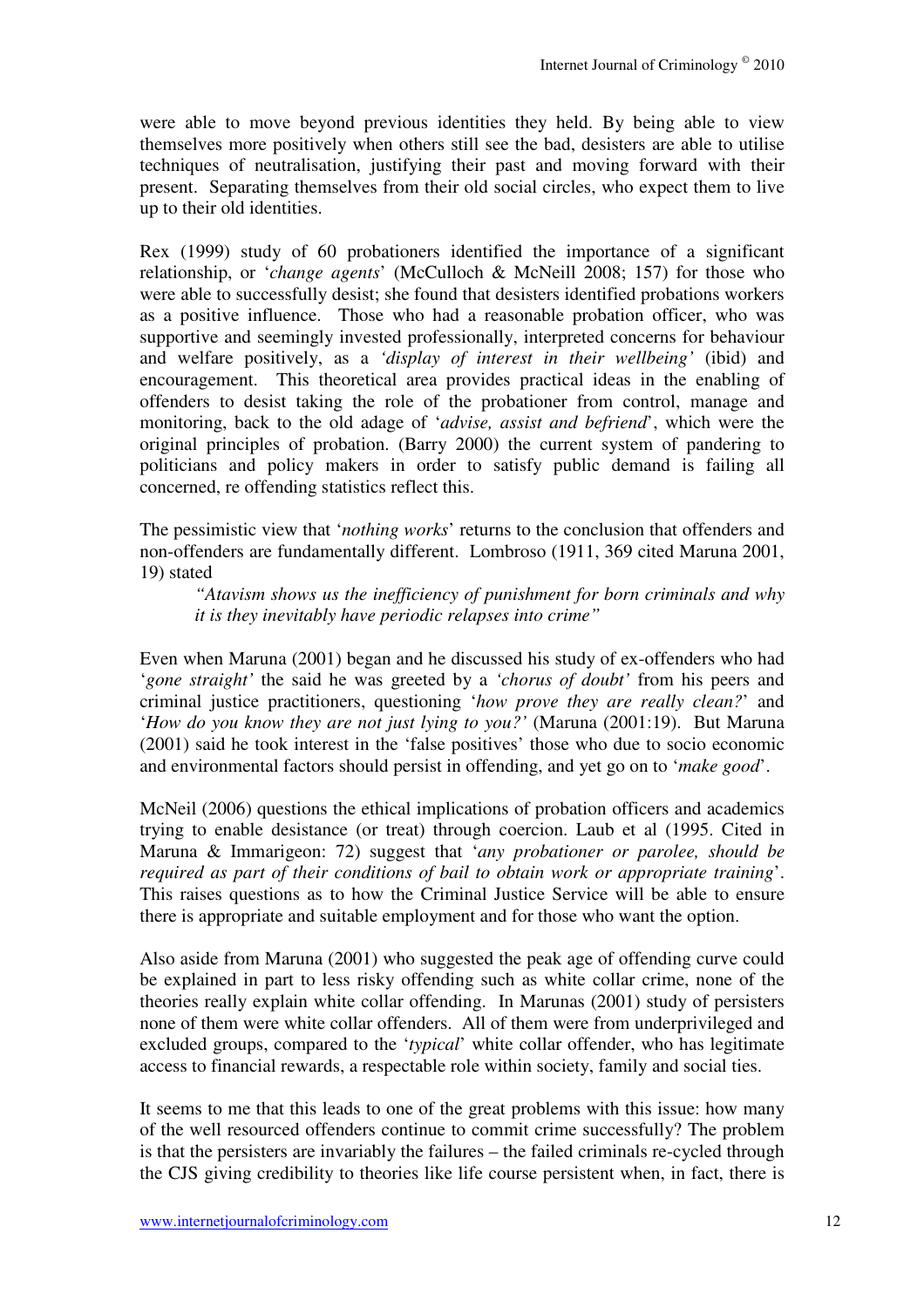were able to move beyond previous identities they held. By being able to view themselves more positively when others still see the bad, desisters are able to utilise techniques of neutralisation, justifying their past and moving forward with their present. Separating themselves from their old social circles, who expect them to live up to their old identities.

Rex (1999) study of 60 probationers identified the importance of a significant relationship, or '*change agents*' (McCulloch & McNeill 2008; 157) for those who were able to successfully desist; she found that desisters identified probations workers as a positive influence. Those who had a reasonable probation officer, who was supportive and seemingly invested professionally, interpreted concerns for behaviour and welfare positively, as a *'display of interest in their wellbeing'* (ibid) and encouragement. This theoretical area provides practical ideas in the enabling of offenders to desist taking the role of the probationer from control, manage and monitoring, back to the old adage of '*advise, assist and befriend*', which were the original principles of probation. (Barry 2000) the current system of pandering to politicians and policy makers in order to satisfy public demand is failing all concerned, re offending statistics reflect this.

The pessimistic view that '*nothing works*' returns to the conclusion that offenders and non-offenders are fundamentally different. Lombroso (1911, 369 cited Maruna 2001, 19) stated

> *"Atavism shows us the inefficiency of punishment for born criminals and why it is they inevitably have periodic relapses into crime"*

Even when Maruna (2001) began and he discussed his study of ex-offenders who had '*gone straight'* the said he was greeted by a *'chorus of doubt'* from his peers and criminal justice practitioners, questioning '*how prove they are really clean?*' and '*How do you know they are not just lying to you?'* (Maruna (2001:19). But Maruna (2001) said he took interest in the 'false positives' those who due to socio economic and environmental factors should persist in offending, and yet go on to '*make good*'.

McNeil (2006) questions the ethical implications of probation officers and academics trying to enable desistance (or treat) through coercion. Laub et al (1995. Cited in Maruna & Immarigeon: 72) suggest that '*any probationer or parolee, should be required as part of their conditions of bail to obtain work or appropriate training*'. This raises questions as to how the Criminal Justice Service will be able to ensure there is appropriate and suitable employment and for those who want the option.

Also aside from Maruna (2001) who suggested the peak age of offending curve could be explained in part to less risky offending such as white collar crime, none of the theories really explain white collar offending. In Marunas (2001) study of persisters none of them were white collar offenders. All of them were from underprivileged and excluded groups, compared to the '*typical*' white collar offender, who has legitimate access to financial rewards, a respectable role within society, family and social ties.

It seems to me that this leads to one of the great problems with this issue: how many of the well resourced offenders continue to commit crime successfully? The problem is that the persisters are invariably the failures – the failed criminals re-cycled through the CJS giving credibility to theories like life course persistent when, in fact, there is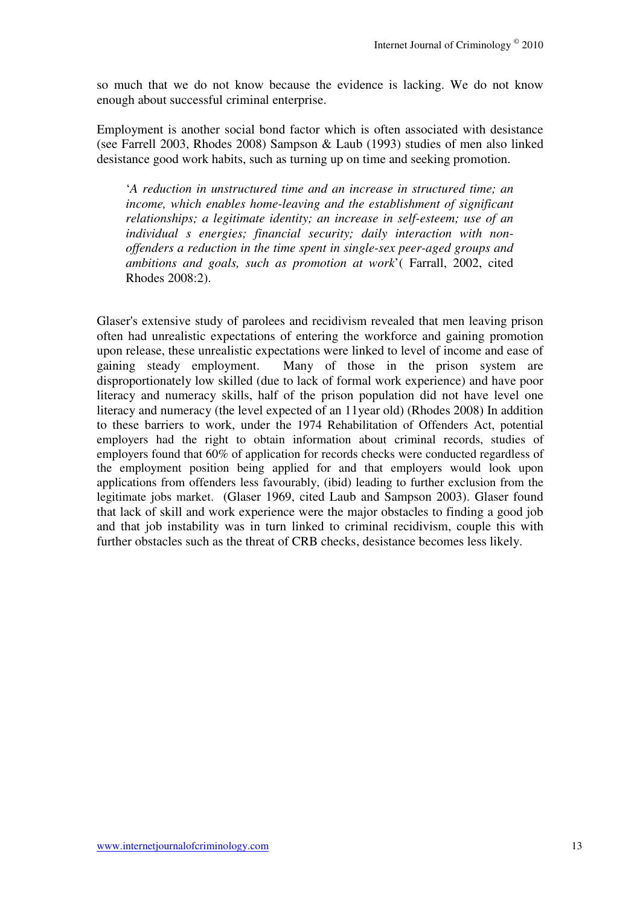so much that we do not know because the evidence is lacking. We do not know enough about successful criminal enterprise.

Employment is another social bond factor which is often associated with desistance (see Farrell 2003, Rhodes 2008) Sampson & Laub (1993) studies of men also linked desistance good work habits, such as turning up on time and seeking promotion.

> '*A reduction in unstructured time and an increase in structured time; an income, which enables home-leaving and the establishment of significant relationships; a legitimate identity; an increase in self-esteem; use of an individual s energies; financial security; daily interaction with non-offenders a reduction in the time spent in single-sex peer-aged groups and ambitions and goals, such as promotion at work*'( Farrall, 2002, cited Rhodes 2008:2).

Glaser's extensive study of parolees and recidivism revealed that men leaving prison often had unrealistic expectations of entering the workforce and gaining promotion upon release, these unrealistic expectations were linked to level of income and ease of gaining steady employment. Many of those in the prison system are disproportionately low skilled (due to lack of formal work experience) and have poor literacy and numeracy skills, half of the prison population did not have level one literacy and numeracy (the level expected of an 11year old) (Rhodes 2008) In addition to these barriers to work, under the 1974 Rehabilitation of Offenders Act, potential employers had the right to obtain information about criminal records, studies of employers found that 60% of application for records checks were conducted regardless of the employment position being applied for and that employers would look upon applications from offenders less favourably, (ibid) leading to further exclusion from the legitimate jobs market. (Glaser 1969, cited Laub and Sampson 2003). Glaser found that lack of skill and work experience were the major obstacles to finding a good job and that job instability was in turn linked to criminal recidivism, couple this with further obstacles such as the threat of CRB checks, desistance becomes less likely.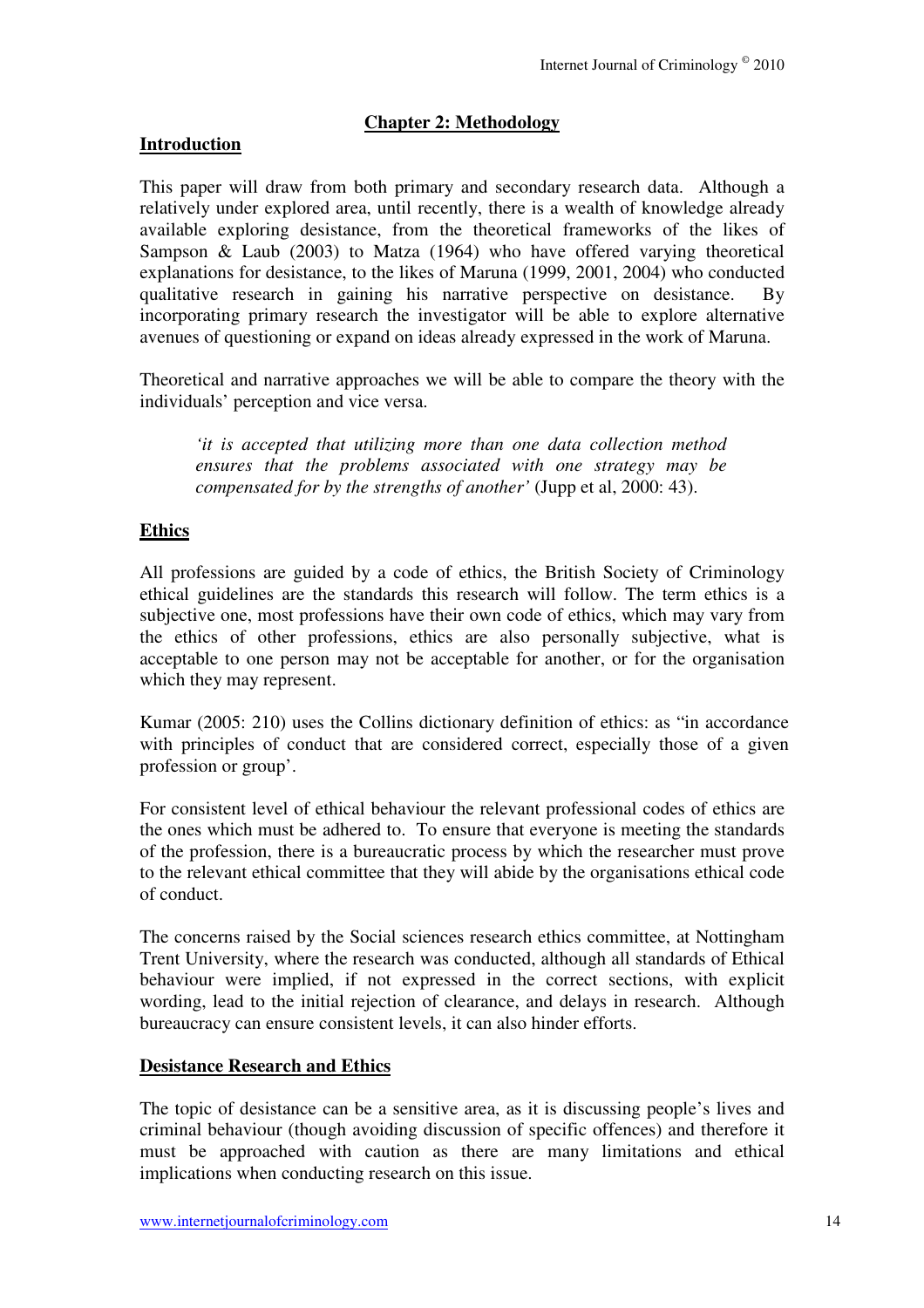## Chapter 2: Methodology

### Introduction

This paper will draw from both primary and secondary research data. Although a relatively under explored area, until recently, there is a wealth of knowledge already available exploring desistance, from the theoretical frameworks of the likes of Sampson & Laub (2003) to Matza (1964) who have offered varying theoretical explanations for desistance, to the likes of Maruna (1999, 2001, 2004) who conducted qualitative research in gaining his narrative perspective on desistance. By incorporating primary research the investigator will be able to explore alternative avenues of questioning or expand on ideas already expressed in the work of Maruna.

Theoretical and narrative approaches we will be able to compare the theory with the individuals' perception and vice versa.

> *'it is accepted that utilizing more than one data collection method ensures that the problems associated with one strategy may be compensated for by the strengths of another'* (Jupp et al, 2000: 43).

### Ethics

All professions are guided by a code of ethics, the British Society of Criminology ethical guidelines are the standards this research will follow. The term ethics is a subjective one, most professions have their own code of ethics, which may vary from the ethics of other professions, ethics are also personally subjective, what is acceptable to one person may not be acceptable for another, or for the organisation which they may represent.

Kumar (2005: 210) uses the Collins dictionary definition of ethics: as "in accordance with principles of conduct that are considered correct, especially those of a given profession or group'.

For consistent level of ethical behaviour the relevant professional codes of ethics are the ones which must be adhered to. To ensure that everyone is meeting the standards of the profession, there is a bureaucratic process by which the researcher must prove to the relevant ethical committee that they will abide by the organisations ethical code of conduct.

The concerns raised by the Social sciences research ethics committee, at Nottingham Trent University, where the research was conducted, although all standards of Ethical behaviour were implied, if not expressed in the correct sections, with explicit wording, lead to the initial rejection of clearance, and delays in research. Although bureaucracy can ensure consistent levels, it can also hinder efforts.

### Desistance Research and Ethics

The topic of desistance can be a sensitive area, as it is discussing people's lives and criminal behaviour (though avoiding discussion of specific offences) and therefore it must be approached with caution as there are many limitations and ethical implications when conducting research on this issue.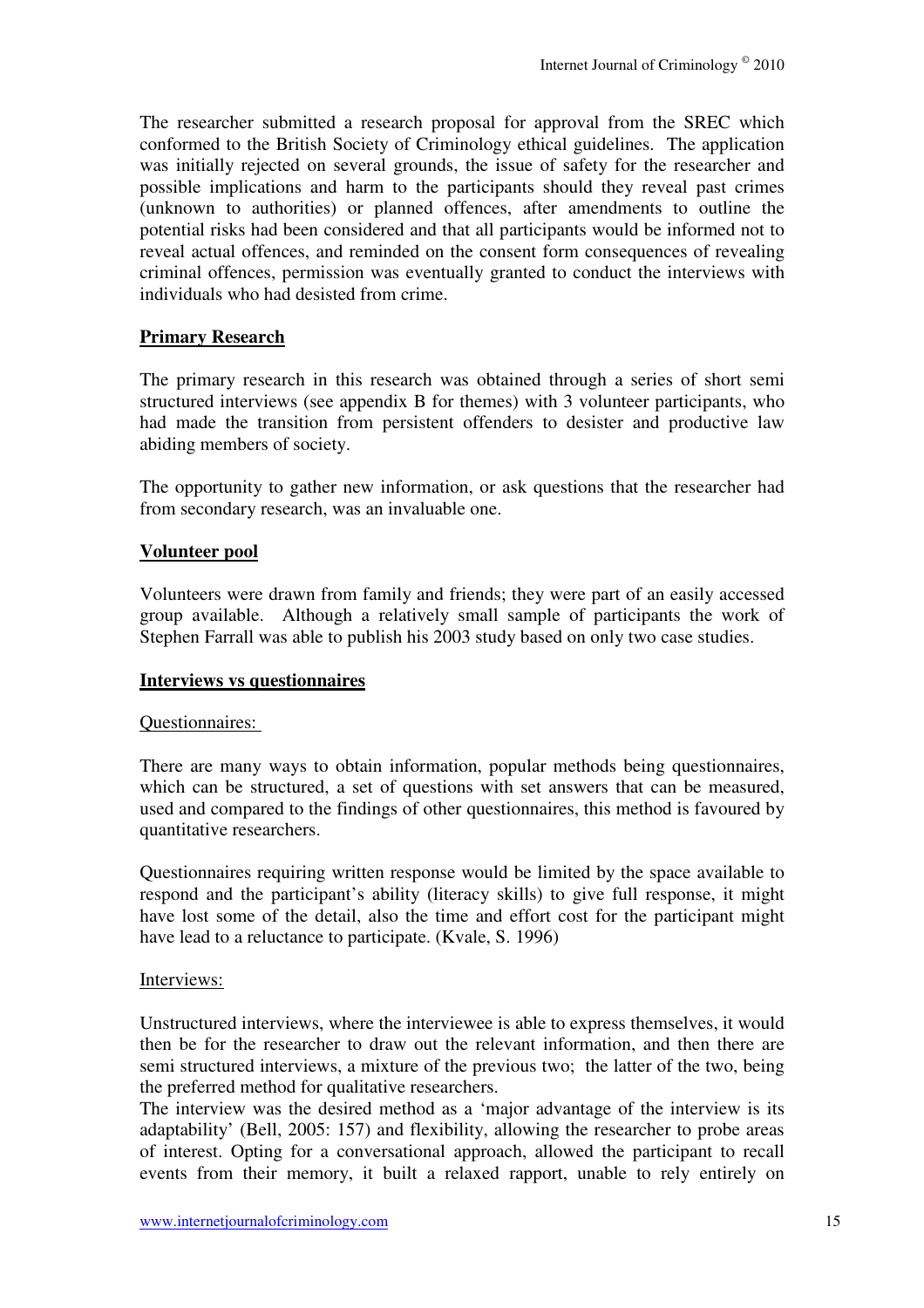The researcher submitted a research proposal for approval from the SREC which conformed to the British Society of Criminology ethical guidelines. The application was initially rejected on several grounds, the issue of safety for the researcher and possible implications and harm to the participants should they reveal past crimes (unknown to authorities) or planned offences, after amendments to outline the potential risks had been considered and that all participants would be informed not to reveal actual offences, and reminded on the consent form consequences of revealing criminal offences, permission was eventually granted to conduct the interviews with individuals who had desisted from crime.

## Primary Research

The primary research in this research was obtained through a series of short semi structured interviews (see appendix B for themes) with 3 volunteer participants, who had made the transition from persistent offenders to desister and productive law abiding members of society.

The opportunity to gather new information, or ask questions that the researcher had from secondary research, was an invaluable one.

## Volunteer pool

Volunteers were drawn from family and friends; they were part of an easily accessed group available. Although a relatively small sample of participants the work of Stephen Farrall was able to publish his 2003 study based on only two case studies.

## Interviews vs questionnaires

### Questionnaires:

There are many ways to obtain information, popular methods being questionnaires, which can be structured, a set of questions with set answers that can be measured, used and compared to the findings of other questionnaires, this method is favoured by quantitative researchers.

Questionnaires requiring written response would be limited by the space available to respond and the participant's ability (literacy skills) to give full response, it might have lost some of the detail, also the time and effort cost for the participant might have lead to a reluctance to participate. (Kvale, S. 1996)

### Interviews:

Unstructured interviews, where the interviewee is able to express themselves, it would then be for the researcher to draw out the relevant information, and then there are semi structured interviews, a mixture of the previous two; the latter of the two, being the preferred method for qualitative researchers.

The interview was the desired method as a 'major advantage of the interview is its adaptability' (Bell, 2005: 157) and flexibility, allowing the researcher to probe areas of interest. Opting for a conversational approach, allowed the participant to recall events from their memory, it built a relaxed rapport, unable to rely entirely on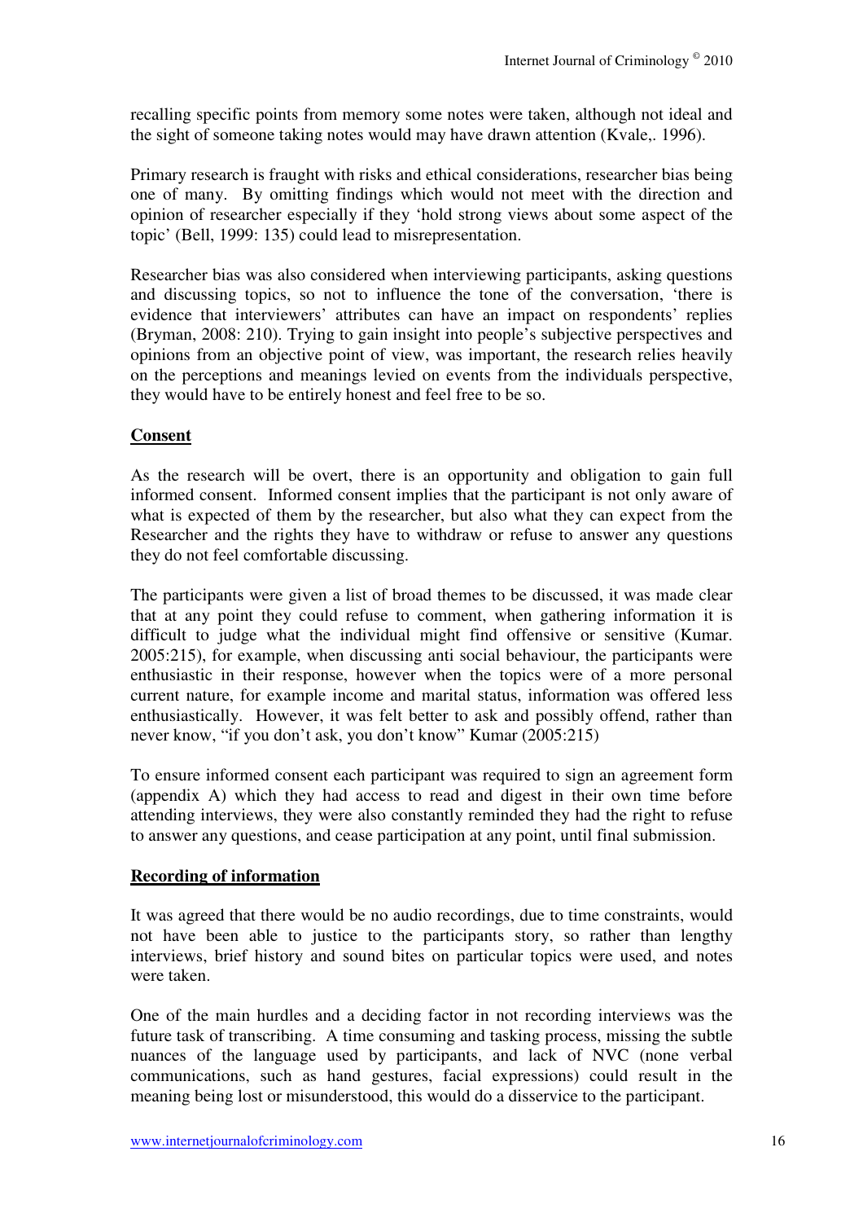recalling specific points from memory some notes were taken, although not ideal and the sight of someone taking notes would may have drawn attention (Kvale,. 1996).

Primary research is fraught with risks and ethical considerations, researcher bias being one of many. By omitting findings which would not meet with the direction and opinion of researcher especially if they 'hold strong views about some aspect of the topic' (Bell, 1999: 135) could lead to misrepresentation.

Researcher bias was also considered when interviewing participants, asking questions and discussing topics, so not to influence the tone of the conversation, 'there is evidence that interviewers' attributes can have an impact on respondents' replies (Bryman, 2008: 210). Trying to gain insight into people's subjective perspectives and opinions from an objective point of view, was important, the research relies heavily on the perceptions and meanings levied on events from the individuals perspective, they would have to be entirely honest and feel free to be so.

**Consent**

As the research will be overt, there is an opportunity and obligation to gain full informed consent. Informed consent implies that the participant is not only aware of what is expected of them by the researcher, but also what they can expect from the Researcher and the rights they have to withdraw or refuse to answer any questions they do not feel comfortable discussing.

The participants were given a list of broad themes to be discussed, it was made clear that at any point they could refuse to comment, when gathering information it is difficult to judge what the individual might find offensive or sensitive (Kumar. 2005:215), for example, when discussing anti social behaviour, the participants were enthusiastic in their response, however when the topics were of a more personal current nature, for example income and marital status, information was offered less enthusiastically. However, it was felt better to ask and possibly offend, rather than never know, "if you don't ask, you don't know" Kumar (2005:215)

To ensure informed consent each participant was required to sign an agreement form (appendix A) which they had access to read and digest in their own time before attending interviews, they were also constantly reminded they had the right to refuse to answer any questions, and cease participation at any point, until final submission.

**Recording of information**

It was agreed that there would be no audio recordings, due to time constraints, would not have been able to justice to the participants story, so rather than lengthy interviews, brief history and sound bites on particular topics were used, and notes were taken.

One of the main hurdles and a deciding factor in not recording interviews was the future task of transcribing. A time consuming and tasking process, missing the subtle nuances of the language used by participants, and lack of NVC (none verbal communications, such as hand gestures, facial expressions) could result in the meaning being lost or misunderstood, this would do a disservice to the participant.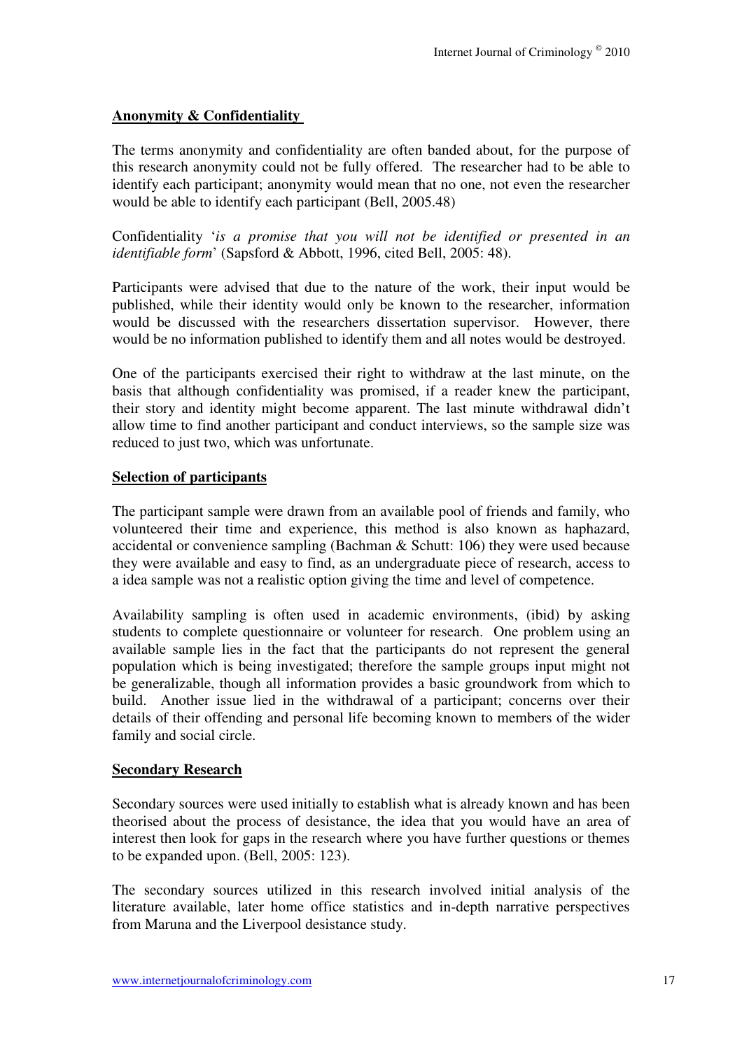## Anonymity & Confidentiality

The terms anonymity and confidentiality are often banded about, for the purpose of this research anonymity could not be fully offered. The researcher had to be able to identify each participant; anonymity would mean that no one, not even the researcher would be able to identify each participant (Bell, 2005.48)

Confidentiality '*is a promise that you will not be identified or presented in an identifiable form*' (Sapsford & Abbott, 1996, cited Bell, 2005: 48).

Participants were advised that due to the nature of the work, their input would be published, while their identity would only be known to the researcher, information would be discussed with the researchers dissertation supervisor. However, there would be no information published to identify them and all notes would be destroyed.

One of the participants exercised their right to withdraw at the last minute, on the basis that although confidentiality was promised, if a reader knew the participant, their story and identity might become apparent. The last minute withdrawal didn't allow time to find another participant and conduct interviews, so the sample size was reduced to just two, which was unfortunate.

## Selection of participants

The participant sample were drawn from an available pool of friends and family, who volunteered their time and experience, this method is also known as haphazard, accidental or convenience sampling (Bachman & Schutt: 106) they were used because they were available and easy to find, as an undergraduate piece of research, access to a idea sample was not a realistic option giving the time and level of competence.

Availability sampling is often used in academic environments, (ibid) by asking students to complete questionnaire or volunteer for research. One problem using an available sample lies in the fact that the participants do not represent the general population which is being investigated; therefore the sample groups input might not be generalizable, though all information provides a basic groundwork from which to build. Another issue lied in the withdrawal of a participant; concerns over their details of their offending and personal life becoming known to members of the wider family and social circle.

## Secondary Research

Secondary sources were used initially to establish what is already known and has been theorised about the process of desistance, the idea that you would have an area of interest then look for gaps in the research where you have further questions or themes to be expanded upon. (Bell, 2005: 123).

The secondary sources utilized in this research involved initial analysis of the literature available, later home office statistics and in-depth narrative perspectives from Maruna and the Liverpool desistance study.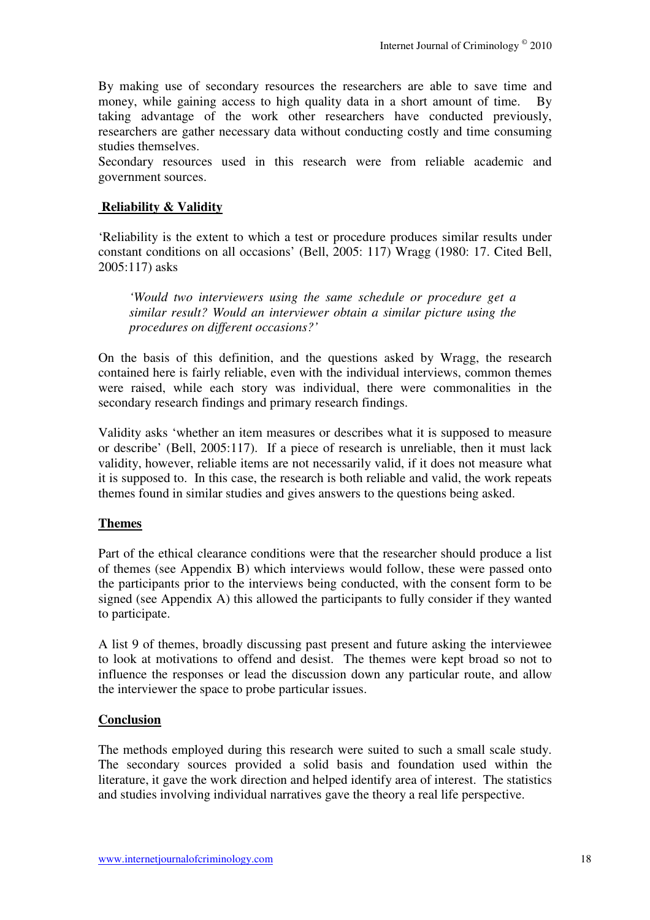By making use of secondary resources the researchers are able to save time and money, while gaining access to high quality data in a short amount of time. By taking advantage of the work other researchers have conducted previously, researchers are gather necessary data without conducting costly and time consuming studies themselves.

Secondary resources used in this research were from reliable academic and government sources.

## Reliability & Validity

'Reliability is the extent to which a test or procedure produces similar results under constant conditions on all occasions' (Bell, 2005: 117) Wragg (1980: 17. Cited Bell, 2005:117) asks

> *'Would two interviewers using the same schedule or procedure get a similar result? Would an interviewer obtain a similar picture using the procedures on different occasions?'*

On the basis of this definition, and the questions asked by Wragg, the research contained here is fairly reliable, even with the individual interviews, common themes were raised, while each story was individual, there were commonalities in the secondary research findings and primary research findings.

Validity asks 'whether an item measures or describes what it is supposed to measure or describe' (Bell, 2005:117). If a piece of research is unreliable, then it must lack validity, however, reliable items are not necessarily valid, if it does not measure what it is supposed to. In this case, the research is both reliable and valid, the work repeats themes found in similar studies and gives answers to the questions being asked.

## Themes

Part of the ethical clearance conditions were that the researcher should produce a list of themes (see Appendix B) which interviews would follow, these were passed onto the participants prior to the interviews being conducted, with the consent form to be signed (see Appendix A) this allowed the participants to fully consider if they wanted to participate.

A list 9 of themes, broadly discussing past present and future asking the interviewee to look at motivations to offend and desist. The themes were kept broad so not to influence the responses or lead the discussion down any particular route, and allow the interviewer the space to probe particular issues.

## Conclusion

The methods employed during this research were suited to such a small scale study. The secondary sources provided a solid basis and foundation used within the literature, it gave the work direction and helped identify area of interest. The statistics and studies involving individual narratives gave the theory a real life perspective.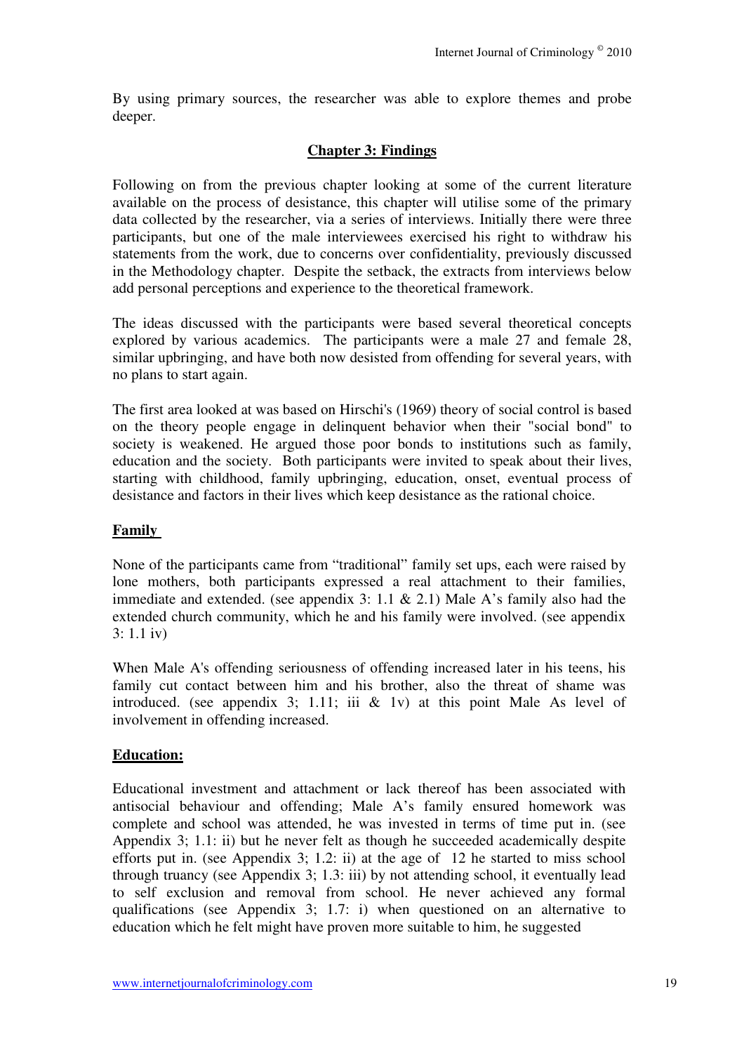By using primary sources, the researcher was able to explore themes and probe deeper.

## Chapter 3: Findings

Following on from the previous chapter looking at some of the current literature available on the process of desistance, this chapter will utilise some of the primary data collected by the researcher, via a series of interviews. Initially there were three participants, but one of the male interviewees exercised his right to withdraw his statements from the work, due to concerns over confidentiality, previously discussed in the Methodology chapter. Despite the setback, the extracts from interviews below add personal perceptions and experience to the theoretical framework.

The ideas discussed with the participants were based several theoretical concepts explored by various academics. The participants were a male 27 and female 28, similar upbringing, and have both now desisted from offending for several years, with no plans to start again.

The first area looked at was based on Hirschi's (1969) theory of social control is based on the theory people engage in delinquent behavior when their "social bond" to society is weakened. He argued those poor bonds to institutions such as family, education and the society. Both participants were invited to speak about their lives, starting with childhood, family upbringing, education, onset, eventual process of desistance and factors in their lives which keep desistance as the rational choice.

### Family

None of the participants came from "traditional" family set ups, each were raised by lone mothers, both participants expressed a real attachment to their families, immediate and extended. (see appendix 3: 1.1 & 2.1) Male A's family also had the extended church community, which he and his family were involved. (see appendix 3: 1.1 iv)

When Male A's offending seriousness of offending increased later in his teens, his family cut contact between him and his brother, also the threat of shame was introduced. (see appendix 3; 1.11; iii & 1v) at this point Male As level of involvement in offending increased.

### Education:

Educational investment and attachment or lack thereof has been associated with antisocial behaviour and offending; Male A's family ensured homework was complete and school was attended, he was invested in terms of time put in. (see Appendix 3; 1.1: ii) but he never felt as though he succeeded academically despite efforts put in. (see Appendix 3; 1.2: ii) at the age of 12 he started to miss school through truancy (see Appendix 3; 1.3: iii) by not attending school, it eventually lead to self exclusion and removal from school. He never achieved any formal qualifications (see Appendix 3; 1.7: i) when questioned on an alternative to education which he felt might have proven more suitable to him, he suggested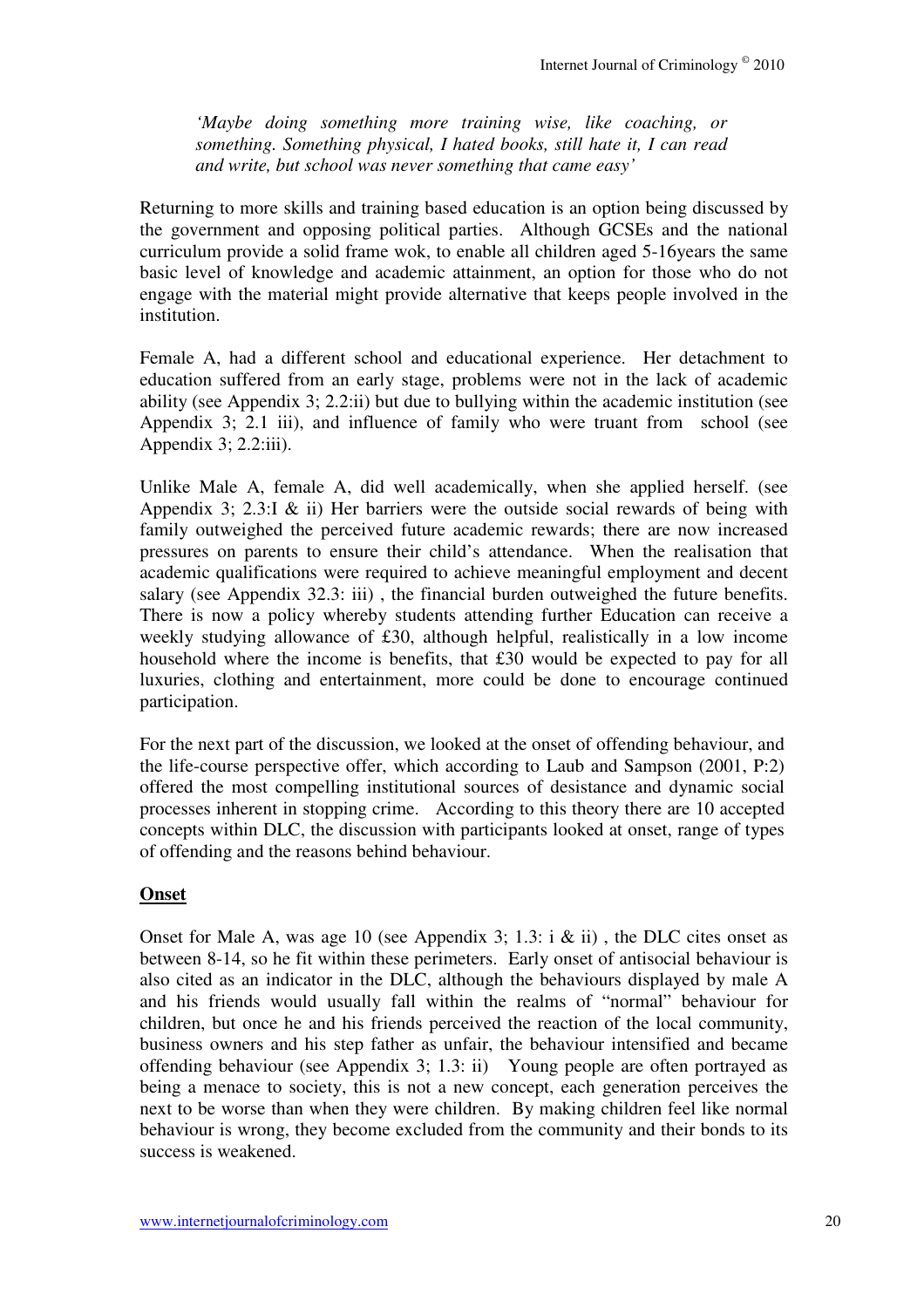*'Maybe doing something more training wise, like coaching, or something. Something physical, I hated books, still hate it, I can read and write, but school was never something that came easy'*

Returning to more skills and training based education is an option being discussed by the government and opposing political parties. Although GCSEs and the national curriculum provide a solid frame wok, to enable all children aged 5-16years the same basic level of knowledge and academic attainment, an option for those who do not engage with the material might provide alternative that keeps people involved in the institution.

Female A, had a different school and educational experience. Her detachment to education suffered from an early stage, problems were not in the lack of academic ability (see Appendix 3; 2.2:ii) but due to bullying within the academic institution (see Appendix 3; 2.1 iii), and influence of family who were truant from school (see Appendix 3; 2.2:iii).

Unlike Male A, female A, did well academically, when she applied herself. (see Appendix 3; 2.3:I & ii) Her barriers were the outside social rewards of being with family outweighed the perceived future academic rewards; there are now increased pressures on parents to ensure their child's attendance. When the realisation that academic qualifications were required to achieve meaningful employment and decent salary (see Appendix 32.3: iii) , the financial burden outweighed the future benefits. There is now a policy whereby students attending further Education can receive a weekly studying allowance of £30, although helpful, realistically in a low income household where the income is benefits, that £30 would be expected to pay for all luxuries, clothing and entertainment, more could be done to encourage continued participation.

For the next part of the discussion, we looked at the onset of offending behaviour, and the life-course perspective offer, which according to Laub and Sampson (2001, P:2) offered the most compelling institutional sources of desistance and dynamic social processes inherent in stopping crime. According to this theory there are 10 accepted concepts within DLC, the discussion with participants looked at onset, range of types of offending and the reasons behind behaviour.

## Onset

Onset for Male A, was age 10 (see Appendix 3; 1.3: i & ii) , the DLC cites onset as between 8-14, so he fit within these perimeters. Early onset of antisocial behaviour is also cited as an indicator in the DLC, although the behaviours displayed by male A and his friends would usually fall within the realms of "normal" behaviour for children, but once he and his friends perceived the reaction of the local community, business owners and his step father as unfair, the behaviour intensified and became offending behaviour (see Appendix 3; 1.3: ii) Young people are often portrayed as being a menace to society, this is not a new concept, each generation perceives the next to be worse than when they were children. By making children feel like normal behaviour is wrong, they become excluded from the community and their bonds to its success is weakened.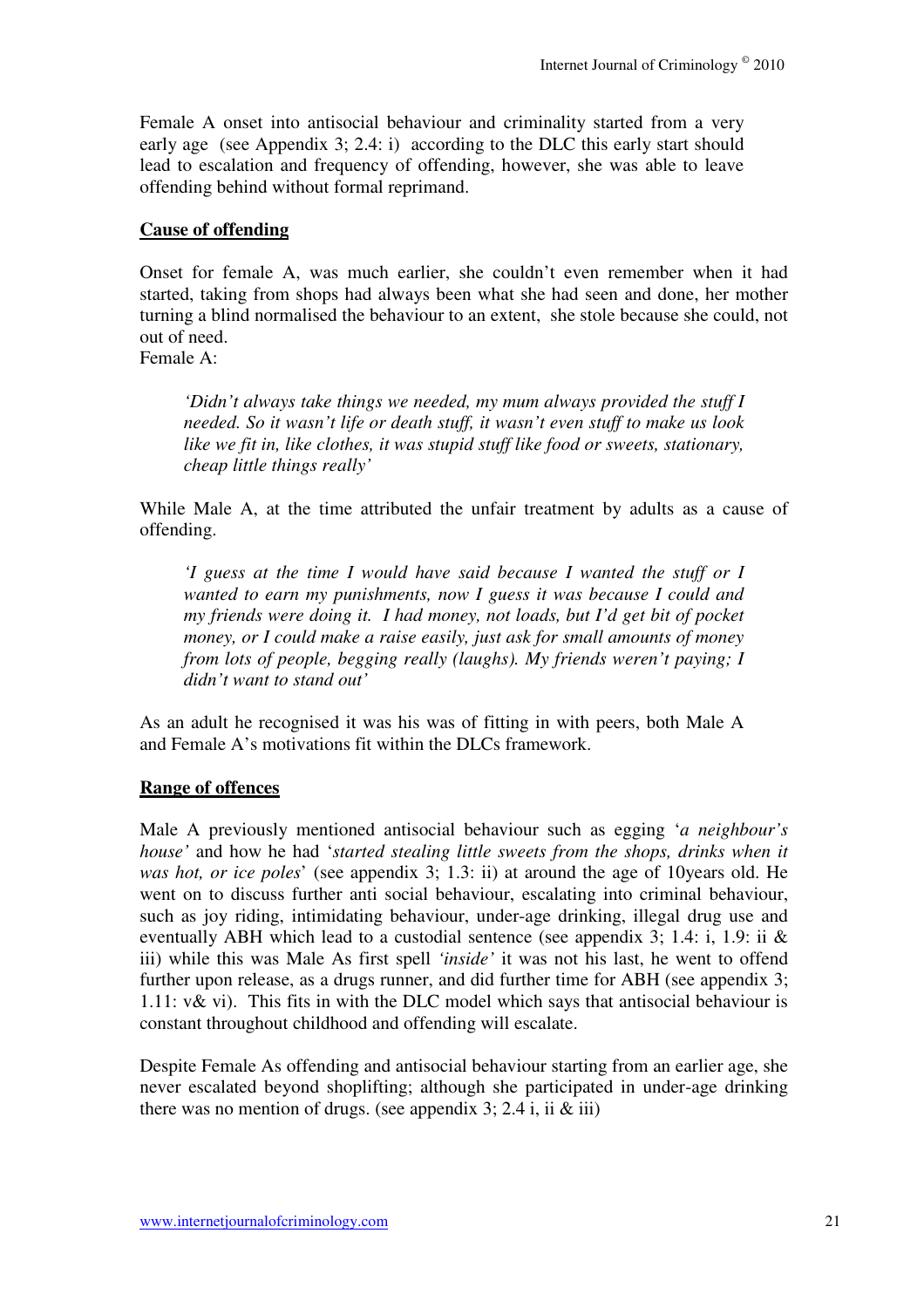Female A onset into antisocial behaviour and criminality started from a very early age (see Appendix 3; 2.4: i) according to the DLC this early start should lead to escalation and frequency of offending, however, she was able to leave offending behind without formal reprimand.

**Cause of offending**

Onset for female A, was much earlier, she couldn't even remember when it had started, taking from shops had always been what she had seen and done, her mother turning a blind normalised the behaviour to an extent, she stole because she could, not out of need.

Female A:

> *'Didn't always take things we needed, my mum always provided the stuff I needed. So it wasn't life or death stuff, it wasn't even stuff to make us look like we fit in, like clothes, it was stupid stuff like food or sweets, stationary, cheap little things really'*

While Male A, at the time attributed the unfair treatment by adults as a cause of offending.

> *'I guess at the time I would have said because I wanted the stuff or I wanted to earn my punishments, now I guess it was because I could and my friends were doing it. I had money, not loads, but I'd get bit of pocket money, or I could make a raise easily, just ask for small amounts of money from lots of people, begging really (laughs). My friends weren't paying; I didn't want to stand out'*

As an adult he recognised it was his was of fitting in with peers, both Male A and Female A's motivations fit within the DLCs framework.

**Range of offences**

Male A previously mentioned antisocial behaviour such as egging '*a neighbour's house'* and how he had '*started stealing little sweets from the shops, drinks when it was hot, or ice poles*' (see appendix 3; 1.3: ii) at around the age of 10years old. He went on to discuss further anti social behaviour, escalating into criminal behaviour, such as joy riding, intimidating behaviour, under-age drinking, illegal drug use and eventually ABH which lead to a custodial sentence (see appendix 3; 1.4: i, 1.9: ii & iii) while this was Male As first spell *'inside'* it was not his last, he went to offend further upon release, as a drugs runner, and did further time for ABH (see appendix 3; 1.11: v& vi). This fits in with the DLC model which says that antisocial behaviour is constant throughout childhood and offending will escalate.

Despite Female As offending and antisocial behaviour starting from an earlier age, she never escalated beyond shoplifting; although she participated in under-age drinking there was no mention of drugs. (see appendix 3; 2.4 i, ii & iii)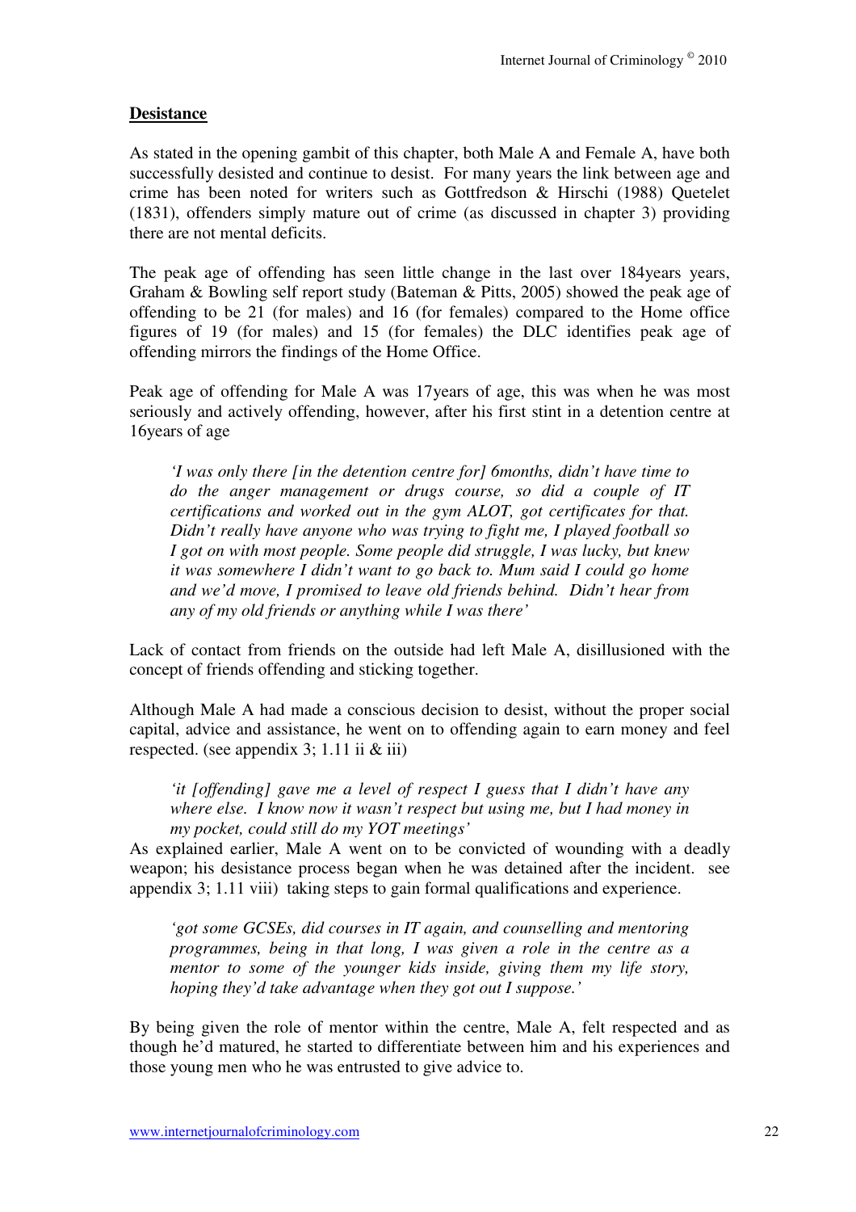## Desistance

As stated in the opening gambit of this chapter, both Male A and Female A, have both successfully desisted and continue to desist. For many years the link between age and crime has been noted for writers such as Gottfredson & Hirschi (1988) Quetelet (1831), offenders simply mature out of crime (as discussed in chapter 3) providing there are not mental deficits.

The peak age of offending has seen little change in the last over 184years years, Graham & Bowling self report study (Bateman & Pitts, 2005) showed the peak age of offending to be 21 (for males) and 16 (for females) compared to the Home office figures of 19 (for males) and 15 (for females) the DLC identifies peak age of offending mirrors the findings of the Home Office.

Peak age of offending for Male A was 17years of age, this was when he was most seriously and actively offending, however, after his first stint in a detention centre at 16years of age

> *'I was only there [in the detention centre for] 6months, didn't have time to do the anger management or drugs course, so did a couple of IT certifications and worked out in the gym ALOT, got certificates for that. Didn't really have anyone who was trying to fight me, I played football so I got on with most people. Some people did struggle, I was lucky, but knew it was somewhere I didn't want to go back to. Mum said I could go home and we'd move, I promised to leave old friends behind. Didn't hear from any of my old friends or anything while I was there'*

Lack of contact from friends on the outside had left Male A, disillusioned with the concept of friends offending and sticking together.

Although Male A had made a conscious decision to desist, without the proper social capital, advice and assistance, he went on to offending again to earn money and feel respected. (see appendix 3; 1.11 ii & iii)

> *'it [offending] gave me a level of respect I guess that I didn't have any where else. I know now it wasn't respect but using me, but I had money in my pocket, could still do my YOT meetings'*

As explained earlier, Male A went on to be convicted of wounding with a deadly weapon; his desistance process began when he was detained after the incident. see appendix 3; 1.11 viii) taking steps to gain formal qualifications and experience.

> *'got some GCSEs, did courses in IT again, and counselling and mentoring programmes, being in that long, I was given a role in the centre as a mentor to some of the younger kids inside, giving them my life story, hoping they'd take advantage when they got out I suppose.'*

By being given the role of mentor within the centre, Male A, felt respected and as though he'd matured, he started to differentiate between him and his experiences and those young men who he was entrusted to give advice to.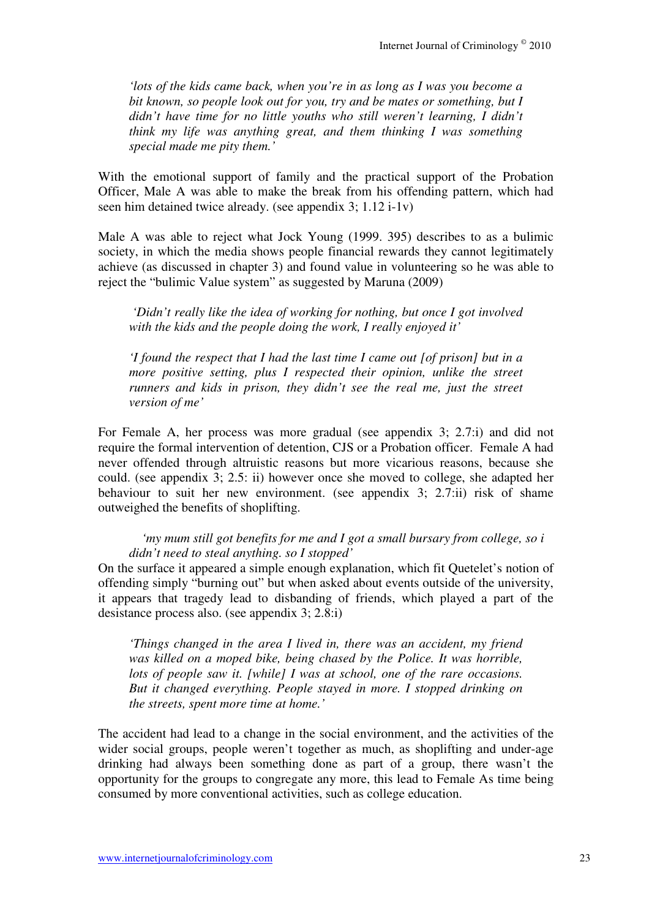*'lots of the kids came back, when you're in as long as I was you become a bit known, so people look out for you, try and be mates or something, but I didn't have time for no little youths who still weren't learning, I didn't think my life was anything great, and them thinking I was something special made me pity them.'*

With the emotional support of family and the practical support of the Probation Officer, Male A was able to make the break from his offending pattern, which had seen him detained twice already. (see appendix 3; 1.12 i-1v)

Male A was able to reject what Jock Young (1999. 395) describes to as a bulimic society, in which the media shows people financial rewards they cannot legitimately achieve (as discussed in chapter 3) and found value in volunteering so he was able to reject the "bulimic Value system" as suggested by Maruna (2009)

*'Didn't really like the idea of working for nothing, but once I got involved with the kids and the people doing the work, I really enjoyed it'*

*'I found the respect that I had the last time I came out [of prison] but in a more positive setting, plus I respected their opinion, unlike the street runners and kids in prison, they didn't see the real me, just the street version of me'*

For Female A, her process was more gradual (see appendix 3; 2.7:i) and did not require the formal intervention of detention, CJS or a Probation officer. Female A had never offended through altruistic reasons but more vicarious reasons, because she could. (see appendix 3; 2.5: ii) however once she moved to college, she adapted her behaviour to suit her new environment. (see appendix 3; 2.7:ii) risk of shame outweighed the benefits of shoplifting.

*'my mum still got benefits for me and I got a small bursary from college, so i didn't need to steal anything. so I stopped'*

On the surface it appeared a simple enough explanation, which fit Quetelet's notion of offending simply "burning out" but when asked about events outside of the university, it appears that tragedy lead to disbanding of friends, which played a part of the desistance process also. (see appendix 3; 2.8:i)

*'Things changed in the area I lived in, there was an accident, my friend was killed on a moped bike, being chased by the Police. It was horrible, lots of people saw it. [while] I was at school, one of the rare occasions. But it changed everything. People stayed in more. I stopped drinking on the streets, spent more time at home.'*

The accident had lead to a change in the social environment, and the activities of the wider social groups, people weren't together as much, as shoplifting and under-age drinking had always been something done as part of a group, there wasn't the opportunity for the groups to congregate any more, this lead to Female As time being consumed by more conventional activities, such as college education.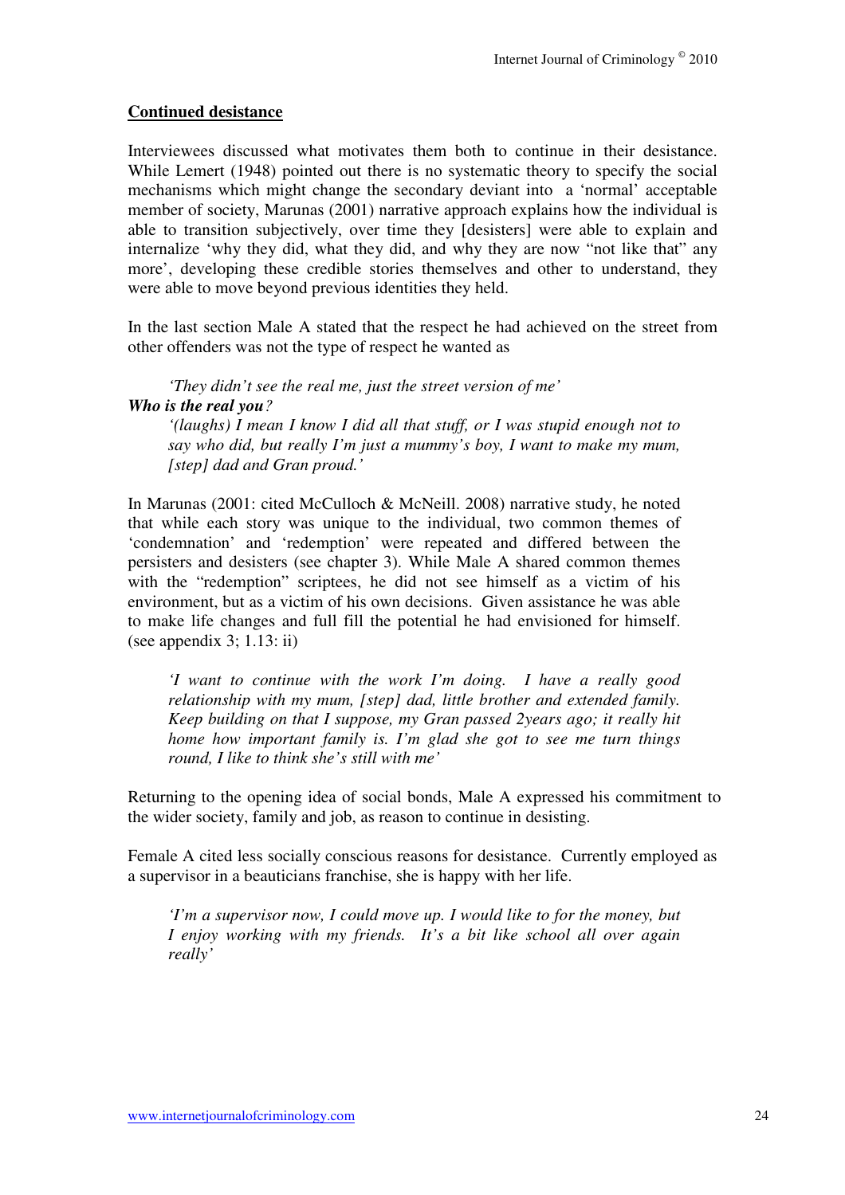**Continued desistance**

Interviewees discussed what motivates them both to continue in their desistance. While Lemert (1948) pointed out there is no systematic theory to specify the social mechanisms which might change the secondary deviant into a 'normal' acceptable member of society, Marunas (2001) narrative approach explains how the individual is able to transition subjectively, over time they [desisters] were able to explain and internalize 'why they did, what they did, and why they are now "not like that" any more', developing these credible stories themselves and other to understand, they were able to move beyond previous identities they held.

In the last section Male A stated that the respect he had achieved on the street from other offenders was not the type of respect he wanted as

> *'They didn't see the real me, just the street version of me'*

***Who is the real you****?*

> *'(laughs) I mean I know I did all that stuff, or I was stupid enough not to say who did, but really I'm just a mummy's boy, I want to make my mum, [step] dad and Gran proud.'*

In Marunas (2001: cited McCulloch & McNeill. 2008) narrative study, he noted that while each story was unique to the individual, two common themes of 'condemnation' and 'redemption' were repeated and differed between the persisters and desisters (see chapter 3). While Male A shared common themes with the "redemption" scriptees, he did not see himself as a victim of his environment, but as a victim of his own decisions. Given assistance he was able to make life changes and full fill the potential he had envisioned for himself. (see appendix 3; 1.13: ii)

> *'I want to continue with the work I'm doing. I have a really good relationship with my mum, [step] dad, little brother and extended family. Keep building on that I suppose, my Gran passed 2years ago; it really hit home how important family is. I'm glad she got to see me turn things round, I like to think she's still with me'*

Returning to the opening idea of social bonds, Male A expressed his commitment to the wider society, family and job, as reason to continue in desisting.

Female A cited less socially conscious reasons for desistance. Currently employed as a supervisor in a beauticians franchise, she is happy with her life.

> *'I'm a supervisor now, I could move up. I would like to for the money, but I enjoy working with my friends. It's a bit like school all over again really'*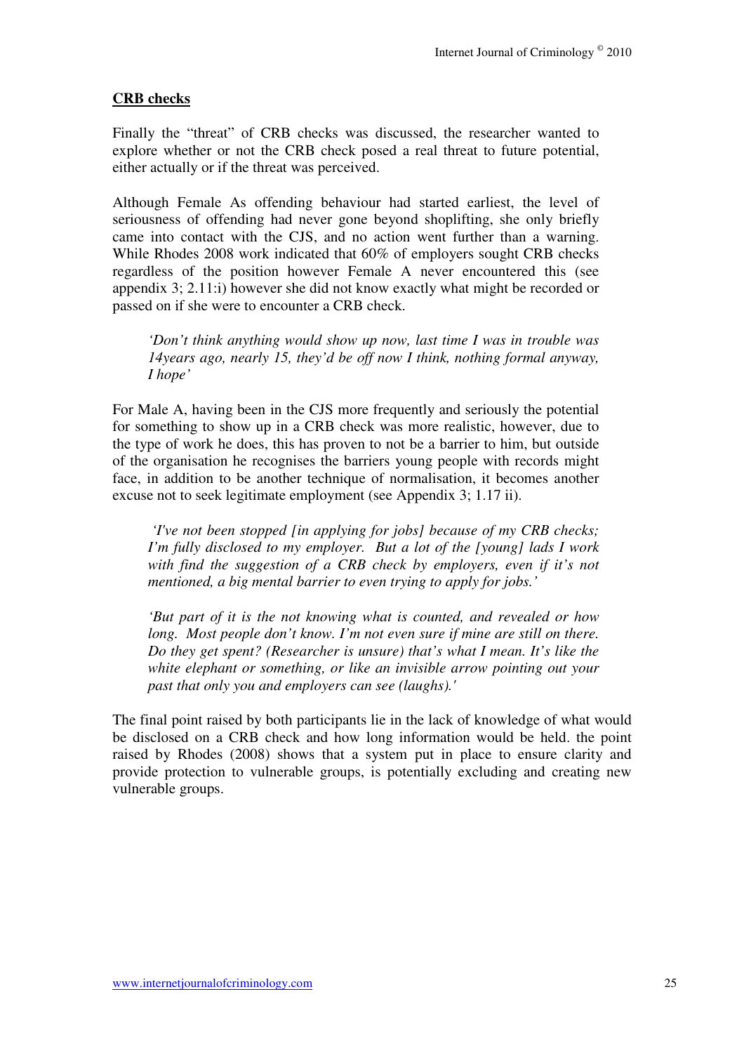**CRB checks**

Finally the "threat" of CRB checks was discussed, the researcher wanted to explore whether or not the CRB check posed a real threat to future potential, either actually or if the threat was perceived.

Although Female As offending behaviour had started earliest, the level of seriousness of offending had never gone beyond shoplifting, she only briefly came into contact with the CJS, and no action went further than a warning. While Rhodes 2008 work indicated that 60% of employers sought CRB checks regardless of the position however Female A never encountered this (see appendix 3; 2.11:i) however she did not know exactly what might be recorded or passed on if she were to encounter a CRB check.

> *'Don't think anything would show up now, last time I was in trouble was 14years ago, nearly 15, they'd be off now I think, nothing formal anyway, I hope'*

For Male A, having been in the CJS more frequently and seriously the potential for something to show up in a CRB check was more realistic, however, due to the type of work he does, this has proven to not be a barrier to him, but outside of the organisation he recognises the barriers young people with records might face, in addition to be another technique of normalisation, it becomes another excuse not to seek legitimate employment (see Appendix 3; 1.17 ii).

> *'I've not been stopped [in applying for jobs] because of my CRB checks; I'm fully disclosed to my employer. But a lot of the [young] lads I work with find the suggestion of a CRB check by employers, even if it's not mentioned, a big mental barrier to even trying to apply for jobs.'*

> *'But part of it is the not knowing what is counted, and revealed or how long. Most people don't know. I'm not even sure if mine are still on there. Do they get spent? (Researcher is unsure) that's what I mean. It's like the white elephant or something, or like an invisible arrow pointing out your past that only you and employers can see (laughs).'*

The final point raised by both participants lie in the lack of knowledge of what would be disclosed on a CRB check and how long information would be held. the point raised by Rhodes (2008) shows that a system put in place to ensure clarity and provide protection to vulnerable groups, is potentially excluding and creating new vulnerable groups.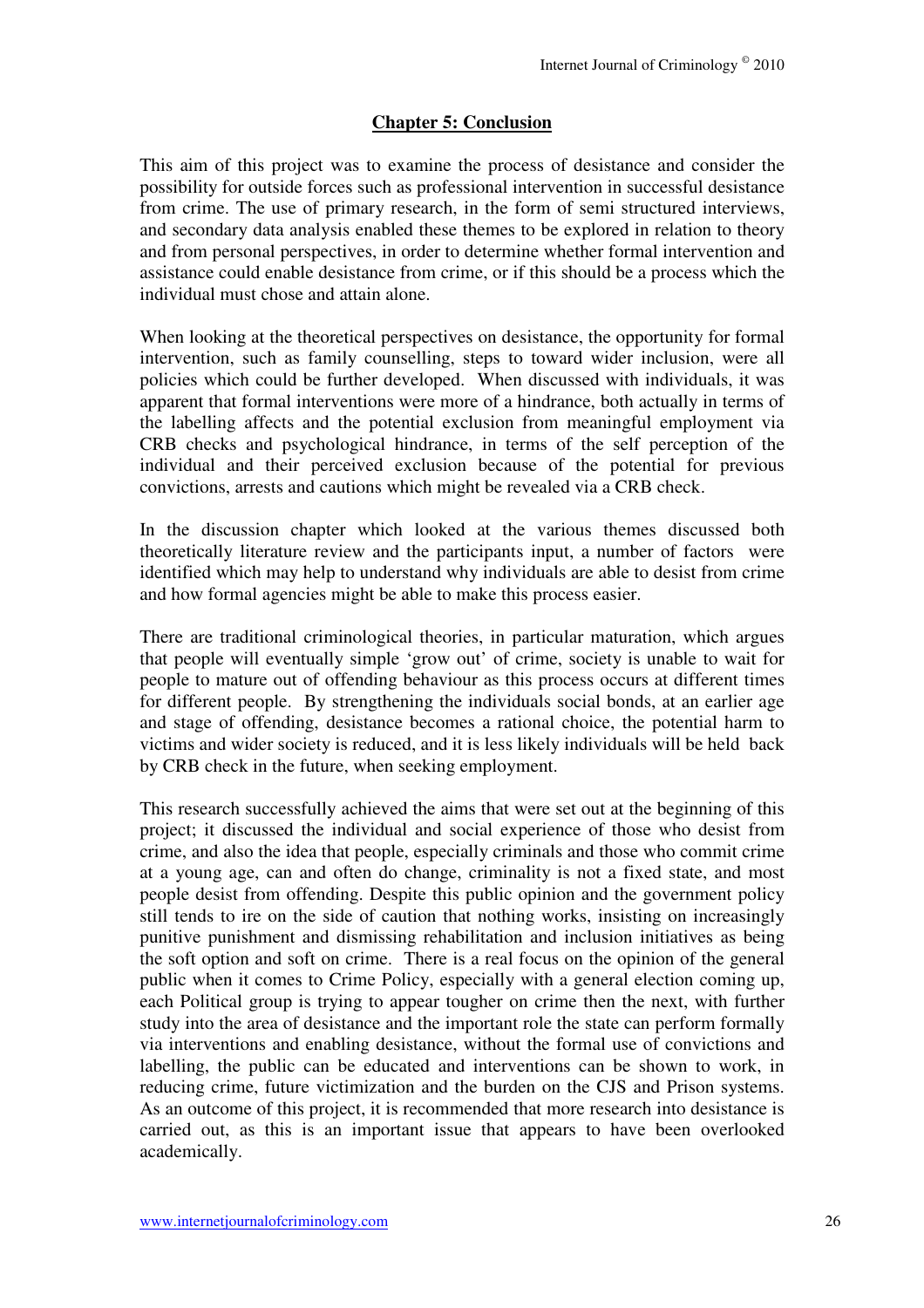## Chapter 5: Conclusion

This aim of this project was to examine the process of desistance and consider the possibility for outside forces such as professional intervention in successful desistance from crime. The use of primary research, in the form of semi structured interviews, and secondary data analysis enabled these themes to be explored in relation to theory and from personal perspectives, in order to determine whether formal intervention and assistance could enable desistance from crime, or if this should be a process which the individual must chose and attain alone.

When looking at the theoretical perspectives on desistance, the opportunity for formal intervention, such as family counselling, steps to toward wider inclusion, were all policies which could be further developed. When discussed with individuals, it was apparent that formal interventions were more of a hindrance, both actually in terms of the labelling affects and the potential exclusion from meaningful employment via CRB checks and psychological hindrance, in terms of the self perception of the individual and their perceived exclusion because of the potential for previous convictions, arrests and cautions which might be revealed via a CRB check.

In the discussion chapter which looked at the various themes discussed both theoretically literature review and the participants input, a number of factors were identified which may help to understand why individuals are able to desist from crime and how formal agencies might be able to make this process easier.

There are traditional criminological theories, in particular maturation, which argues that people will eventually simple 'grow out' of crime, society is unable to wait for people to mature out of offending behaviour as this process occurs at different times for different people. By strengthening the individuals social bonds, at an earlier age and stage of offending, desistance becomes a rational choice, the potential harm to victims and wider society is reduced, and it is less likely individuals will be held back by CRB check in the future, when seeking employment.

This research successfully achieved the aims that were set out at the beginning of this project; it discussed the individual and social experience of those who desist from crime, and also the idea that people, especially criminals and those who commit crime at a young age, can and often do change, criminality is not a fixed state, and most people desist from offending. Despite this public opinion and the government policy still tends to ire on the side of caution that nothing works, insisting on increasingly punitive punishment and dismissing rehabilitation and inclusion initiatives as being the soft option and soft on crime. There is a real focus on the opinion of the general public when it comes to Crime Policy, especially with a general election coming up, each Political group is trying to appear tougher on crime then the next, with further study into the area of desistance and the important role the state can perform formally via interventions and enabling desistance, without the formal use of convictions and labelling, the public can be educated and interventions can be shown to work, in reducing crime, future victimization and the burden on the CJS and Prison systems. As an outcome of this project, it is recommended that more research into desistance is carried out, as this is an important issue that appears to have been overlooked academically.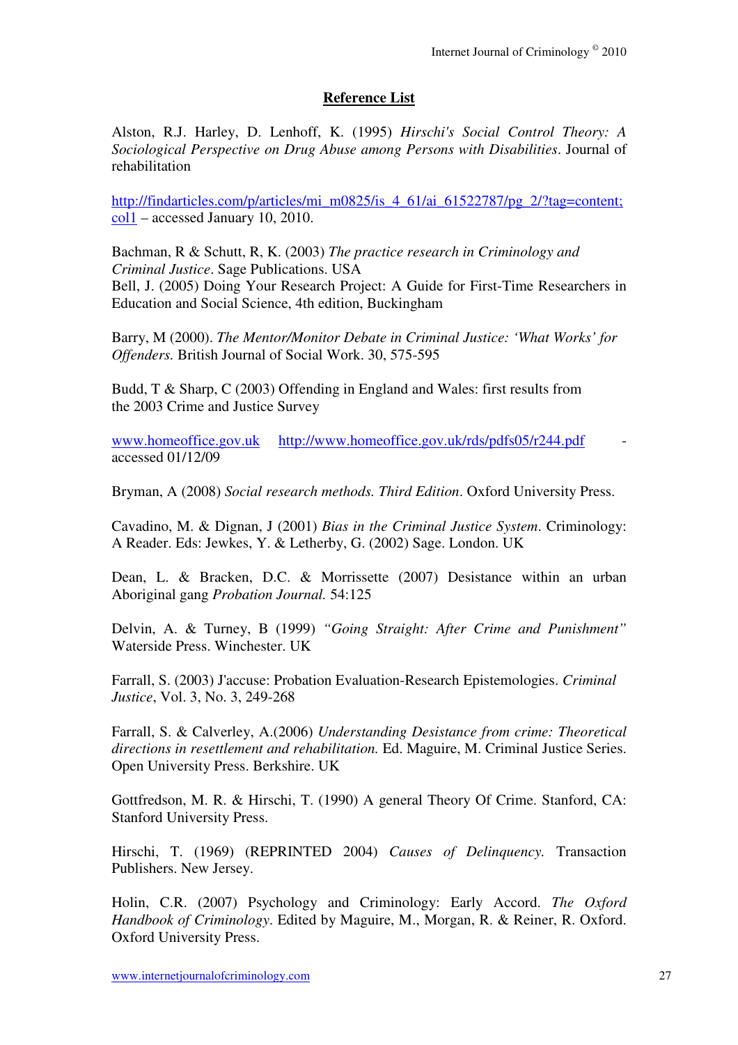## Reference List

Alston, R.J. Harley, D. Lenhoff, K. (1995) *Hirschi's Social Control Theory: A Sociological Perspective on Drug Abuse among Persons with Disabilities*. Journal of rehabilitation

http://findarticles.com/p/articles/mi_m0825/is_4_61/ai_61522787/pg_2/?tag=content;col1 – accessed January 10, 2010.

Bachman, R & Schutt, R, K. (2003) *The practice research in Criminology and Criminal Justice*. Sage Publications. USA

Bell, J. (2005) Doing Your Research Project: A Guide for First-Time Researchers in Education and Social Science, 4th edition, Buckingham

Barry, M (2000). *The Mentor/Monitor Debate in Criminal Justice: 'What Works' for Offenders.* British Journal of Social Work. 30, 575-595

Budd, T & Sharp, C (2003) Offending in England and Wales: first results from the 2003 Crime and Justice Survey

www.homeoffice.gov.uk http://www.homeoffice.gov.uk/rds/pdfs05/r244.pdf - accessed 01/12/09

Bryman, A (2008) *Social research methods. Third Edition*. Oxford University Press.

Cavadino, M. & Dignan, J (2001) *Bias in the Criminal Justice System*. Criminology: A Reader. Eds: Jewkes, Y. & Letherby, G. (2002) Sage. London. UK

Dean, L. & Bracken, D.C. & Morrissette (2007) Desistance within an urban Aboriginal gang *Probation Journal.* 54:125

Delvin, A. & Turney, B (1999) *"Going Straight: After Crime and Punishment"* Waterside Press. Winchester. UK

Farrall, S. (2003) J'accuse: Probation Evaluation-Research Epistemologies. *Criminal Justice*, Vol. 3, No. 3, 249-268

Farrall, S. & Calverley, A.(2006) *Understanding Desistance from crime: Theoretical directions in resettlement and rehabilitation.* Ed. Maguire, M. Criminal Justice Series. Open University Press. Berkshire. UK

Gottfredson, M. R. & Hirschi, T. (1990) A general Theory Of Crime. Stanford, CA: Stanford University Press.

Hirschi, T. (1969) (REPRINTED 2004) *Causes of Delinquency.* Transaction Publishers. New Jersey.

Holin, C.R. (2007) Psychology and Criminology: Early Accord. *The Oxford Handbook of Criminology*. Edited by Maguire, M., Morgan, R. & Reiner, R. Oxford. Oxford University Press.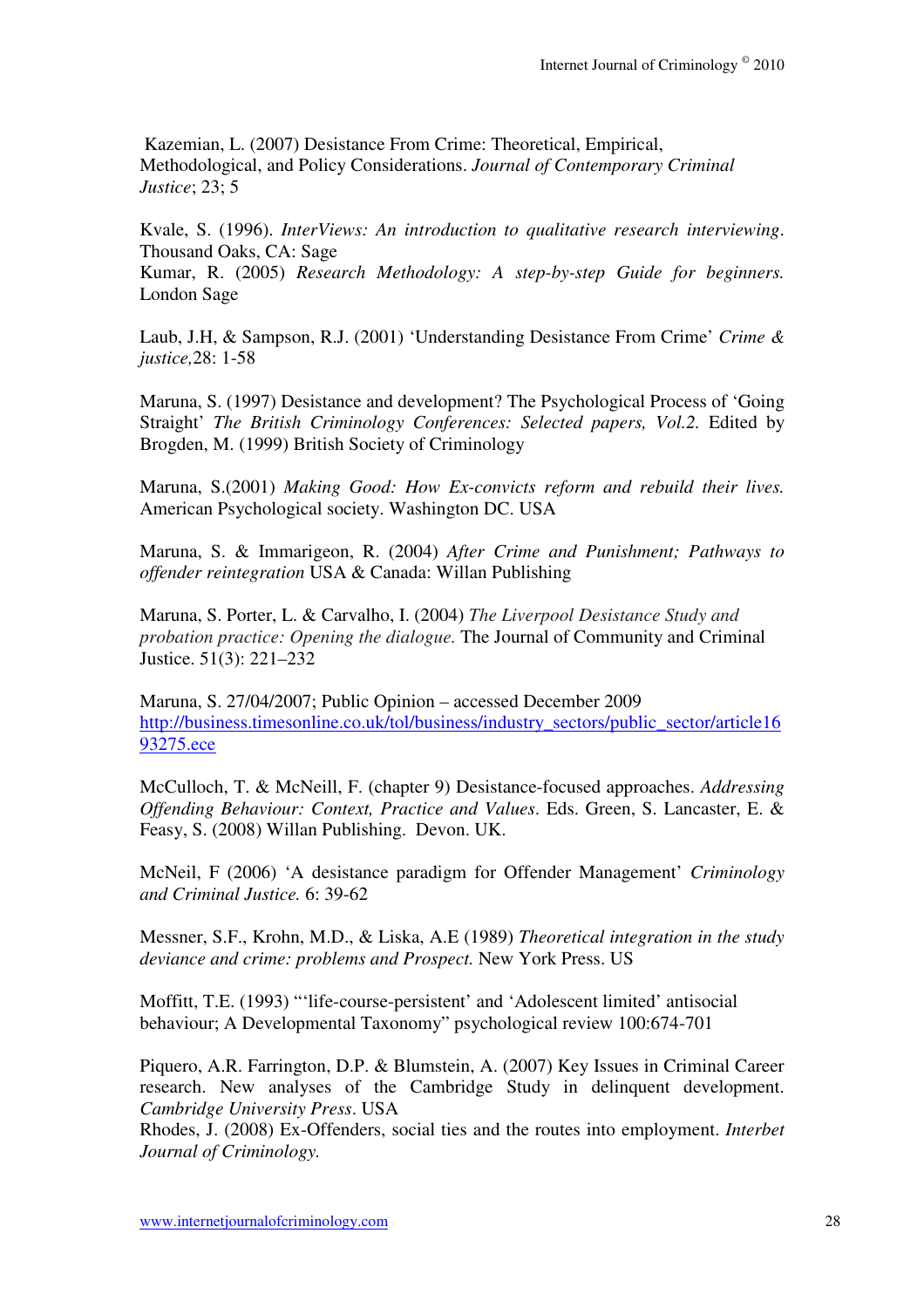Kazemian, L. (2007) Desistance From Crime: Theoretical, Empirical, Methodological, and Policy Considerations. *Journal of Contemporary Criminal Justice*; 23; 5

Kvale, S. (1996). *InterViews: An introduction to qualitative research interviewing*. Thousand Oaks, CA: Sage

Kumar, R. (2005) *Research Methodology: A step-by-step Guide for beginners.* London Sage

Laub, J.H, & Sampson, R.J. (2001) 'Understanding Desistance From Crime' *Crime & justice,*28: 1-58

Maruna, S. (1997) Desistance and development? The Psychological Process of 'Going Straight' *The British Criminology Conferences: Selected papers, Vol.2.* Edited by Brogden, M. (1999) British Society of Criminology

Maruna, S.(2001) *Making Good: How Ex-convicts reform and rebuild their lives.* American Psychological society. Washington DC. USA

Maruna, S. & Immarigeon, R. (2004) *After Crime and Punishment; Pathways to offender reintegration* USA & Canada: Willan Publishing

Maruna, S. Porter, L. & Carvalho, I. (2004) *The Liverpool Desistance Study and probation practice: Opening the dialogue.* The Journal of Community and Criminal Justice. 51(3): 221–232

Maruna, S. 27/04/2007; Public Opinion – accessed December 2009 http://business.timesonline.co.uk/tol/business/industry_sectors/public_sector/article1693275.ece

McCulloch, T. & McNeill, F. (chapter 9) Desistance-focused approaches. *Addressing Offending Behaviour: Context, Practice and Values*. Eds. Green, S. Lancaster, E. & Feasy, S. (2008) Willan Publishing. Devon. UK.

McNeil, F (2006) 'A desistance paradigm for Offender Management' *Criminology and Criminal Justice.* 6: 39-62

Messner, S.F., Krohn, M.D., & Liska, A.E (1989) *Theoretical integration in the study deviance and crime: problems and Prospect.* New York Press. US

Moffitt, T.E. (1993) "'life-course-persistent' and 'Adolescent limited' antisocial behaviour; A Developmental Taxonomy" psychological review 100:674-701

Piquero, A.R. Farrington, D.P. & Blumstein, A. (2007) Key Issues in Criminal Career research. New analyses of the Cambridge Study in delinquent development. *Cambridge University Press*. USA

Rhodes, J. (2008) Ex-Offenders, social ties and the routes into employment. *Interbet Journal of Criminology.*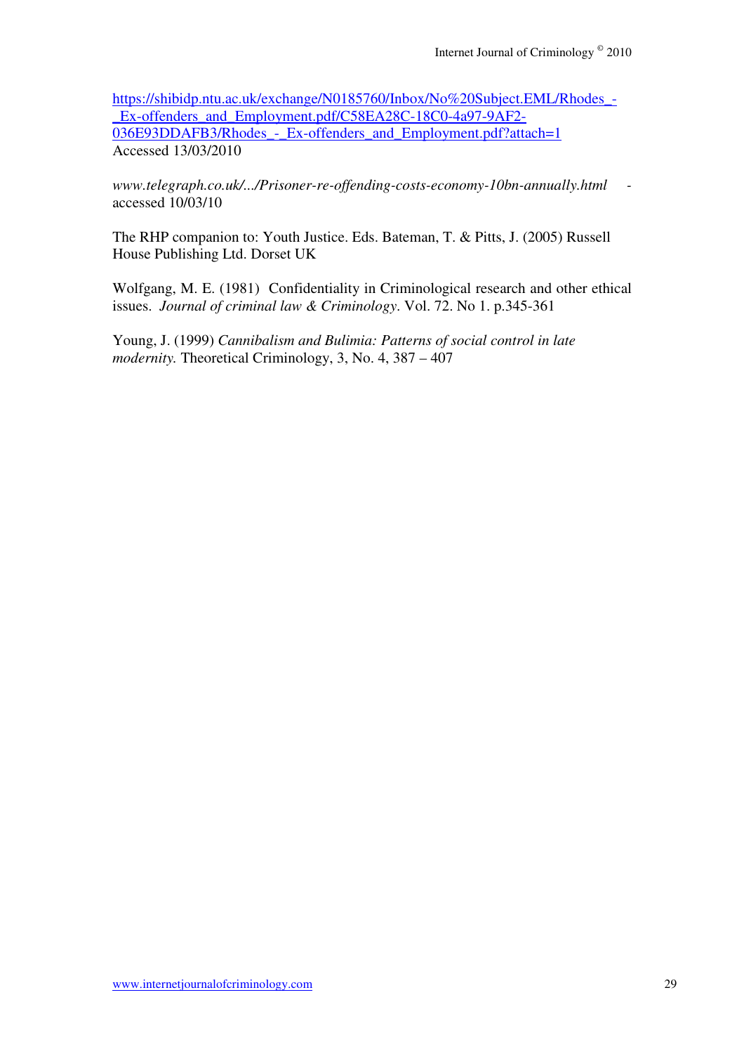https://shibidp.ntu.ac.uk/exchange/N0185760/Inbox/No%20Subject.EML/Rhodes_-_Ex-offenders_and_Employment.pdf/C58EA28C-18C0-4a97-9AF2-036E93DDAFB3/Rhodes_-_Ex-offenders_and_Employment.pdf?attach=1
Accessed 13/03/2010

*www.telegraph.co.uk/.../Prisoner-re-offending-costs-economy-10bn-annually.html* - accessed 10/03/10

The RHP companion to: Youth Justice. Eds. Bateman, T. & Pitts, J. (2005) Russell House Publishing Ltd. Dorset UK

Wolfgang, M. E. (1981) Confidentiality in Criminological research and other ethical issues. *Journal of criminal law & Criminology*. Vol. 72. No 1. p.345-361

Young, J. (1999) *Cannibalism and Bulimia: Patterns of social control in late modernity.* Theoretical Criminology, 3, No. 4, 387 – 407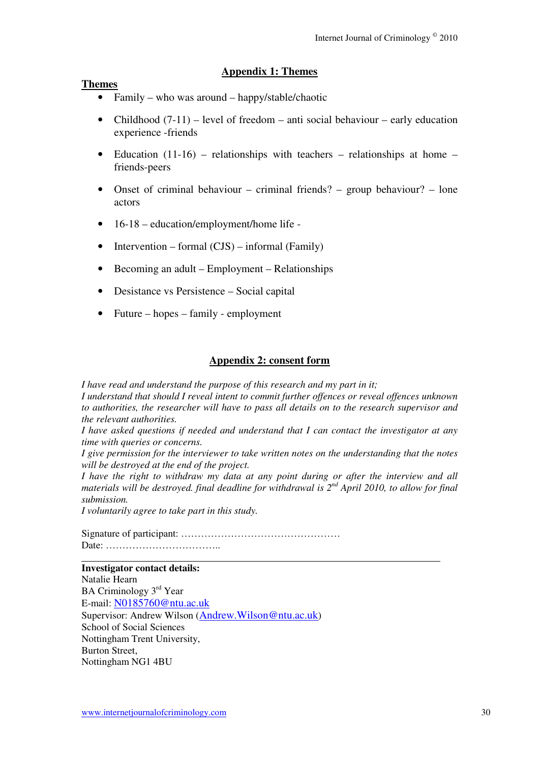## Appendix 1: Themes

**Themes**

- Family – who was around – happy/stable/chaotic
- Childhood (7-11) – level of freedom – anti social behaviour – early education experience -friends
- Education (11-16) – relationships with teachers – relationships at home – friends-peers
- Onset of criminal behaviour – criminal friends? – group behaviour? – lone actors
- 16-18 – education/employment/home life -
- Intervention – formal (CJS) – informal (Family)
- Becoming an adult – Employment – Relationships
- Desistance vs Persistence – Social capital
- Future – hopes – family - employment

## Appendix 2: consent form

*I have read and understand the purpose of this research and my part in it;*
*I understand that should I reveal intent to commit further offences or reveal offences unknown to authorities, the researcher will have to pass all details on to the research supervisor and the relevant authorities.*
*I have asked questions if needed and understand that I can contact the investigator at any time with queries or concerns.*
*I give permission for the interviewer to take written notes on the understanding that the notes will be destroyed at the end of the project.*
*I have the right to withdraw my data at any point during or after the interview and all materials will be destroyed. final deadline for withdrawal is 2nd April 2010, to allow for final submission.*
*I voluntarily agree to take part in this study.*

Signature of participant: …………………………………………
Date: ……………………………..

---

**Investigator contact details:**
Natalie Hearn
BA Criminology 3rd Year
E-mail: N0185760@ntu.ac.uk
Supervisor: Andrew Wilson (Andrew.Wilson@ntu.ac.uk)
School of Social Sciences
Nottingham Trent University,
Burton Street,
Nottingham NG1 4BU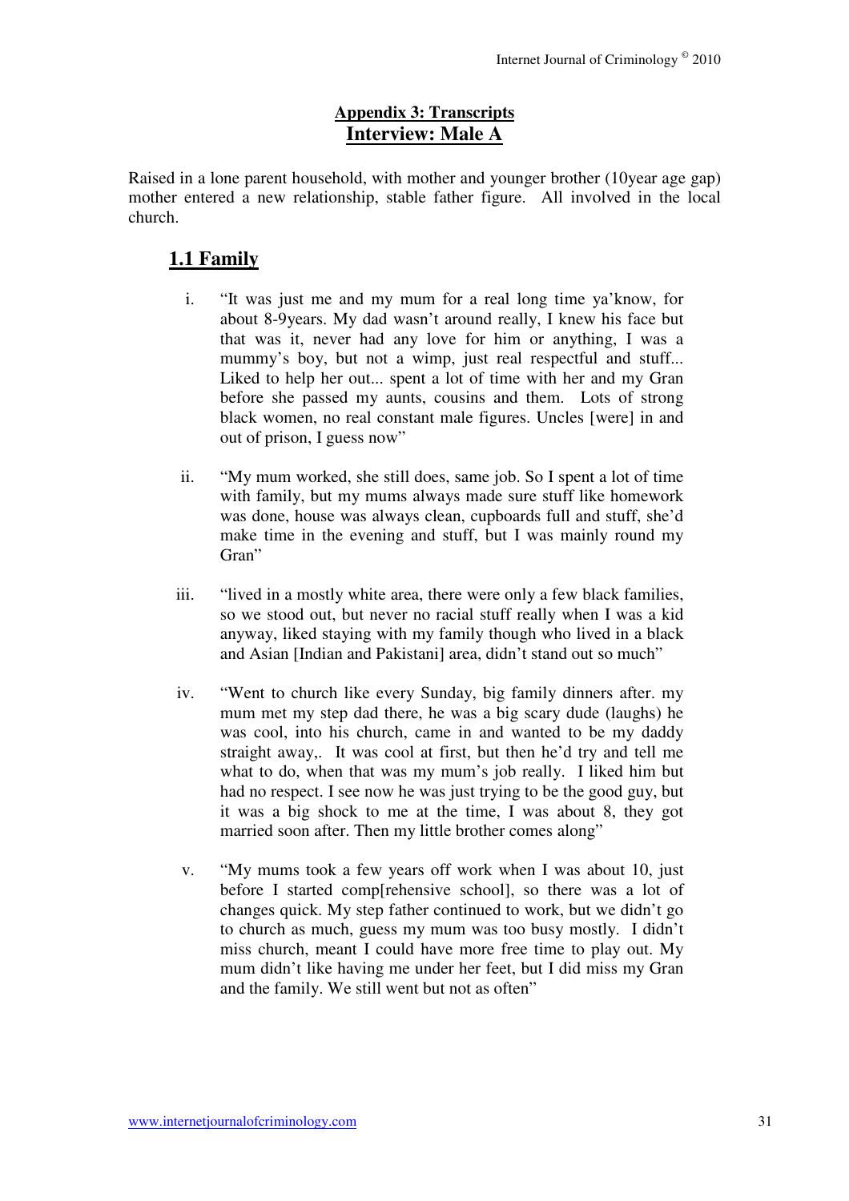## Appendix 3: Transcripts

## Interview: Male A

Raised in a lone parent household, with mother and younger brother (10year age gap) mother entered a new relationship, stable father figure. All involved in the local church.

### 1.1 Family

i. "It was just me and my mum for a real long time ya'know, for about 8-9years. My dad wasn't around really, I knew his face but that was it, never had any love for him or anything, I was a mummy's boy, but not a wimp, just real respectful and stuff... Liked to help her out... spent a lot of time with her and my Gran before she passed my aunts, cousins and them. Lots of strong black women, no real constant male figures. Uncles [were] in and out of prison, I guess now"

ii. "My mum worked, she still does, same job. So I spent a lot of time with family, but my mums always made sure stuff like homework was done, house was always clean, cupboards full and stuff, she'd make time in the evening and stuff, but I was mainly round my Gran"

iii. "lived in a mostly white area, there were only a few black families, so we stood out, but never no racial stuff really when I was a kid anyway, liked staying with my family though who lived in a black and Asian [Indian and Pakistani] area, didn't stand out so much"

iv. "Went to church like every Sunday, big family dinners after. my mum met my step dad there, he was a big scary dude (laughs) he was cool, into his church, came in and wanted to be my daddy straight away,. It was cool at first, but then he'd try and tell me what to do, when that was my mum's job really. I liked him but had no respect. I see now he was just trying to be the good guy, but it was a big shock to me at the time, I was about 8, they got married soon after. Then my little brother comes along"

v. "My mums took a few years off work when I was about 10, just before I started comp[rehensive school], so there was a lot of changes quick. My step father continued to work, but we didn't go to church as much, guess my mum was too busy mostly. I didn't miss church, meant I could have more free time to play out. My mum didn't like having me under her feet, but I did miss my Gran and the family. We still went but not as often"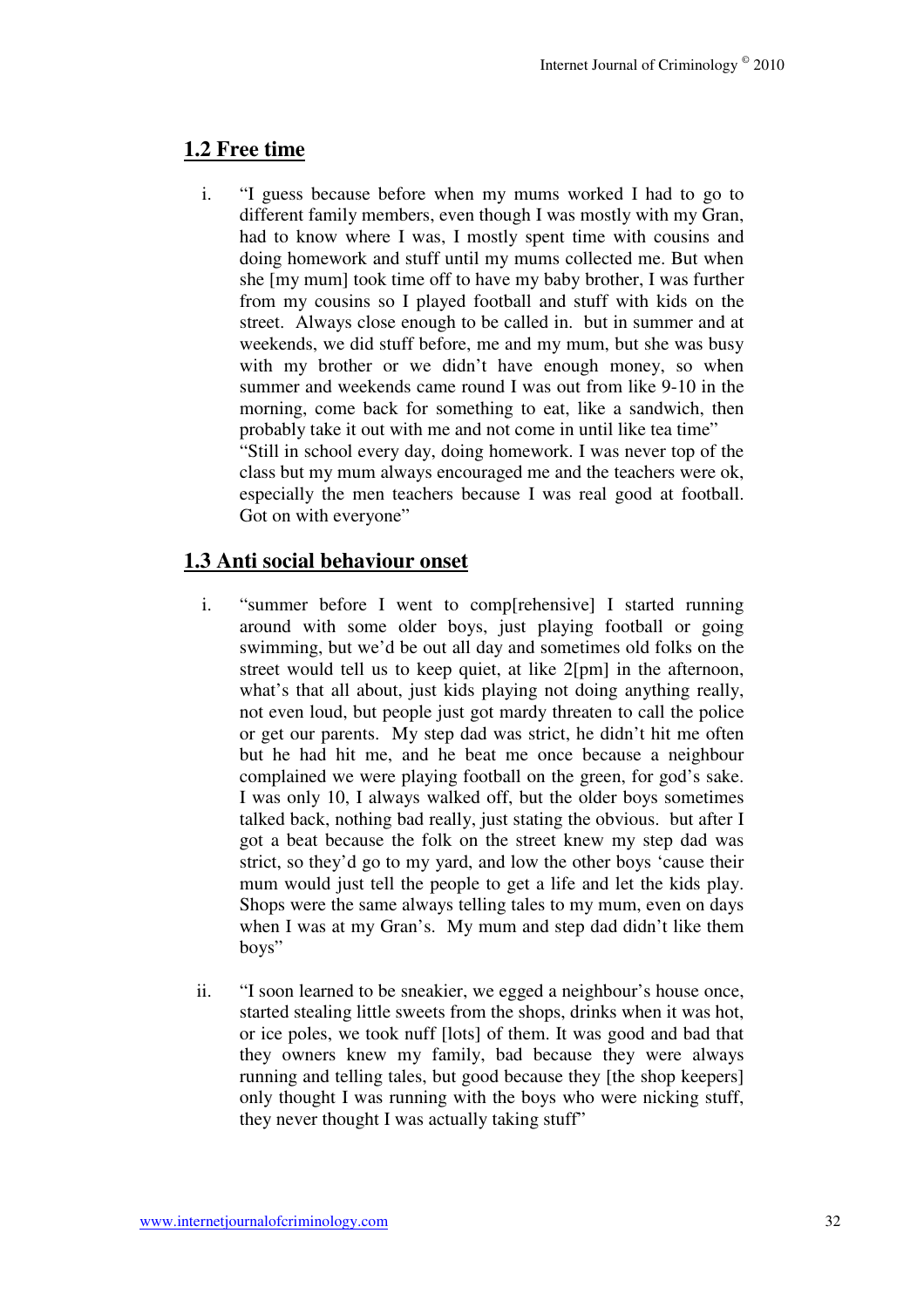## 1.2 Free time

i. "I guess because before when my mums worked I had to go to different family members, even though I was mostly with my Gran, had to know where I was, I mostly spent time with cousins and doing homework and stuff until my mums collected me. But when she [my mum] took time off to have my baby brother, I was further from my cousins so I played football and stuff with kids on the street. Always close enough to be called in. but in summer and at weekends, we did stuff before, me and my mum, but she was busy with my brother or we didn't have enough money, so when summer and weekends came round I was out from like 9-10 in the morning, come back for something to eat, like a sandwich, then probably take it out with me and not come in until like tea time"
"Still in school every day, doing homework. I was never top of the class but my mum always encouraged me and the teachers were ok, especially the men teachers because I was real good at football. Got on with everyone"

## 1.3 Anti social behaviour onset

i. "summer before I went to comp[rehensive] I started running around with some older boys, just playing football or going swimming, but we'd be out all day and sometimes old folks on the street would tell us to keep quiet, at like 2[pm] in the afternoon, what's that all about, just kids playing not doing anything really, not even loud, but people just got mardy threaten to call the police or get our parents. My step dad was strict, he didn't hit me often but he had hit me, and he beat me once because a neighbour complained we were playing football on the green, for god's sake. I was only 10, I always walked off, but the older boys sometimes talked back, nothing bad really, just stating the obvious. but after I got a beat because the folk on the street knew my step dad was strict, so they'd go to my yard, and low the other boys 'cause their mum would just tell the people to get a life and let the kids play. Shops were the same always telling tales to my mum, even on days when I was at my Gran's. My mum and step dad didn't like them boys"

ii. "I soon learned to be sneakier, we egged a neighbour's house once, started stealing little sweets from the shops, drinks when it was hot, or ice poles, we took nuff [lots] of them. It was good and bad that they owners knew my family, bad because they were always running and telling tales, but good because they [the shop keepers] only thought I was running with the boys who were nicking stuff, they never thought I was actually taking stuff"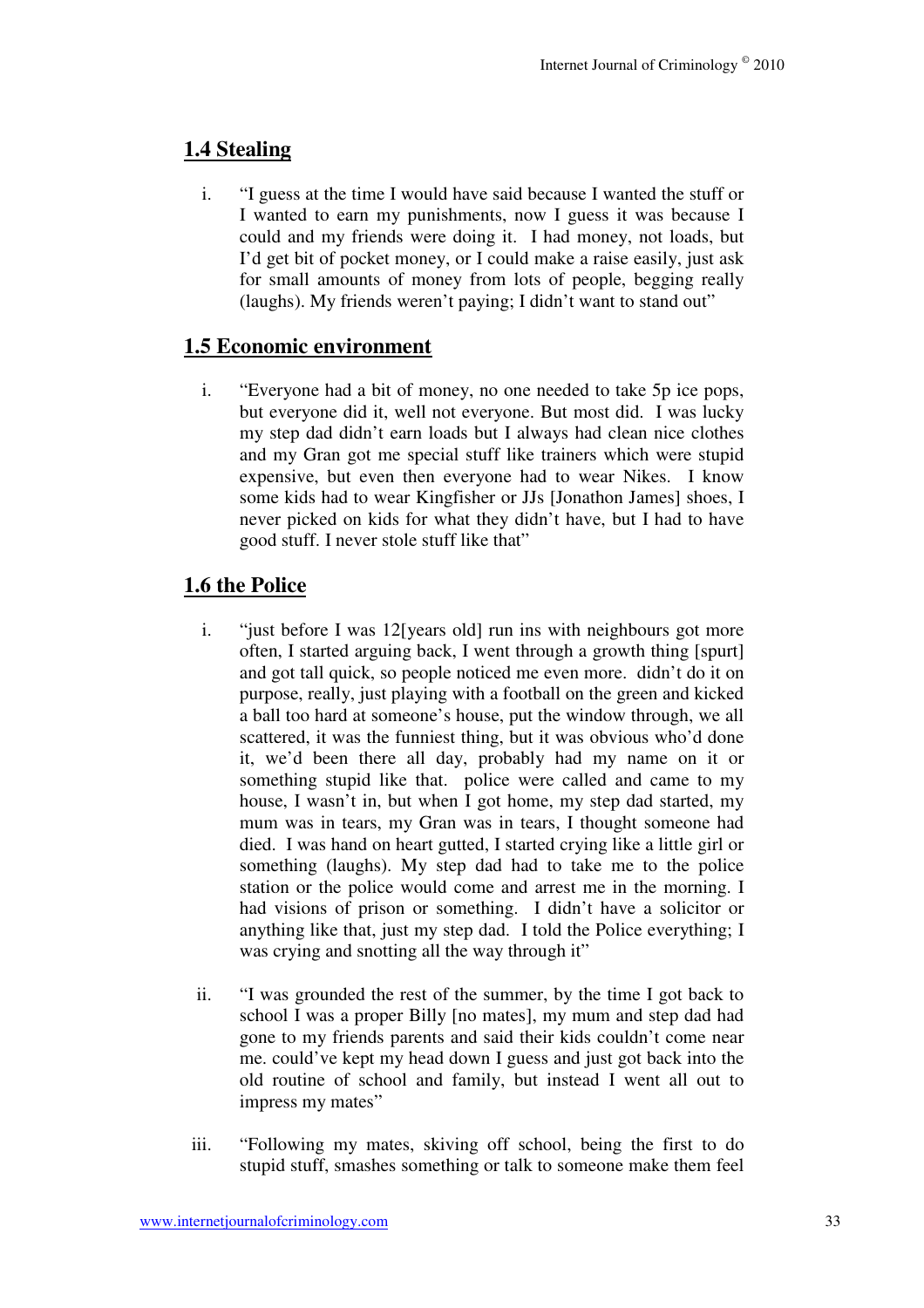## 1.4 Stealing

i. "I guess at the time I would have said because I wanted the stuff or I wanted to earn my punishments, now I guess it was because I could and my friends were doing it. I had money, not loads, but I'd get bit of pocket money, or I could make a raise easily, just ask for small amounts of money from lots of people, begging really (laughs). My friends weren't paying; I didn't want to stand out"

## 1.5 Economic environment

i. "Everyone had a bit of money, no one needed to take 5p ice pops, but everyone did it, well not everyone. But most did. I was lucky my step dad didn't earn loads but I always had clean nice clothes and my Gran got me special stuff like trainers which were stupid expensive, but even then everyone had to wear Nikes. I know some kids had to wear Kingfisher or JJs [Jonathon James] shoes, I never picked on kids for what they didn't have, but I had to have good stuff. I never stole stuff like that"

## 1.6 the Police

i. "just before I was 12[years old] run ins with neighbours got more often, I started arguing back, I went through a growth thing [spurt] and got tall quick, so people noticed me even more. didn't do it on purpose, really, just playing with a football on the green and kicked a ball too hard at someone's house, put the window through, we all scattered, it was the funniest thing, but it was obvious who'd done it, we'd been there all day, probably had my name on it or something stupid like that. police were called and came to my house, I wasn't in, but when I got home, my step dad started, my mum was in tears, my Gran was in tears, I thought someone had died. I was hand on heart gutted, I started crying like a little girl or something (laughs). My step dad had to take me to the police station or the police would come and arrest me in the morning. I had visions of prison or something. I didn't have a solicitor or anything like that, just my step dad. I told the Police everything; I was crying and snotting all the way through it"

ii. "I was grounded the rest of the summer, by the time I got back to school I was a proper Billy [no mates], my mum and step dad had gone to my friends parents and said their kids couldn't come near me. could've kept my head down I guess and just got back into the old routine of school and family, but instead I went all out to impress my mates"

iii. "Following my mates, skiving off school, being the first to do stupid stuff, smashes something or talk to someone make them feel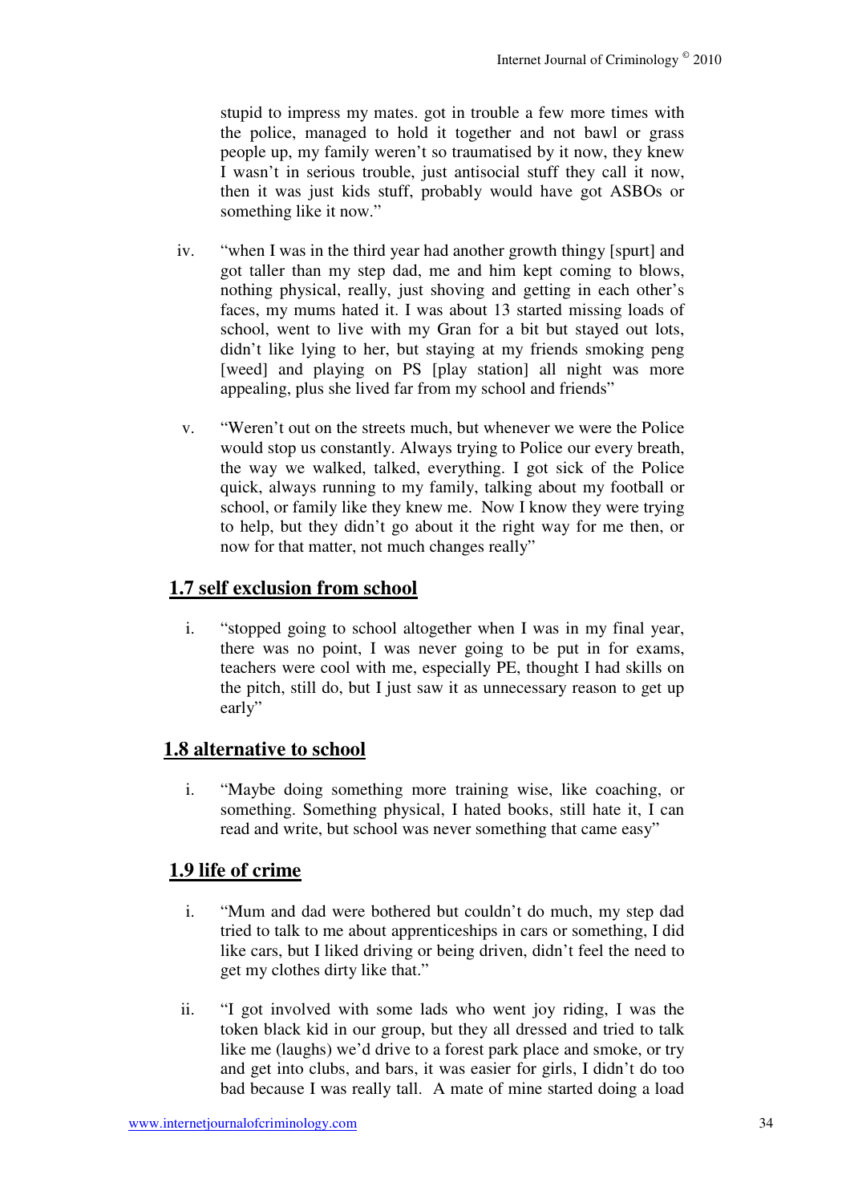stupid to impress my mates. got in trouble a few more times with the police, managed to hold it together and not bawl or grass people up, my family weren't so traumatised by it now, they knew I wasn't in serious trouble, just antisocial stuff they call it now, then it was just kids stuff, probably would have got ASBOs or something like it now."

iv. "when I was in the third year had another growth thingy [spurt] and got taller than my step dad, me and him kept coming to blows, nothing physical, really, just shoving and getting in each other's faces, my mums hated it. I was about 13 started missing loads of school, went to live with my Gran for a bit but stayed out lots, didn't like lying to her, but staying at my friends smoking peng [weed] and playing on PS [play station] all night was more appealing, plus she lived far from my school and friends"

v. "Weren't out on the streets much, but whenever we were the Police would stop us constantly. Always trying to Police our every breath, the way we walked, talked, everything. I got sick of the Police quick, always running to my family, talking about my football or school, or family like they knew me. Now I know they were trying to help, but they didn't go about it the right way for me then, or now for that matter, not much changes really"

## 1.7 self exclusion from school

i. "stopped going to school altogether when I was in my final year, there was no point, I was never going to be put in for exams, teachers were cool with me, especially PE, thought I had skills on the pitch, still do, but I just saw it as unnecessary reason to get up early"

## 1.8 alternative to school

i. "Maybe doing something more training wise, like coaching, or something. Something physical, I hated books, still hate it, I can read and write, but school was never something that came easy"

## 1.9 life of crime

i. "Mum and dad were bothered but couldn't do much, my step dad tried to talk to me about apprenticeships in cars or something, I did like cars, but I liked driving or being driven, didn't feel the need to get my clothes dirty like that."

ii. "I got involved with some lads who went joy riding, I was the token black kid in our group, but they all dressed and tried to talk like me (laughs) we'd drive to a forest park place and smoke, or try and get into clubs, and bars, it was easier for girls, I didn't do too bad because I was really tall. A mate of mine started doing a load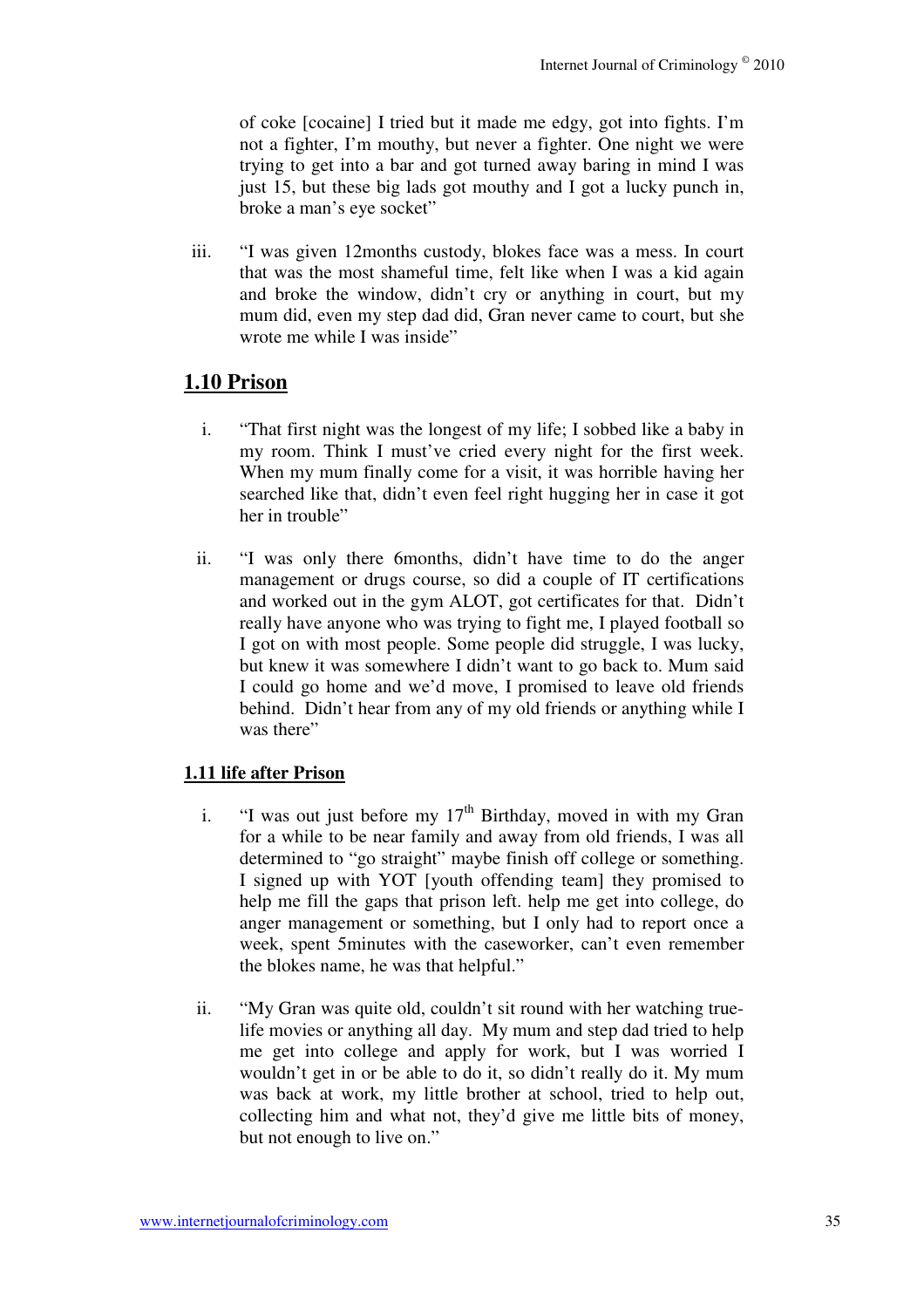of coke [cocaine] I tried but it made me edgy, got into fights. I'm not a fighter, I'm mouthy, but never a fighter. One night we were trying to get into a bar and got turned away baring in mind I was just 15, but these big lads got mouthy and I got a lucky punch in, broke a man's eye socket"

iii. "I was given 12months custody, blokes face was a mess. In court that was the most shameful time, felt like when I was a kid again and broke the window, didn't cry or anything in court, but my mum did, even my step dad did, Gran never came to court, but she wrote me while I was inside"

## 1.10 Prison

i. "That first night was the longest of my life; I sobbed like a baby in my room. Think I must've cried every night for the first week. When my mum finally come for a visit, it was horrible having her searched like that, didn't even feel right hugging her in case it got her in trouble"

ii. "I was only there 6months, didn't have time to do the anger management or drugs course, so did a couple of IT certifications and worked out in the gym ALOT, got certificates for that. Didn't really have anyone who was trying to fight me, I played football so I got on with most people. Some people did struggle, I was lucky, but knew it was somewhere I didn't want to go back to. Mum said I could go home and we'd move, I promised to leave old friends behind. Didn't hear from any of my old friends or anything while I was there"

### 1.11 life after Prison

i. "I was out just before my 17th Birthday, moved in with my Gran for a while to be near family and away from old friends, I was all determined to "go straight" maybe finish off college or something. I signed up with YOT [youth offending team] they promised to help me fill the gaps that prison left. help me get into college, do anger management or something, but I only had to report once a week, spent 5minutes with the caseworker, can't even remember the blokes name, he was that helpful."

ii. "My Gran was quite old, couldn't sit round with her watching true-life movies or anything all day. My mum and step dad tried to help me get into college and apply for work, but I was worried I wouldn't get in or be able to do it, so didn't really do it. My mum was back at work, my little brother at school, tried to help out, collecting him and what not, they'd give me little bits of money, but not enough to live on."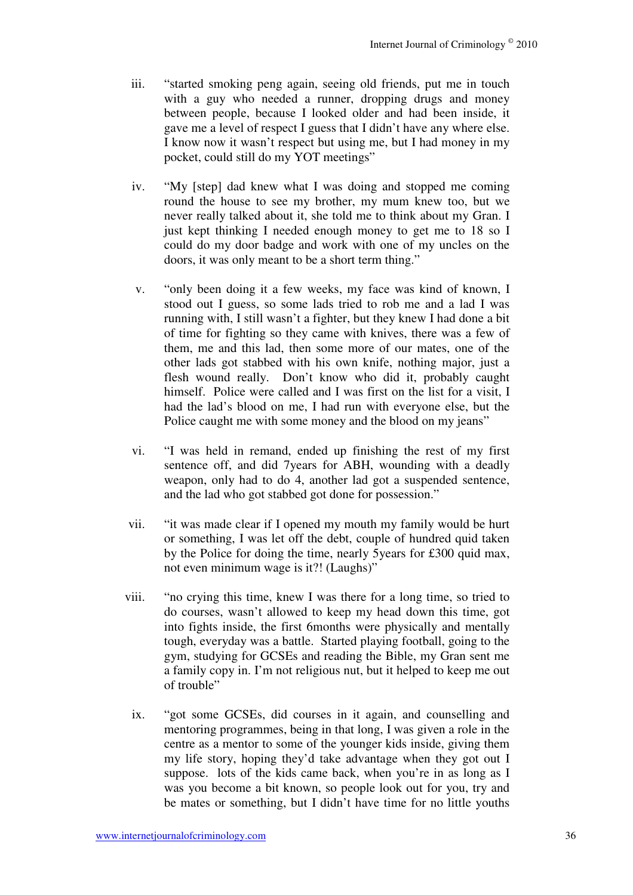iii. "started smoking peng again, seeing old friends, put me in touch with a guy who needed a runner, dropping drugs and money between people, because I looked older and had been inside, it gave me a level of respect I guess that I didn't have any where else. I know now it wasn't respect but using me, but I had money in my pocket, could still do my YOT meetings"

iv. "My [step] dad knew what I was doing and stopped me coming round the house to see my brother, my mum knew too, but we never really talked about it, she told me to think about my Gran. I just kept thinking I needed enough money to get me to 18 so I could do my door badge and work with one of my uncles on the doors, it was only meant to be a short term thing."

v. "only been doing it a few weeks, my face was kind of known, I stood out I guess, so some lads tried to rob me and a lad I was running with, I still wasn't a fighter, but they knew I had done a bit of time for fighting so they came with knives, there was a few of them, me and this lad, then some more of our mates, one of the other lads got stabbed with his own knife, nothing major, just a flesh wound really. Don't know who did it, probably caught himself. Police were called and I was first on the list for a visit, I had the lad's blood on me, I had run with everyone else, but the Police caught me with some money and the blood on my jeans"

vi. "I was held in remand, ended up finishing the rest of my first sentence off, and did 7years for ABH, wounding with a deadly weapon, only had to do 4, another lad got a suspended sentence, and the lad who got stabbed got done for possession."

vii. "it was made clear if I opened my mouth my family would be hurt or something, I was let off the debt, couple of hundred quid taken by the Police for doing the time, nearly 5years for £300 quid max, not even minimum wage is it?! (Laughs)"

viii. "no crying this time, knew I was there for a long time, so tried to do courses, wasn't allowed to keep my head down this time, got into fights inside, the first 6months were physically and mentally tough, everyday was a battle. Started playing football, going to the gym, studying for GCSEs and reading the Bible, my Gran sent me a family copy in. I'm not religious nut, but it helped to keep me out of trouble"

ix. "got some GCSEs, did courses in it again, and counselling and mentoring programmes, being in that long, I was given a role in the centre as a mentor to some of the younger kids inside, giving them my life story, hoping they'd take advantage when they got out I suppose. lots of the kids came back, when you're in as long as I was you become a bit known, so people look out for you, try and be mates or something, but I didn't have time for no little youths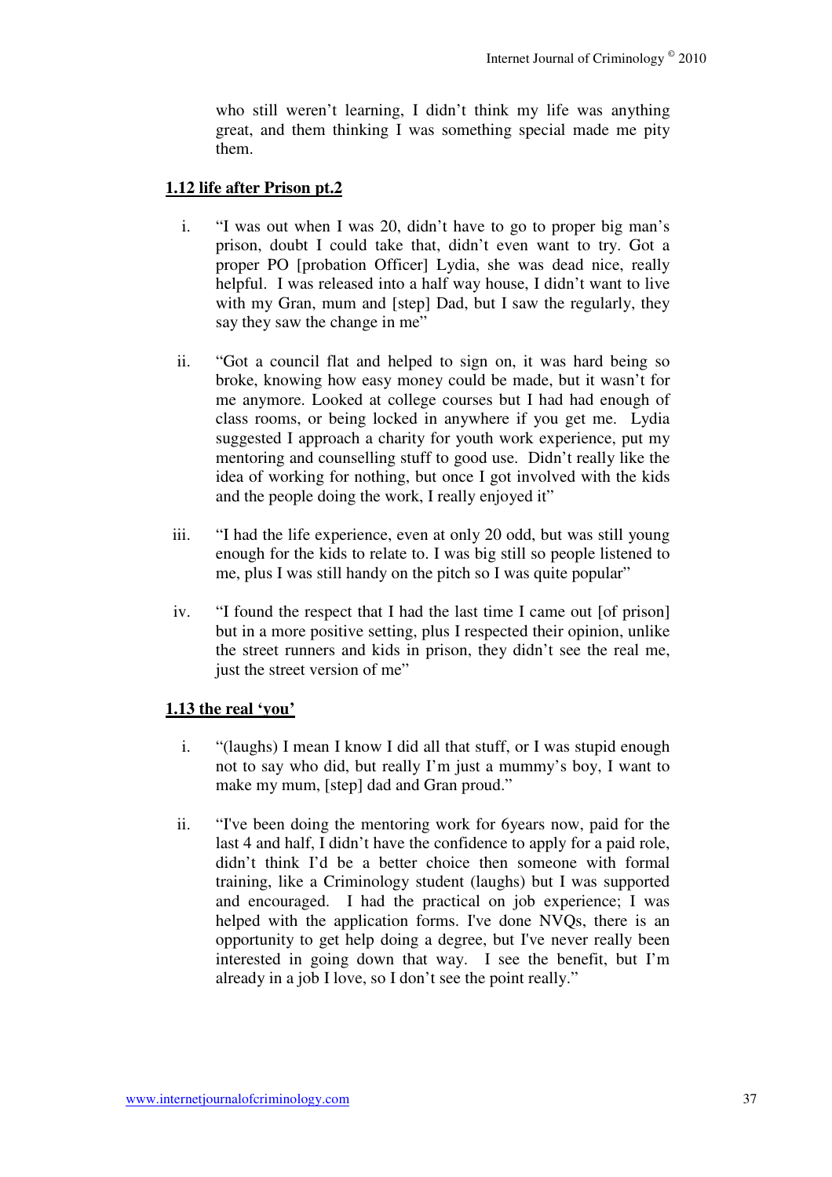who still weren't learning, I didn't think my life was anything great, and them thinking I was something special made me pity them.

**1.12 life after Prison pt.2**

i. "I was out when I was 20, didn't have to go to proper big man's prison, doubt I could take that, didn't even want to try. Got a proper PO [probation Officer] Lydia, she was dead nice, really helpful. I was released into a half way house, I didn't want to live with my Gran, mum and [step] Dad, but I saw the regularly, they say they saw the change in me"

ii. "Got a council flat and helped to sign on, it was hard being so broke, knowing how easy money could be made, but it wasn't for me anymore. Looked at college courses but I had had enough of class rooms, or being locked in anywhere if you get me. Lydia suggested I approach a charity for youth work experience, put my mentoring and counselling stuff to good use. Didn't really like the idea of working for nothing, but once I got involved with the kids and the people doing the work, I really enjoyed it"

iii. "I had the life experience, even at only 20 odd, but was still young enough for the kids to relate to. I was big still so people listened to me, plus I was still handy on the pitch so I was quite popular"

iv. "I found the respect that I had the last time I came out [of prison] but in a more positive setting, plus I respected their opinion, unlike the street runners and kids in prison, they didn't see the real me, just the street version of me"

**1.13 the real 'you'**

i. "(laughs) I mean I know I did all that stuff, or I was stupid enough not to say who did, but really I'm just a mummy's boy, I want to make my mum, [step] dad and Gran proud."

ii. "I've been doing the mentoring work for 6years now, paid for the last 4 and half, I didn't have the confidence to apply for a paid role, didn't think I'd be a better choice then someone with formal training, like a Criminology student (laughs) but I was supported and encouraged. I had the practical on job experience; I was helped with the application forms. I've done NVQs, there is an opportunity to get help doing a degree, but I've never really been interested in going down that way. I see the benefit, but I'm already in a job I love, so I don't see the point really."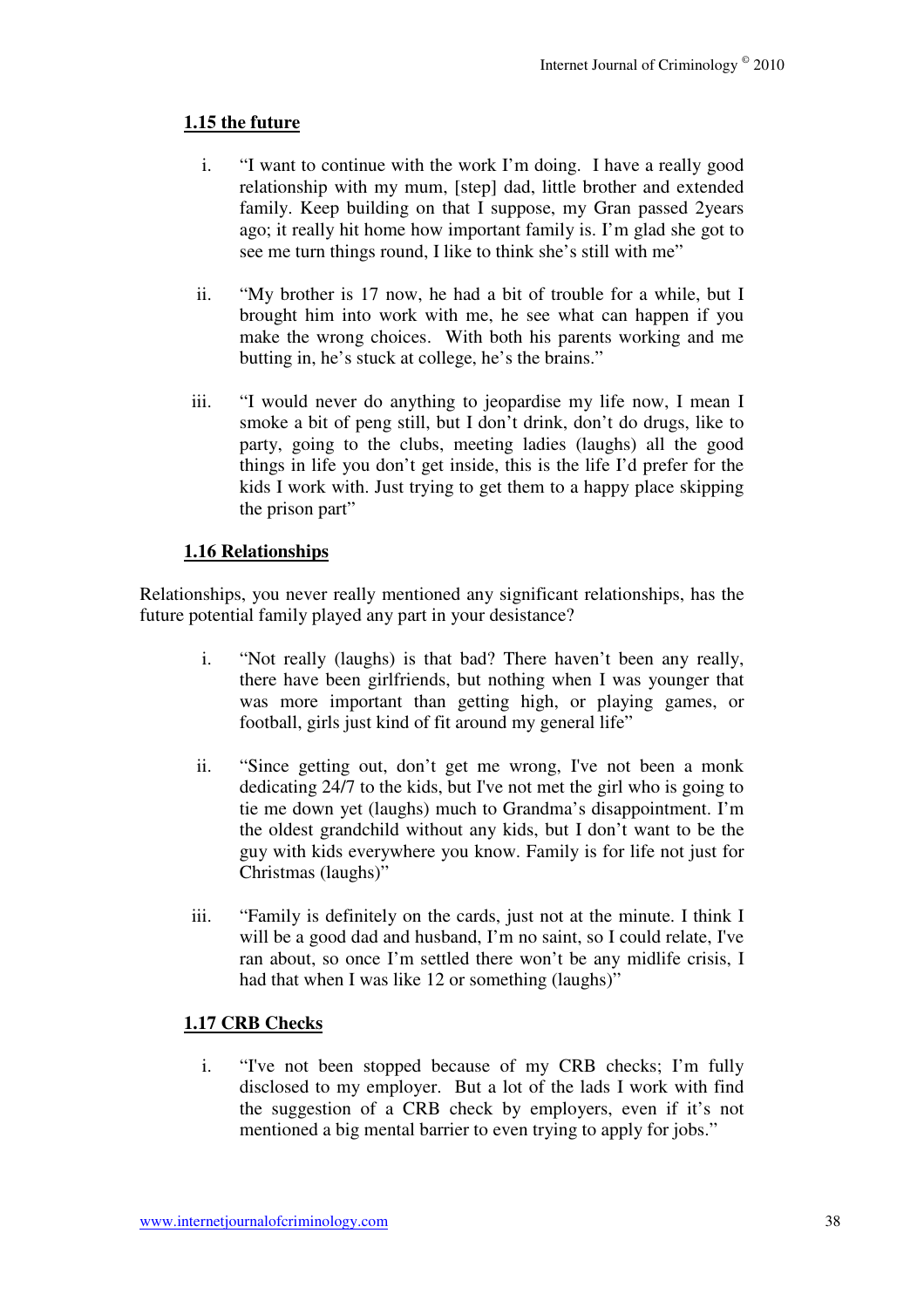## 1.15 the future

i. "I want to continue with the work I'm doing. I have a really good relationship with my mum, [step] dad, little brother and extended family. Keep building on that I suppose, my Gran passed 2years ago; it really hit home how important family is. I'm glad she got to see me turn things round, I like to think she's still with me"

ii. "My brother is 17 now, he had a bit of trouble for a while, but I brought him into work with me, he see what can happen if you make the wrong choices. With both his parents working and me butting in, he's stuck at college, he's the brains."

iii. "I would never do anything to jeopardise my life now, I mean I smoke a bit of peng still, but I don't drink, don't do drugs, like to party, going to the clubs, meeting ladies (laughs) all the good things in life you don't get inside, this is the life I'd prefer for the kids I work with. Just trying to get them to a happy place skipping the prison part"

## 1.16 Relationships

Relationships, you never really mentioned any significant relationships, has the future potential family played any part in your desistance?

i. "Not really (laughs) is that bad? There haven't been any really, there have been girlfriends, but nothing when I was younger that was more important than getting high, or playing games, or football, girls just kind of fit around my general life"

ii. "Since getting out, don't get me wrong, I've not been a monk dedicating 24/7 to the kids, but I've not met the girl who is going to tie me down yet (laughs) much to Grandma's disappointment. I'm the oldest grandchild without any kids, but I don't want to be the guy with kids everywhere you know. Family is for life not just for Christmas (laughs)"

iii. "Family is definitely on the cards, just not at the minute. I think I will be a good dad and husband, I'm no saint, so I could relate, I've ran about, so once I'm settled there won't be any midlife crisis, I had that when I was like 12 or something (laughs)"

## 1.17 CRB Checks

i. "I've not been stopped because of my CRB checks; I'm fully disclosed to my employer. But a lot of the lads I work with find the suggestion of a CRB check by employers, even if it's not mentioned a big mental barrier to even trying to apply for jobs."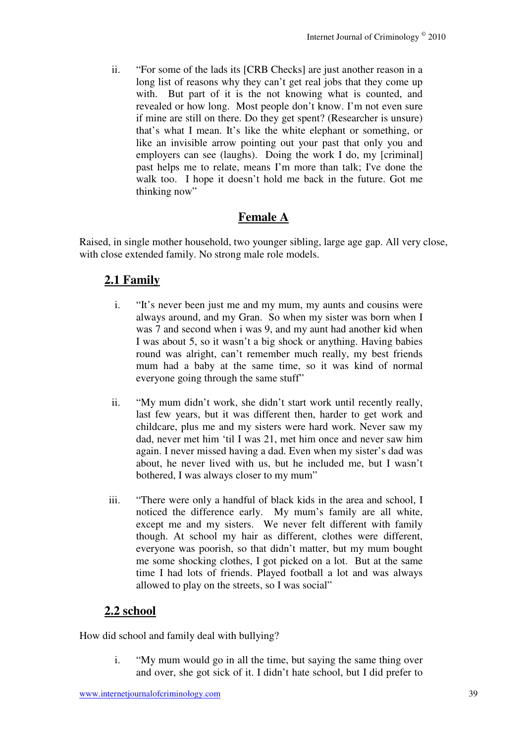ii. "For some of the lads its [CRB Checks] are just another reason in a long list of reasons why they can't get real jobs that they come up with. But part of it is the not knowing what is counted, and revealed or how long. Most people don't know. I'm not even sure if mine are still on there. Do they get spent? (Researcher is unsure) that's what I mean. It's like the white elephant or something, or like an invisible arrow pointing out your past that only you and employers can see (laughs). Doing the work I do, my [criminal] past helps me to relate, means I'm more than talk; I've done the walk too. I hope it doesn't hold me back in the future. Got me thinking now"

## Female A

Raised, in single mother household, two younger sibling, large age gap. All very close, with close extended family. No strong male role models.

### 2.1 Family

i. "It's never been just me and my mum, my aunts and cousins were always around, and my Gran. So when my sister was born when I was 7 and second when i was 9, and my aunt had another kid when I was about 5, so it wasn't a big shock or anything. Having babies round was alright, can't remember much really, my best friends mum had a baby at the same time, so it was kind of normal everyone going through the same stuff"

ii. "My mum didn't work, she didn't start work until recently really, last few years, but it was different then, harder to get work and childcare, plus me and my sisters were hard work. Never saw my dad, never met him 'til I was 21, met him once and never saw him again. I never missed having a dad. Even when my sister's dad was about, he never lived with us, but he included me, but I wasn't bothered, I was always closer to my mum"

iii. "There were only a handful of black kids in the area and school, I noticed the difference early. My mum's family are all white, except me and my sisters. We never felt different with family though. At school my hair as different, clothes were different, everyone was poorish, so that didn't matter, but my mum bought me some shocking clothes, I got picked on a lot. But at the same time I had lots of friends. Played football a lot and was always allowed to play on the streets, so I was social"

### 2.2 school

How did school and family deal with bullying?

i. "My mum would go in all the time, but saying the same thing over and over, she got sick of it. I didn't hate school, but I did prefer to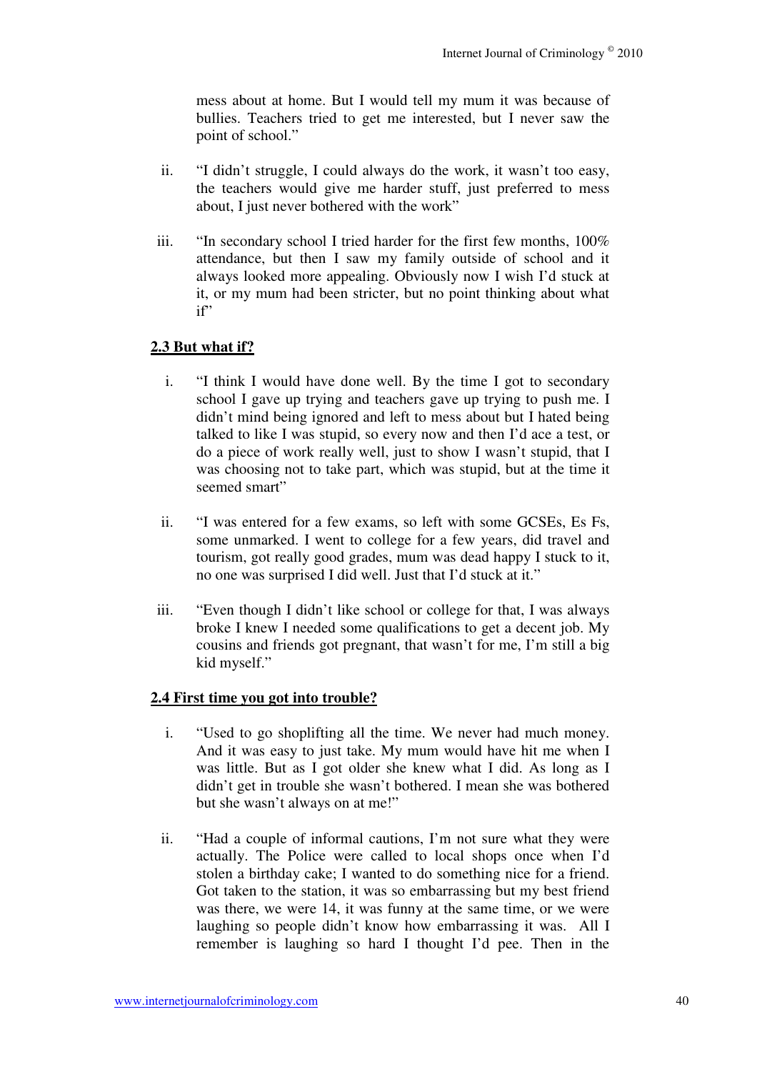mess about at home. But I would tell my mum it was because of bullies. Teachers tried to get me interested, but I never saw the point of school."

ii. "I didn't struggle, I could always do the work, it wasn't too easy, the teachers would give me harder stuff, just preferred to mess about, I just never bothered with the work"

iii. "In secondary school I tried harder for the first few months, 100% attendance, but then I saw my family outside of school and it always looked more appealing. Obviously now I wish I'd stuck at it, or my mum had been stricter, but no point thinking about what if"

## 2.3 But what if?

i. "I think I would have done well. By the time I got to secondary school I gave up trying and teachers gave up trying to push me. I didn't mind being ignored and left to mess about but I hated being talked to like I was stupid, so every now and then I'd ace a test, or do a piece of work really well, just to show I wasn't stupid, that I was choosing not to take part, which was stupid, but at the time it seemed smart"

ii. "I was entered for a few exams, so left with some GCSEs, Es Fs, some unmarked. I went to college for a few years, did travel and tourism, got really good grades, mum was dead happy I stuck to it, no one was surprised I did well. Just that I'd stuck at it."

iii. "Even though I didn't like school or college for that, I was always broke I knew I needed some qualifications to get a decent job. My cousins and friends got pregnant, that wasn't for me, I'm still a big kid myself."

## 2.4 First time you got into trouble?

i. "Used to go shoplifting all the time. We never had much money. And it was easy to just take. My mum would have hit me when I was little. But as I got older she knew what I did. As long as I didn't get in trouble she wasn't bothered. I mean she was bothered but she wasn't always on at me!"

ii. "Had a couple of informal cautions, I'm not sure what they were actually. The Police were called to local shops once when I'd stolen a birthday cake; I wanted to do something nice for a friend. Got taken to the station, it was so embarrassing but my best friend was there, we were 14, it was funny at the same time, or we were laughing so people didn't know how embarrassing it was. All I remember is laughing so hard I thought I'd pee. Then in the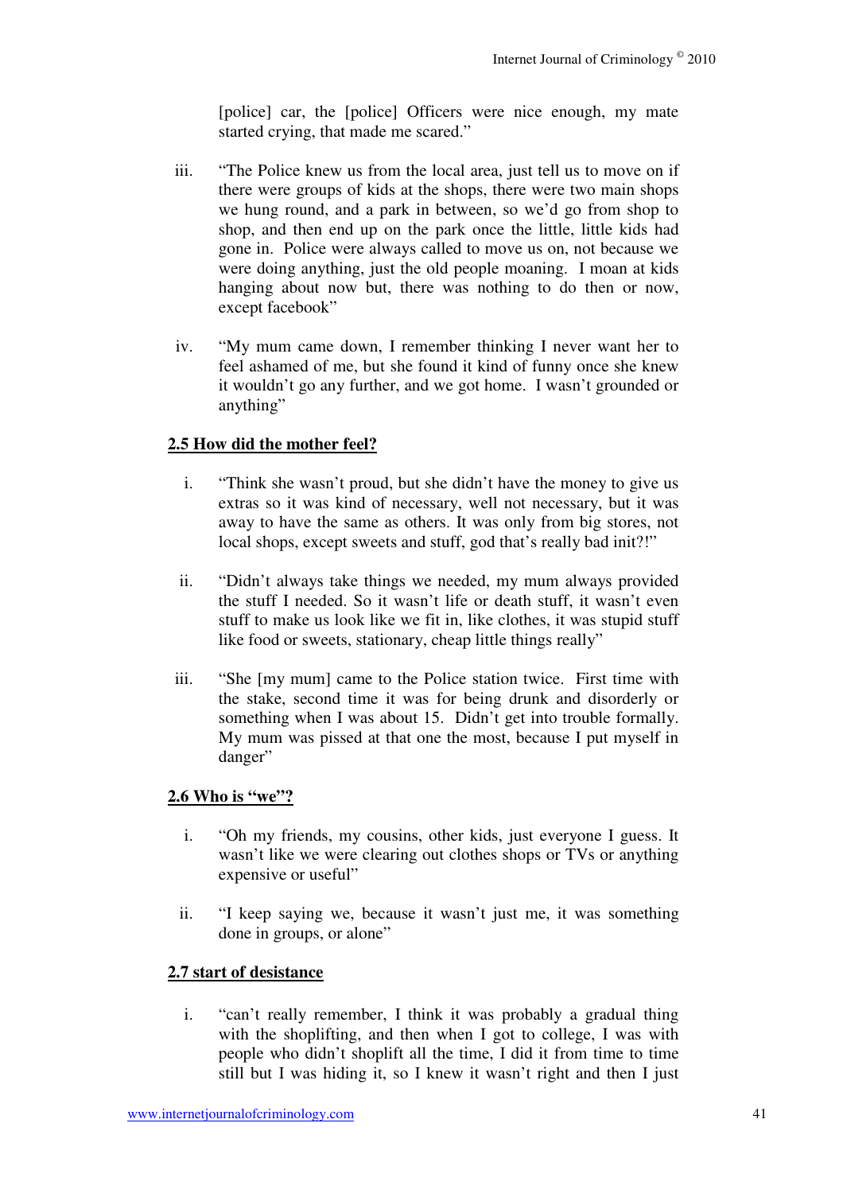[police] car, the [police] Officers were nice enough, my mate started crying, that made me scared."

iii. "The Police knew us from the local area, just tell us to move on if there were groups of kids at the shops, there were two main shops we hung round, and a park in between, so we'd go from shop to shop, and then end up on the park once the little, little kids had gone in. Police were always called to move us on, not because we were doing anything, just the old people moaning. I moan at kids hanging about now but, there was nothing to do then or now, except facebook"

iv. "My mum came down, I remember thinking I never want her to feel ashamed of me, but she found it kind of funny once she knew it wouldn't go any further, and we got home. I wasn't grounded or anything"

**2.5 How did the mother feel?**

i. "Think she wasn't proud, but she didn't have the money to give us extras so it was kind of necessary, well not necessary, but it was away to have the same as others. It was only from big stores, not local shops, except sweets and stuff, god that's really bad init?!"

ii. "Didn't always take things we needed, my mum always provided the stuff I needed. So it wasn't life or death stuff, it wasn't even stuff to make us look like we fit in, like clothes, it was stupid stuff like food or sweets, stationary, cheap little things really"

iii. "She [my mum] came to the Police station twice. First time with the stake, second time it was for being drunk and disorderly or something when I was about 15. Didn't get into trouble formally. My mum was pissed at that one the most, because I put myself in danger"

**2.6 Who is "we"?**

i. "Oh my friends, my cousins, other kids, just everyone I guess. It wasn't like we were clearing out clothes shops or TVs or anything expensive or useful"

ii. "I keep saying we, because it wasn't just me, it was something done in groups, or alone"

**2.7 start of desistance**

i. "can't really remember, I think it was probably a gradual thing with the shoplifting, and then when I got to college, I was with people who didn't shoplift all the time, I did it from time to time still but I was hiding it, so I knew it wasn't right and then I just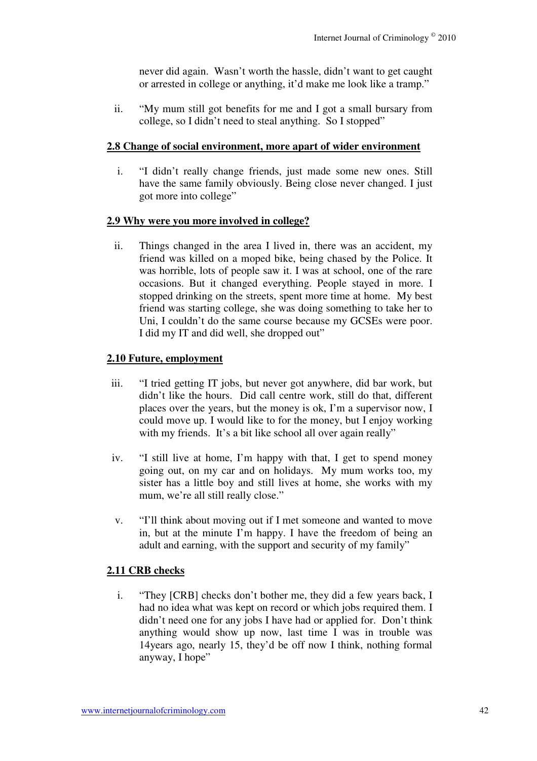never did again. Wasn't worth the hassle, didn't want to get caught or arrested in college or anything, it'd make me look like a tramp."

ii. "My mum still got benefits for me and I got a small bursary from college, so I didn't need to steal anything. So I stopped"

**2.8 Change of social environment, more apart of wider environment**

i. "I didn't really change friends, just made some new ones. Still have the same family obviously. Being close never changed. I just got more into college"

**2.9 Why were you more involved in college?**

ii. Things changed in the area I lived in, there was an accident, my friend was killed on a moped bike, being chased by the Police. It was horrible, lots of people saw it. I was at school, one of the rare occasions. But it changed everything. People stayed in more. I stopped drinking on the streets, spent more time at home. My best friend was starting college, she was doing something to take her to Uni, I couldn't do the same course because my GCSEs were poor. I did my IT and did well, she dropped out"

**2.10 Future, employment**

iii. "I tried getting IT jobs, but never got anywhere, did bar work, but didn't like the hours. Did call centre work, still do that, different places over the years, but the money is ok, I'm a supervisor now, I could move up. I would like to for the money, but I enjoy working with my friends. It's a bit like school all over again really"

iv. "I still live at home, I'm happy with that, I get to spend money going out, on my car and on holidays. My mum works too, my sister has a little boy and still lives at home, she works with my mum, we're all still really close."

v. "I'll think about moving out if I met someone and wanted to move in, but at the minute I'm happy. I have the freedom of being an adult and earning, with the support and security of my family"

**2.11 CRB checks**

i. "They [CRB] checks don't bother me, they did a few years back, I had no idea what was kept on record or which jobs required them. I didn't need one for any jobs I have had or applied for. Don't think anything would show up now, last time I was in trouble was 14years ago, nearly 15, they'd be off now I think, nothing formal anyway, I hope"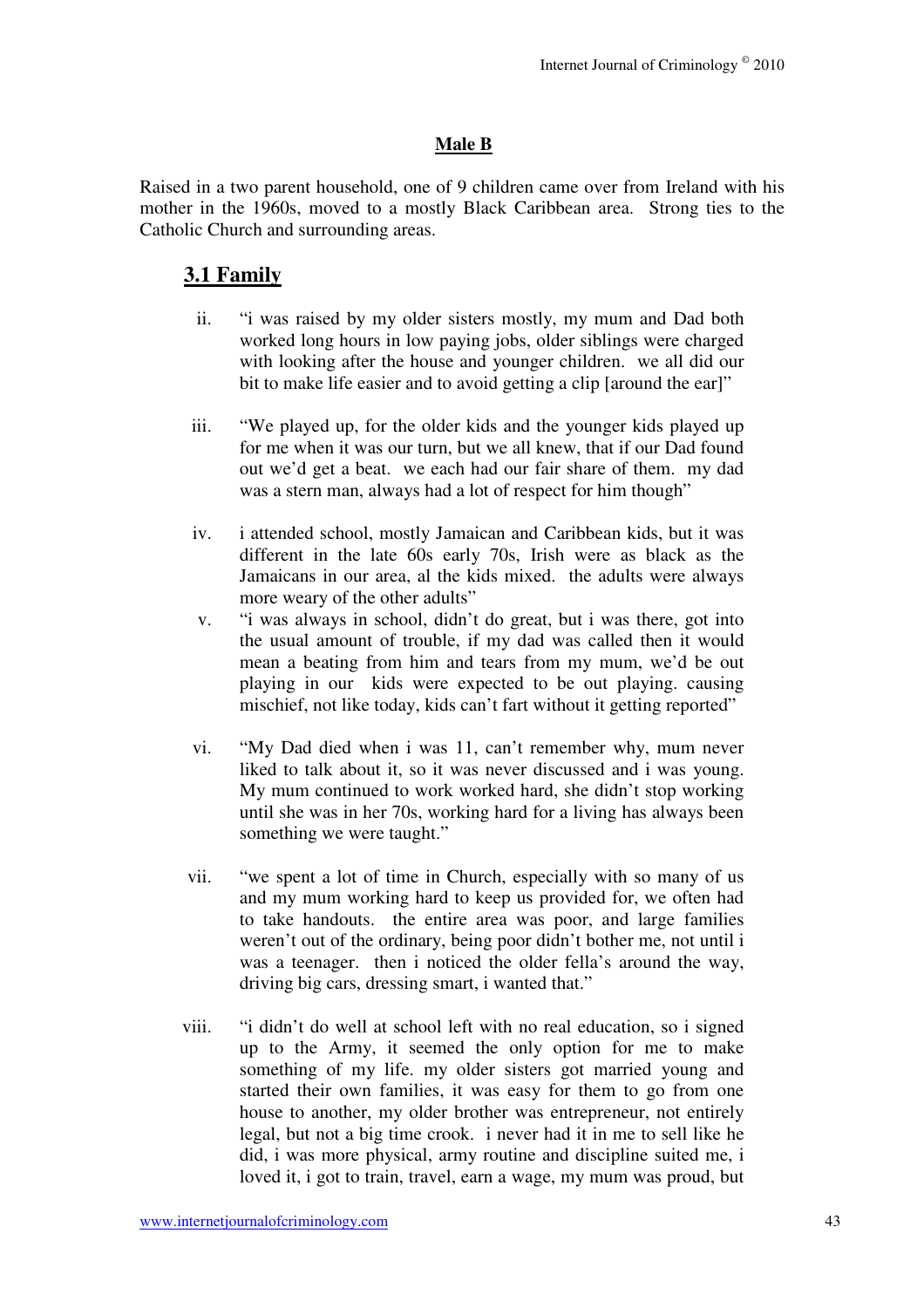**Male B**

Raised in a two parent household, one of 9 children came over from Ireland with his mother in the 1960s, moved to a mostly Black Caribbean area. Strong ties to the Catholic Church and surrounding areas.

## 3.1 Family

ii. "i was raised by my older sisters mostly, my mum and Dad both worked long hours in low paying jobs, older siblings were charged with looking after the house and younger children. we all did our bit to make life easier and to avoid getting a clip [around the ear]"

iii. "We played up, for the older kids and the younger kids played up for me when it was our turn, but we all knew, that if our Dad found out we'd get a beat. we each had our fair share of them. my dad was a stern man, always had a lot of respect for him though"

iv. i attended school, mostly Jamaican and Caribbean kids, but it was different in the late 60s early 70s, Irish were as black as the Jamaicans in our area, al the kids mixed. the adults were always more weary of the other adults"

v. "i was always in school, didn't do great, but i was there, got into the usual amount of trouble, if my dad was called then it would mean a beating from him and tears from my mum, we'd be out playing in our kids were expected to be out playing. causing mischief, not like today, kids can't fart without it getting reported"

vi. "My Dad died when i was 11, can't remember why, mum never liked to talk about it, so it was never discussed and i was young. My mum continued to work worked hard, she didn't stop working until she was in her 70s, working hard for a living has always been something we were taught."

vii. "we spent a lot of time in Church, especially with so many of us and my mum working hard to keep us provided for, we often had to take handouts. the entire area was poor, and large families weren't out of the ordinary, being poor didn't bother me, not until i was a teenager. then i noticed the older fella's around the way, driving big cars, dressing smart, i wanted that."

viii. "i didn't do well at school left with no real education, so i signed up to the Army, it seemed the only option for me to make something of my life. my older sisters got married young and started their own families, it was easy for them to go from one house to another, my older brother was entrepreneur, not entirely legal, but not a big time crook. i never had it in me to sell like he did, i was more physical, army routine and discipline suited me, i loved it, i got to train, travel, earn a wage, my mum was proud, but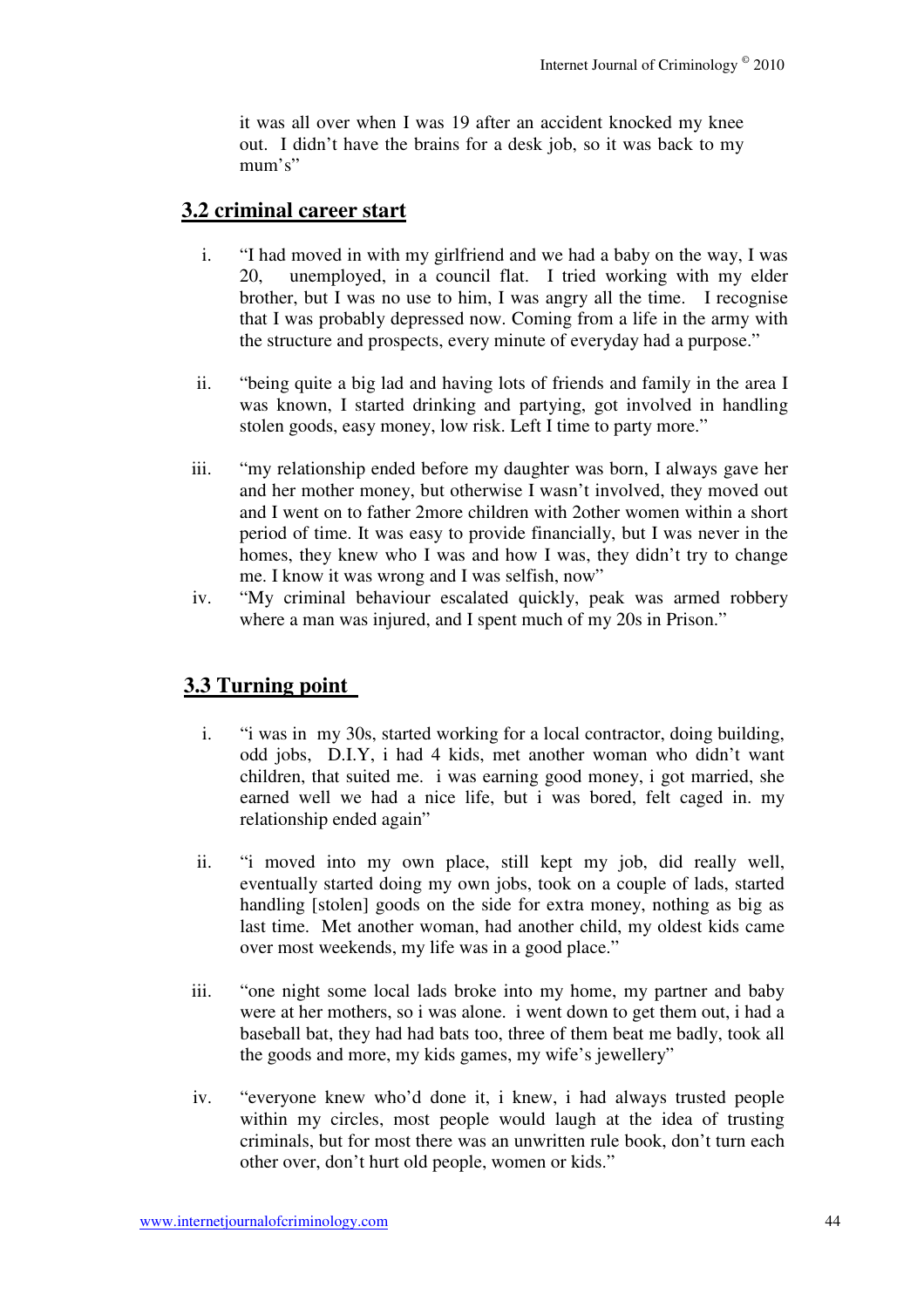it was all over when I was 19 after an accident knocked my knee out. I didn't have the brains for a desk job, so it was back to my mum's"

## 3.2 criminal career start

i. "I had moved in with my girlfriend and we had a baby on the way, I was 20, unemployed, in a council flat. I tried working with my elder brother, but I was no use to him, I was angry all the time. I recognise that I was probably depressed now. Coming from a life in the army with the structure and prospects, every minute of everyday had a purpose."

ii. "being quite a big lad and having lots of friends and family in the area I was known, I started drinking and partying, got involved in handling stolen goods, easy money, low risk. Left I time to party more."

iii. "my relationship ended before my daughter was born, I always gave her and her mother money, but otherwise I wasn't involved, they moved out and I went on to father 2more children with 2other women within a short period of time. It was easy to provide financially, but I was never in the homes, they knew who I was and how I was, they didn't try to change me. I know it was wrong and I was selfish, now"

iv. "My criminal behaviour escalated quickly, peak was armed robbery where a man was injured, and I spent much of my 20s in Prison."

## 3.3 Turning point

i. "i was in my 30s, started working for a local contractor, doing building, odd jobs, D.I.Y, i had 4 kids, met another woman who didn't want children, that suited me. i was earning good money, i got married, she earned well we had a nice life, but i was bored, felt caged in. my relationship ended again"

ii. "i moved into my own place, still kept my job, did really well, eventually started doing my own jobs, took on a couple of lads, started handling [stolen] goods on the side for extra money, nothing as big as last time. Met another woman, had another child, my oldest kids came over most weekends, my life was in a good place."

iii. "one night some local lads broke into my home, my partner and baby were at her mothers, so i was alone. i went down to get them out, i had a baseball bat, they had had bats too, three of them beat me badly, took all the goods and more, my kids games, my wife's jewellery"

iv. "everyone knew who'd done it, i knew, i had always trusted people within my circles, most people would laugh at the idea of trusting criminals, but for most there was an unwritten rule book, don't turn each other over, don't hurt old people, women or kids."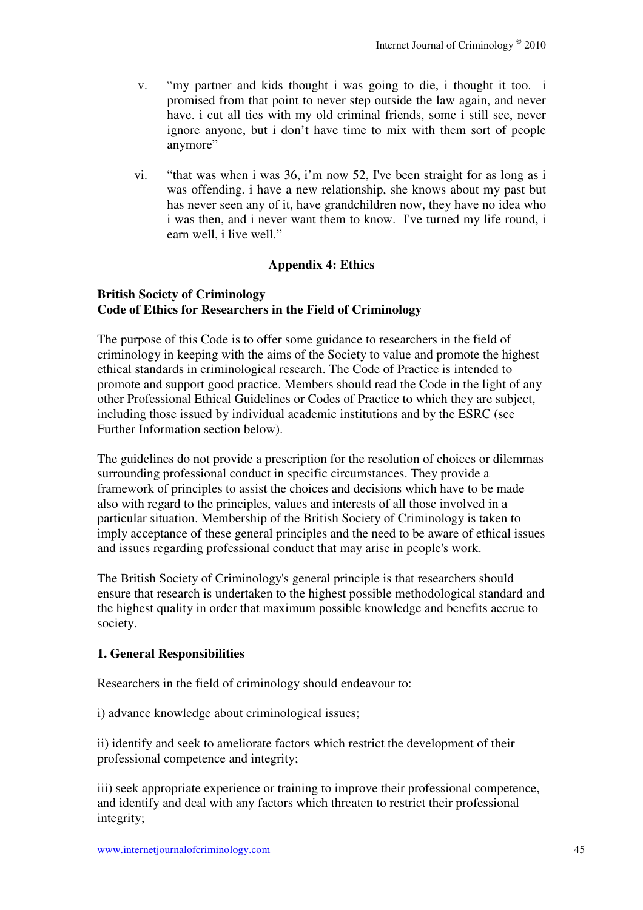v. "my partner and kids thought i was going to die, i thought it too. i promised from that point to never step outside the law again, and never have. i cut all ties with my old criminal friends, some i still see, never ignore anyone, but i don't have time to mix with them sort of people anymore"

vi. "that was when i was 36, i'm now 52, I've been straight for as long as i was offending. i have a new relationship, she knows about my past but has never seen any of it, have grandchildren now, they have no idea who i was then, and i never want them to know. I've turned my life round, i earn well, i live well."

## Appendix 4: Ethics

**British Society of Criminology**
**Code of Ethics for Researchers in the Field of Criminology**

The purpose of this Code is to offer some guidance to researchers in the field of criminology in keeping with the aims of the Society to value and promote the highest ethical standards in criminological research. The Code of Practice is intended to promote and support good practice. Members should read the Code in the light of any other Professional Ethical Guidelines or Codes of Practice to which they are subject, including those issued by individual academic institutions and by the ESRC (see Further Information section below).

The guidelines do not provide a prescription for the resolution of choices or dilemmas surrounding professional conduct in specific circumstances. They provide a framework of principles to assist the choices and decisions which have to be made also with regard to the principles, values and interests of all those involved in a particular situation. Membership of the British Society of Criminology is taken to imply acceptance of these general principles and the need to be aware of ethical issues and issues regarding professional conduct that may arise in people's work.

The British Society of Criminology's general principle is that researchers should ensure that research is undertaken to the highest possible methodological standard and the highest quality in order that maximum possible knowledge and benefits accrue to society.

### 1. General Responsibilities

Researchers in the field of criminology should endeavour to:

i) advance knowledge about criminological issues;

ii) identify and seek to ameliorate factors which restrict the development of their professional competence and integrity;

iii) seek appropriate experience or training to improve their professional competence, and identify and deal with any factors which threaten to restrict their professional integrity;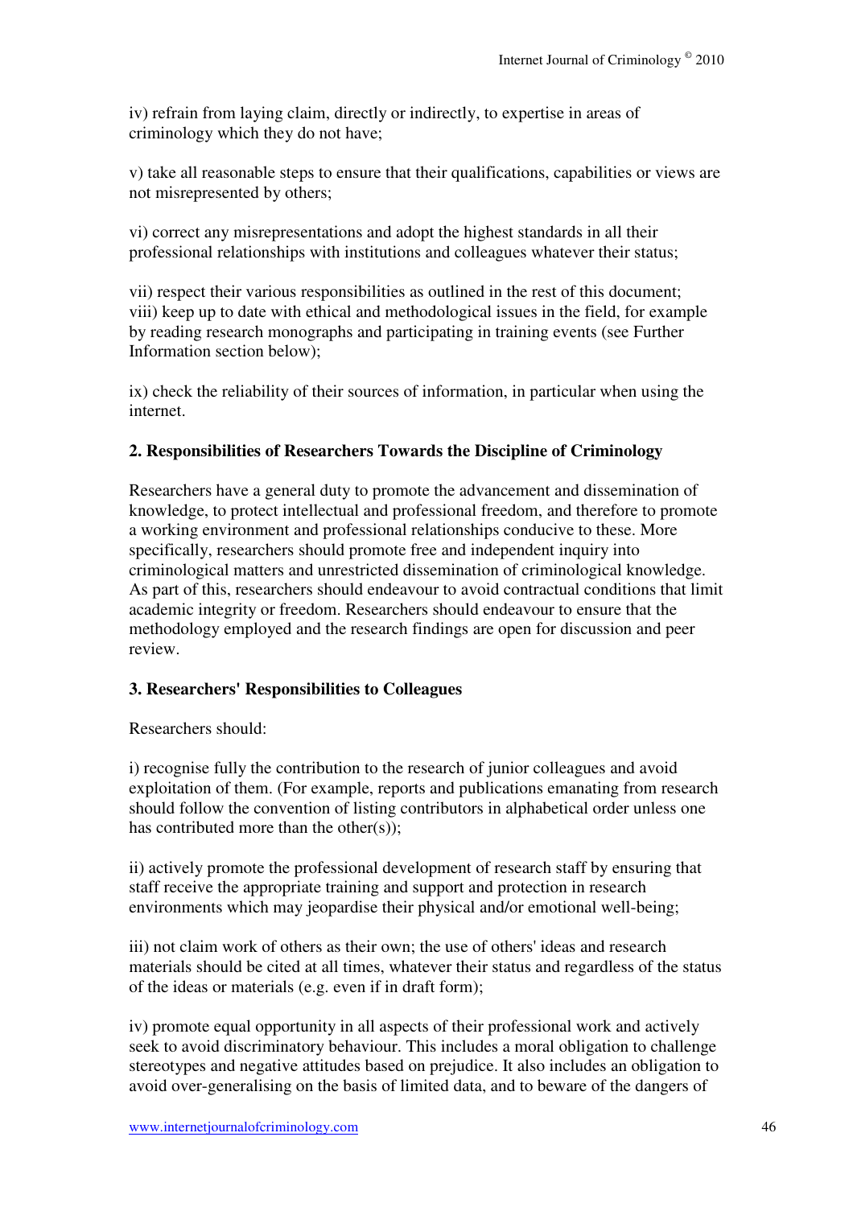iv) refrain from laying claim, directly or indirectly, to expertise in areas of criminology which they do not have;

v) take all reasonable steps to ensure that their qualifications, capabilities or views are not misrepresented by others;

vi) correct any misrepresentations and adopt the highest standards in all their professional relationships with institutions and colleagues whatever their status;

vii) respect their various responsibilities as outlined in the rest of this document;
viii) keep up to date with ethical and methodological issues in the field, for example by reading research monographs and participating in training events (see Further Information section below);

ix) check the reliability of their sources of information, in particular when using the internet.

**2. Responsibilities of Researchers Towards the Discipline of Criminology**

Researchers have a general duty to promote the advancement and dissemination of knowledge, to protect intellectual and professional freedom, and therefore to promote a working environment and professional relationships conducive to these. More specifically, researchers should promote free and independent inquiry into criminological matters and unrestricted dissemination of criminological knowledge. As part of this, researchers should endeavour to avoid contractual conditions that limit academic integrity or freedom. Researchers should endeavour to ensure that the methodology employed and the research findings are open for discussion and peer review.

**3. Researchers' Responsibilities to Colleagues**

Researchers should:

i) recognise fully the contribution to the research of junior colleagues and avoid exploitation of them. (For example, reports and publications emanating from research should follow the convention of listing contributors in alphabetical order unless one has contributed more than the other(s));

ii) actively promote the professional development of research staff by ensuring that staff receive the appropriate training and support and protection in research environments which may jeopardise their physical and/or emotional well-being;

iii) not claim work of others as their own; the use of others' ideas and research materials should be cited at all times, whatever their status and regardless of the status of the ideas or materials (e.g. even if in draft form);

iv) promote equal opportunity in all aspects of their professional work and actively seek to avoid discriminatory behaviour. This includes a moral obligation to challenge stereotypes and negative attitudes based on prejudice. It also includes an obligation to avoid over-generalising on the basis of limited data, and to beware of the dangers of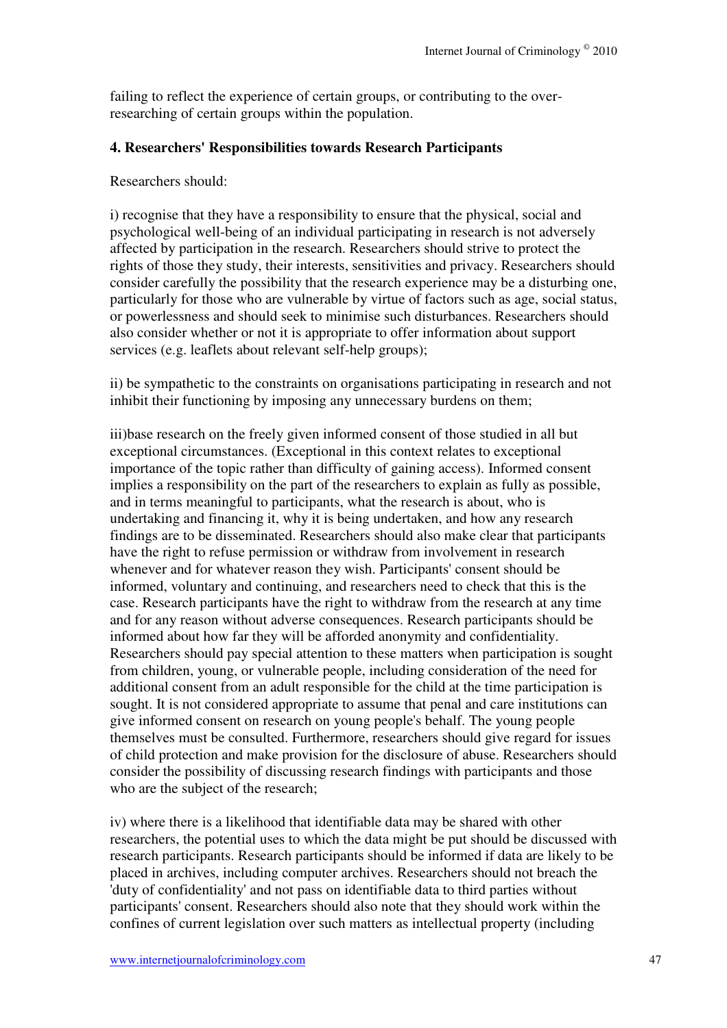failing to reflect the experience of certain groups, or contributing to the over-researching of certain groups within the population.

**4. Researchers' Responsibilities towards Research Participants**

Researchers should:

i) recognise that they have a responsibility to ensure that the physical, social and psychological well-being of an individual participating in research is not adversely affected by participation in the research. Researchers should strive to protect the rights of those they study, their interests, sensitivities and privacy. Researchers should consider carefully the possibility that the research experience may be a disturbing one, particularly for those who are vulnerable by virtue of factors such as age, social status, or powerlessness and should seek to minimise such disturbances. Researchers should also consider whether or not it is appropriate to offer information about support services (e.g. leaflets about relevant self-help groups);

ii) be sympathetic to the constraints on organisations participating in research and not inhibit their functioning by imposing any unnecessary burdens on them;

iii)base research on the freely given informed consent of those studied in all but exceptional circumstances. (Exceptional in this context relates to exceptional importance of the topic rather than difficulty of gaining access). Informed consent implies a responsibility on the part of the researchers to explain as fully as possible, and in terms meaningful to participants, what the research is about, who is undertaking and financing it, why it is being undertaken, and how any research findings are to be disseminated. Researchers should also make clear that participants have the right to refuse permission or withdraw from involvement in research whenever and for whatever reason they wish. Participants' consent should be informed, voluntary and continuing, and researchers need to check that this is the case. Research participants have the right to withdraw from the research at any time and for any reason without adverse consequences. Research participants should be informed about how far they will be afforded anonymity and confidentiality. Researchers should pay special attention to these matters when participation is sought from children, young, or vulnerable people, including consideration of the need for additional consent from an adult responsible for the child at the time participation is sought. It is not considered appropriate to assume that penal and care institutions can give informed consent on research on young people's behalf. The young people themselves must be consulted. Furthermore, researchers should give regard for issues of child protection and make provision for the disclosure of abuse. Researchers should consider the possibility of discussing research findings with participants and those who are the subject of the research;

iv) where there is a likelihood that identifiable data may be shared with other researchers, the potential uses to which the data might be put should be discussed with research participants. Research participants should be informed if data are likely to be placed in archives, including computer archives. Researchers should not breach the 'duty of confidentiality' and not pass on identifiable data to third parties without participants' consent. Researchers should also note that they should work within the confines of current legislation over such matters as intellectual property (including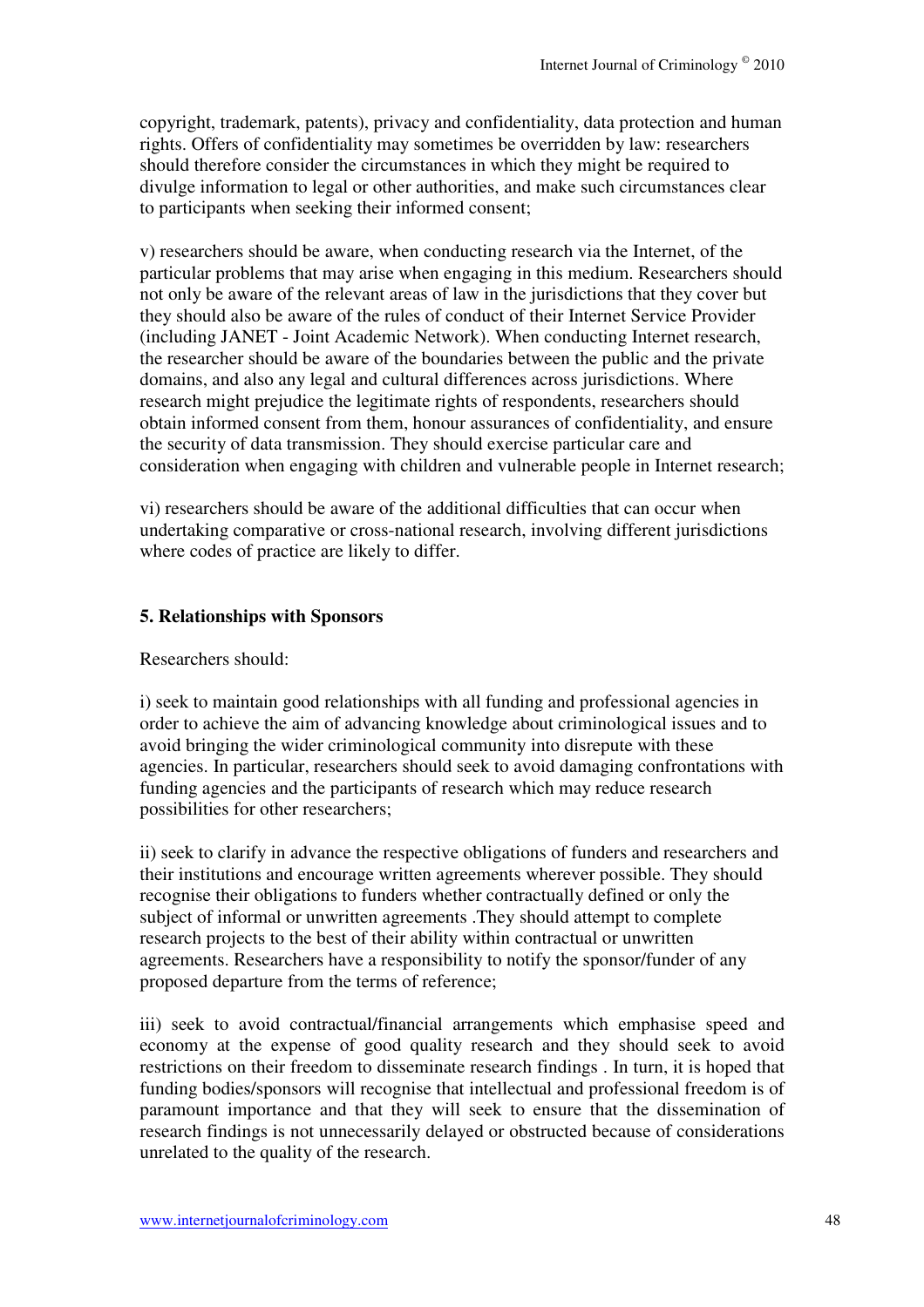copyright, trademark, patents), privacy and confidentiality, data protection and human rights. Offers of confidentiality may sometimes be overridden by law: researchers should therefore consider the circumstances in which they might be required to divulge information to legal or other authorities, and make such circumstances clear to participants when seeking their informed consent;

v) researchers should be aware, when conducting research via the Internet, of the particular problems that may arise when engaging in this medium. Researchers should not only be aware of the relevant areas of law in the jurisdictions that they cover but they should also be aware of the rules of conduct of their Internet Service Provider (including JANET - Joint Academic Network). When conducting Internet research, the researcher should be aware of the boundaries between the public and the private domains, and also any legal and cultural differences across jurisdictions. Where research might prejudice the legitimate rights of respondents, researchers should obtain informed consent from them, honour assurances of confidentiality, and ensure the security of data transmission. They should exercise particular care and consideration when engaging with children and vulnerable people in Internet research;

vi) researchers should be aware of the additional difficulties that can occur when undertaking comparative or cross-national research, involving different jurisdictions where codes of practice are likely to differ.

**5. Relationships with Sponsors**

Researchers should:

i) seek to maintain good relationships with all funding and professional agencies in order to achieve the aim of advancing knowledge about criminological issues and to avoid bringing the wider criminological community into disrepute with these agencies. In particular, researchers should seek to avoid damaging confrontations with funding agencies and the participants of research which may reduce research possibilities for other researchers;

ii) seek to clarify in advance the respective obligations of funders and researchers and their institutions and encourage written agreements wherever possible. They should recognise their obligations to funders whether contractually defined or only the subject of informal or unwritten agreements .They should attempt to complete research projects to the best of their ability within contractual or unwritten agreements. Researchers have a responsibility to notify the sponsor/funder of any proposed departure from the terms of reference;

iii) seek to avoid contractual/financial arrangements which emphasise speed and economy at the expense of good quality research and they should seek to avoid restrictions on their freedom to disseminate research findings . In turn, it is hoped that funding bodies/sponsors will recognise that intellectual and professional freedom is of paramount importance and that they will seek to ensure that the dissemination of research findings is not unnecessarily delayed or obstructed because of considerations unrelated to the quality of the research.